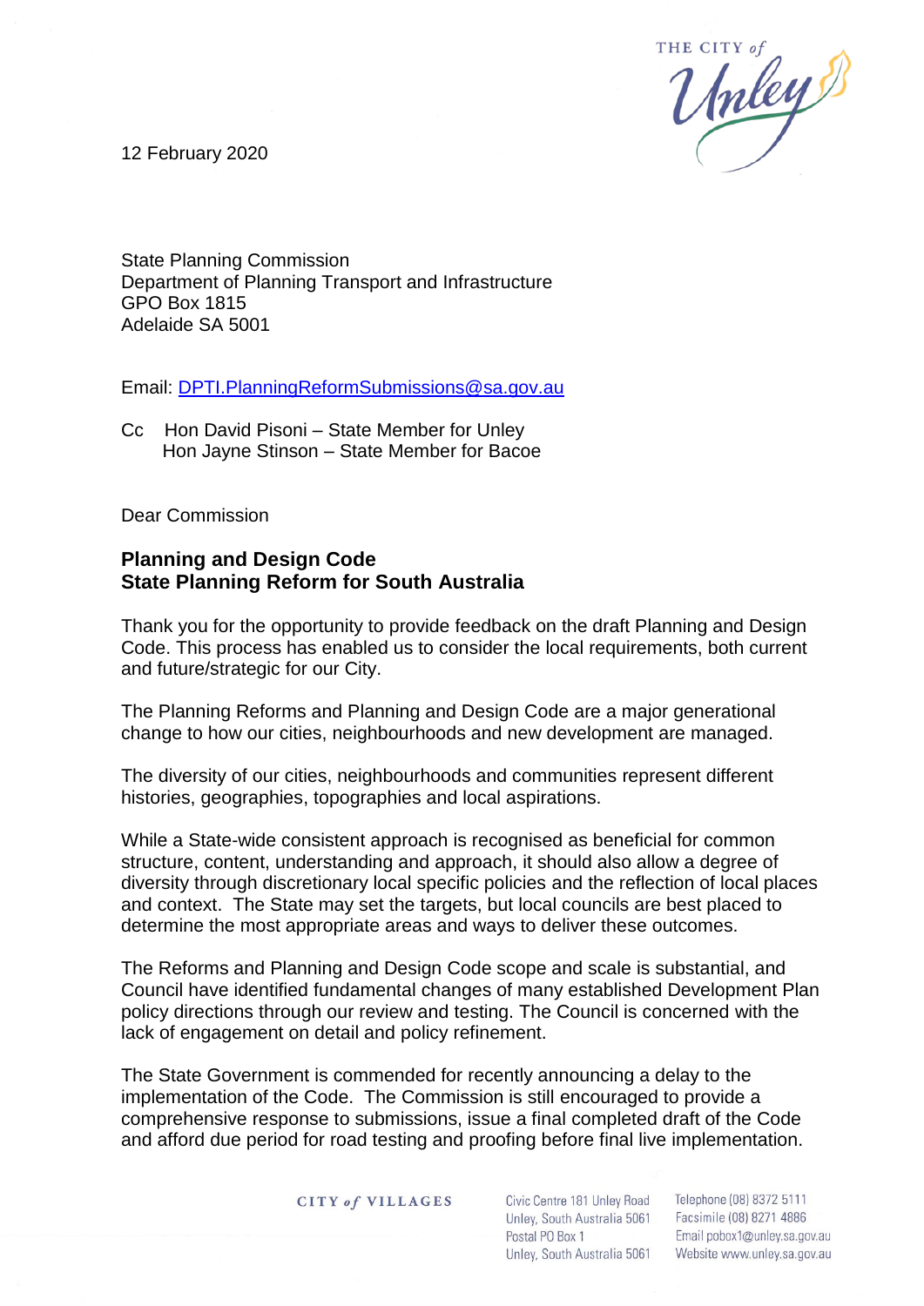12 February 2020

State Planning Commission
Department of Planning Transport and Infrastructure
GPO Box 1815
Adelaide SA 5001

Email: DPTI.PlanningReformSubmissions@sa.gov.au

Cc Hon David Pisoni – State Member for Unley
Hon Jayne Stinson – State Member for Bacoe

Dear Commission

**Planning and Design Code**
**State Planning Reform for South Australia**

Thank you for the opportunity to provide feedback on the draft Planning and Design Code. This process has enabled us to consider the local requirements, both current and future/strategic for our City.

The Planning Reforms and Planning and Design Code are a major generational change to how our cities, neighbourhoods and new development are managed.

The diversity of our cities, neighbourhoods and communities represent different histories, geographies, topographies and local aspirations.

While a State-wide consistent approach is recognised as beneficial for common structure, content, understanding and approach, it should also allow a degree of diversity through discretionary local specific policies and the reflection of local places and context. The State may set the targets, but local councils are best placed to determine the most appropriate areas and ways to deliver these outcomes.

The Reforms and Planning and Design Code scope and scale is substantial, and Council have identified fundamental changes of many established Development Plan policy directions through our review and testing. The Council is concerned with the lack of engagement on detail and policy refinement.

The State Government is commended for recently announcing a delay to the implementation of the Code. The Commission is still encouraged to provide a comprehensive response to submissions, issue a final completed draft of the Code and afford due period for road testing and proofing before final live implementation.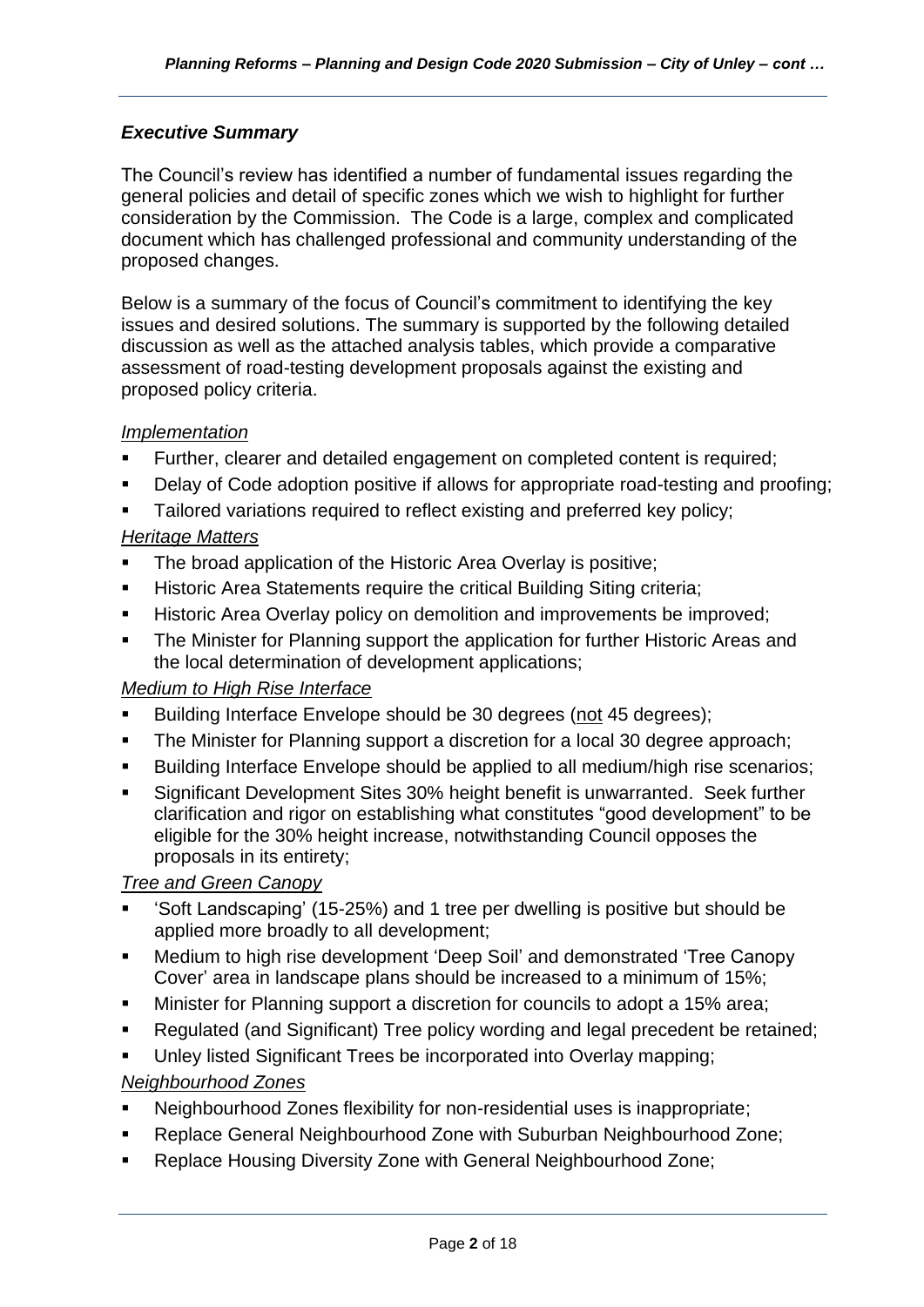## *Executive Summary*

The Council's review has identified a number of fundamental issues regarding the general policies and detail of specific zones which we wish to highlight for further consideration by the Commission. The Code is a large, complex and complicated document which has challenged professional and community understanding of the proposed changes.

Below is a summary of the focus of Council's commitment to identifying the key issues and desired solutions. The summary is supported by the following detailed discussion as well as the attached analysis tables, which provide a comparative assessment of road-testing development proposals against the existing and proposed policy criteria.

*Implementation*

- Further, clearer and detailed engagement on completed content is required;
- Delay of Code adoption positive if allows for appropriate road-testing and proofing;
- Tailored variations required to reflect existing and preferred key policy;

*Heritage Matters*

- The broad application of the Historic Area Overlay is positive;
- Historic Area Statements require the critical Building Siting criteria;
- Historic Area Overlay policy on demolition and improvements be improved;
- The Minister for Planning support the application for further Historic Areas and the local determination of development applications;

*Medium to High Rise Interface*

- Building Interface Envelope should be 30 degrees (not 45 degrees);
- The Minister for Planning support a discretion for a local 30 degree approach;
- Building Interface Envelope should be applied to all medium/high rise scenarios;
- Significant Development Sites 30% height benefit is unwarranted. Seek further clarification and rigor on establishing what constitutes "good development" to be eligible for the 30% height increase, notwithstanding Council opposes the proposals in its entirety;

*Tree and Green Canopy*

- 'Soft Landscaping' (15-25%) and 1 tree per dwelling is positive but should be applied more broadly to all development;
- Medium to high rise development 'Deep Soil' and demonstrated 'Tree Canopy Cover' area in landscape plans should be increased to a minimum of 15%;
- Minister for Planning support a discretion for councils to adopt a 15% area;
- Regulated (and Significant) Tree policy wording and legal precedent be retained;
- Unley listed Significant Trees be incorporated into Overlay mapping;

*Neighbourhood Zones*

- Neighbourhood Zones flexibility for non-residential uses is inappropriate;
- Replace General Neighbourhood Zone with Suburban Neighbourhood Zone;
- Replace Housing Diversity Zone with General Neighbourhood Zone;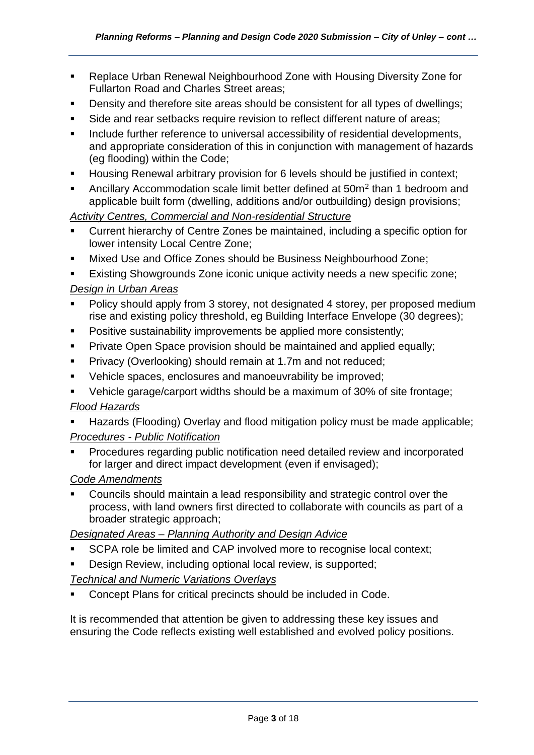- Replace Urban Renewal Neighbourhood Zone with Housing Diversity Zone for Fullarton Road and Charles Street areas;
- Density and therefore site areas should be consistent for all types of dwellings;
- Side and rear setbacks require revision to reflect different nature of areas;
- Include further reference to universal accessibility of residential developments, and appropriate consideration of this in conjunction with management of hazards (eg flooding) within the Code;
- Housing Renewal arbitrary provision for 6 levels should be justified in context;
- Ancillary Accommodation scale limit better defined at $50m^2$ than 1 bedroom and applicable built form (dwelling, additions and/or outbuilding) design provisions;

*Activity Centres, Commercial and Non-residential Structure*

- Current hierarchy of Centre Zones be maintained, including a specific option for lower intensity Local Centre Zone;
- Mixed Use and Office Zones should be Business Neighbourhood Zone;
- Existing Showgrounds Zone iconic unique activity needs a new specific zone;

*Design in Urban Areas*

- Policy should apply from 3 storey, not designated 4 storey, per proposed medium rise and existing policy threshold, eg Building Interface Envelope (30 degrees);
- Positive sustainability improvements be applied more consistently;
- Private Open Space provision should be maintained and applied equally;
- Privacy (Overlooking) should remain at 1.7m and not reduced;
- Vehicle spaces, enclosures and manoeuvrability be improved;
- Vehicle garage/carport widths should be a maximum of 30% of site frontage;

*Flood Hazards*

- Hazards (Flooding) Overlay and flood mitigation policy must be made applicable;

*Procedures - Public Notification*

- Procedures regarding public notification need detailed review and incorporated for larger and direct impact development (even if envisaged);

*Code Amendments*

- Councils should maintain a lead responsibility and strategic control over the process, with land owners first directed to collaborate with councils as part of a broader strategic approach;

*Designated Areas – Planning Authority and Design Advice*

- SCPA role be limited and CAP involved more to recognise local context;
- Design Review, including optional local review, is supported;

*Technical and Numeric Variations Overlays*

- Concept Plans for critical precincts should be included in Code.

It is recommended that attention be given to addressing these key issues and ensuring the Code reflects existing well established and evolved policy positions.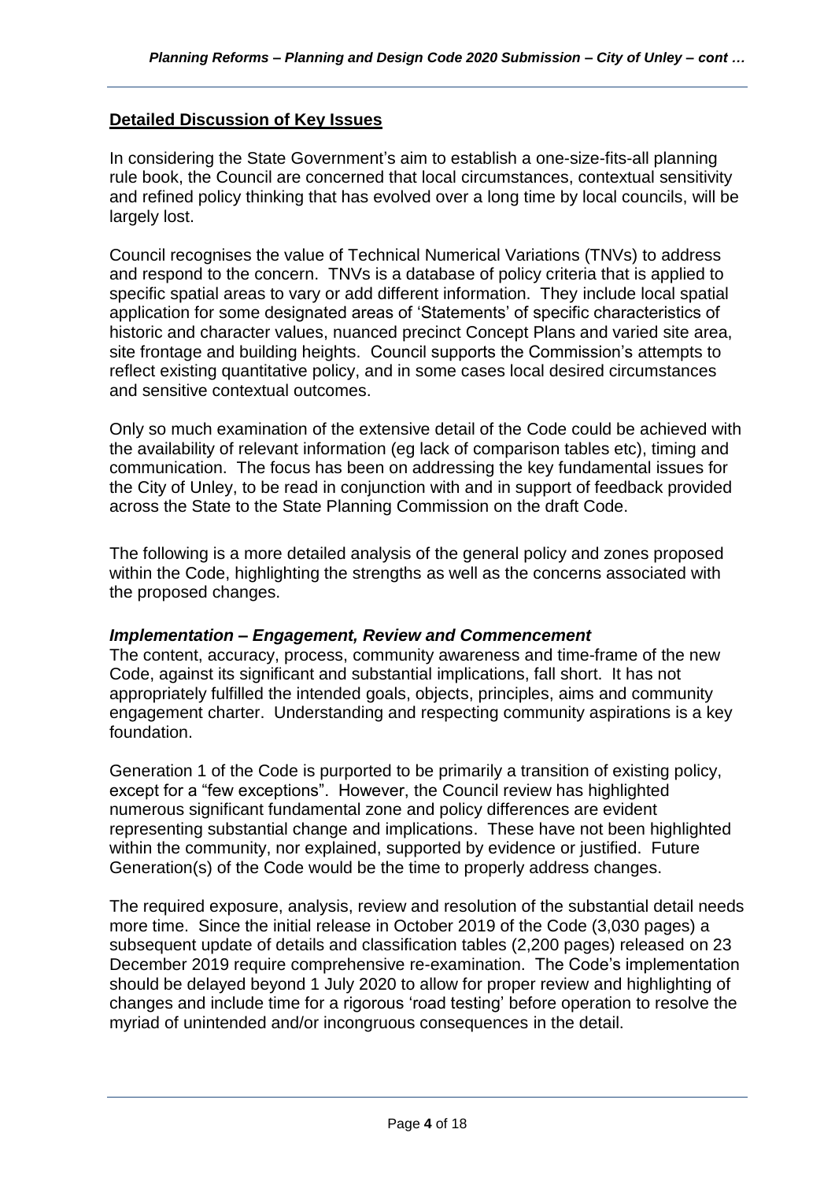## Detailed Discussion of Key Issues

In considering the State Government's aim to establish a one-size-fits-all planning rule book, the Council are concerned that local circumstances, contextual sensitivity and refined policy thinking that has evolved over a long time by local councils, will be largely lost.

Council recognises the value of Technical Numerical Variations (TNVs) to address and respond to the concern. TNVs is a database of policy criteria that is applied to specific spatial areas to vary or add different information. They include local spatial application for some designated areas of 'Statements' of specific characteristics of historic and character values, nuanced precinct Concept Plans and varied site area, site frontage and building heights. Council supports the Commission's attempts to reflect existing quantitative policy, and in some cases local desired circumstances and sensitive contextual outcomes.

Only so much examination of the extensive detail of the Code could be achieved with the availability of relevant information (eg lack of comparison tables etc), timing and communication. The focus has been on addressing the key fundamental issues for the City of Unley, to be read in conjunction with and in support of feedback provided across the State to the State Planning Commission on the draft Code.

The following is a more detailed analysis of the general policy and zones proposed within the Code, highlighting the strengths as well as the concerns associated with the proposed changes.

### *Implementation – Engagement, Review and Commencement*

The content, accuracy, process, community awareness and time-frame of the new Code, against its significant and substantial implications, fall short. It has not appropriately fulfilled the intended goals, objects, principles, aims and community engagement charter. Understanding and respecting community aspirations is a key foundation.

Generation 1 of the Code is purported to be primarily a transition of existing policy, except for a "few exceptions". However, the Council review has highlighted numerous significant fundamental zone and policy differences are evident representing substantial change and implications. These have not been highlighted within the community, nor explained, supported by evidence or justified. Future Generation(s) of the Code would be the time to properly address changes.

The required exposure, analysis, review and resolution of the substantial detail needs more time. Since the initial release in October 2019 of the Code (3,030 pages) a subsequent update of details and classification tables (2,200 pages) released on 23 December 2019 require comprehensive re-examination. The Code's implementation should be delayed beyond 1 July 2020 to allow for proper review and highlighting of changes and include time for a rigorous 'road testing' before operation to resolve the myriad of unintended and/or incongruous consequences in the detail.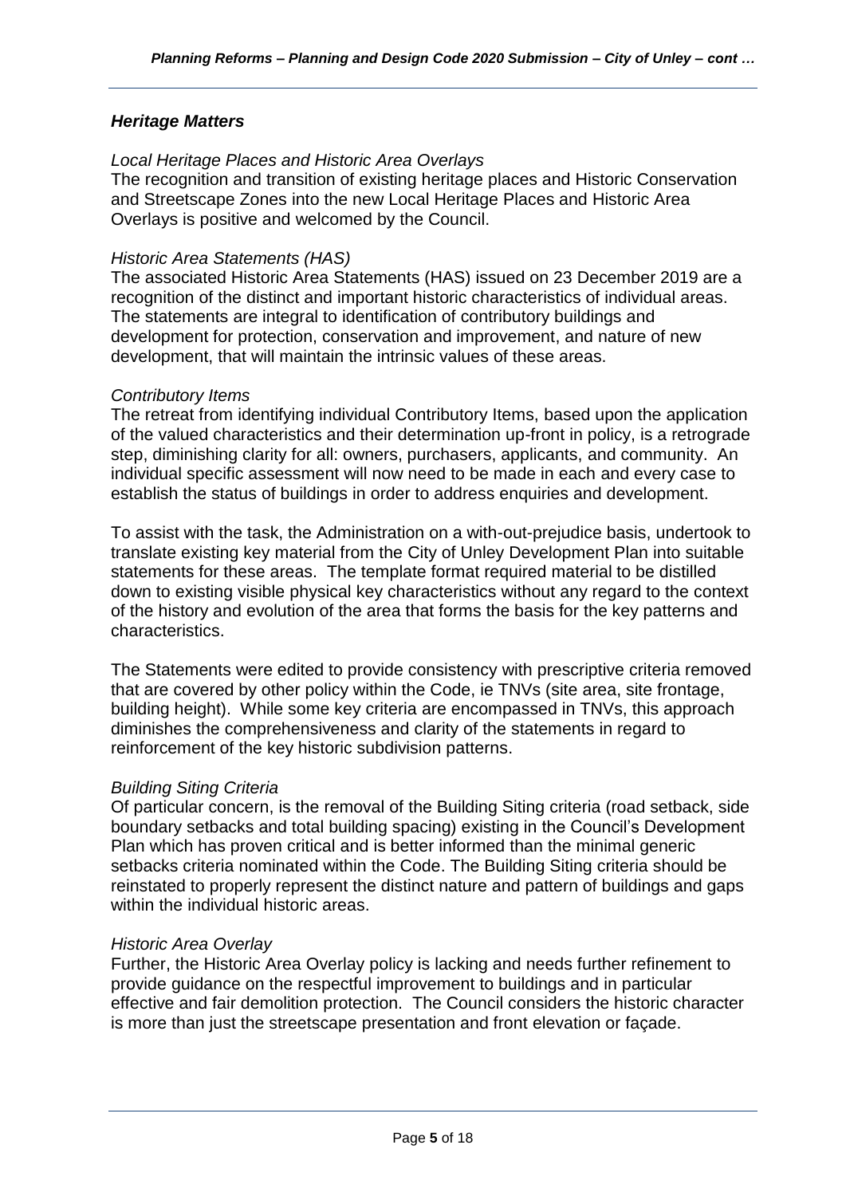## *Heritage Matters*

*Local Heritage Places and Historic Area Overlays*

The recognition and transition of existing heritage places and Historic Conservation and Streetscape Zones into the new Local Heritage Places and Historic Area Overlays is positive and welcomed by the Council.

*Historic Area Statements (HAS)*

The associated Historic Area Statements (HAS) issued on 23 December 2019 are a recognition of the distinct and important historic characteristics of individual areas. The statements are integral to identification of contributory buildings and development for protection, conservation and improvement, and nature of new development, that will maintain the intrinsic values of these areas.

*Contributory Items*

The retreat from identifying individual Contributory Items, based upon the application of the valued characteristics and their determination up-front in policy, is a retrograde step, diminishing clarity for all: owners, purchasers, applicants, and community. An individual specific assessment will now need to be made in each and every case to establish the status of buildings in order to address enquiries and development.

To assist with the task, the Administration on a with-out-prejudice basis, undertook to translate existing key material from the City of Unley Development Plan into suitable statements for these areas. The template format required material to be distilled down to existing visible physical key characteristics without any regard to the context of the history and evolution of the area that forms the basis for the key patterns and characteristics.

The Statements were edited to provide consistency with prescriptive criteria removed that are covered by other policy within the Code, ie TNVs (site area, site frontage, building height). While some key criteria are encompassed in TNVs, this approach diminishes the comprehensiveness and clarity of the statements in regard to reinforcement of the key historic subdivision patterns.

*Building Siting Criteria*

Of particular concern, is the removal of the Building Siting criteria (road setback, side boundary setbacks and total building spacing) existing in the Council's Development Plan which has proven critical and is better informed than the minimal generic setbacks criteria nominated within the Code. The Building Siting criteria should be reinstated to properly represent the distinct nature and pattern of buildings and gaps within the individual historic areas.

*Historic Area Overlay*

Further, the Historic Area Overlay policy is lacking and needs further refinement to provide guidance on the respectful improvement to buildings and in particular effective and fair demolition protection. The Council considers the historic character is more than just the streetscape presentation and front elevation or façade.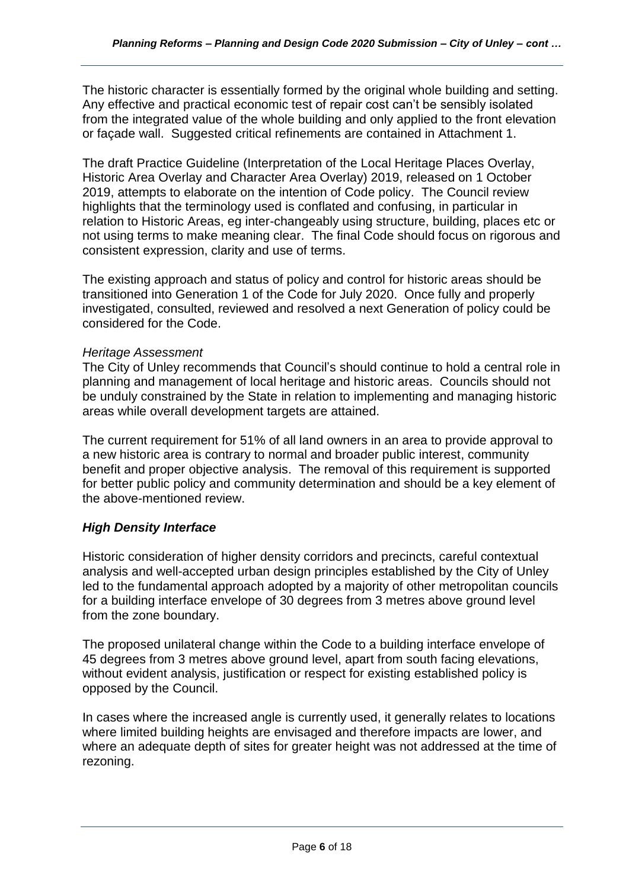The historic character is essentially formed by the original whole building and setting. Any effective and practical economic test of repair cost can't be sensibly isolated from the integrated value of the whole building and only applied to the front elevation or façade wall. Suggested critical refinements are contained in Attachment 1.

The draft Practice Guideline (Interpretation of the Local Heritage Places Overlay, Historic Area Overlay and Character Area Overlay) 2019, released on 1 October 2019, attempts to elaborate on the intention of Code policy. The Council review highlights that the terminology used is conflated and confusing, in particular in relation to Historic Areas, eg inter-changeably using structure, building, places etc or not using terms to make meaning clear. The final Code should focus on rigorous and consistent expression, clarity and use of terms.

The existing approach and status of policy and control for historic areas should be transitioned into Generation 1 of the Code for July 2020. Once fully and properly investigated, consulted, reviewed and resolved a next Generation of policy could be considered for the Code.

*Heritage Assessment*

The City of Unley recommends that Council's should continue to hold a central role in planning and management of local heritage and historic areas. Councils should not be unduly constrained by the State in relation to implementing and managing historic areas while overall development targets are attained.

The current requirement for 51% of all land owners in an area to provide approval to a new historic area is contrary to normal and broader public interest, community benefit and proper objective analysis. The removal of this requirement is supported for better public policy and community determination and should be a key element of the above-mentioned review.

### *High Density Interface*

Historic consideration of higher density corridors and precincts, careful contextual analysis and well-accepted urban design principles established by the City of Unley led to the fundamental approach adopted by a majority of other metropolitan councils for a building interface envelope of 30 degrees from 3 metres above ground level from the zone boundary.

The proposed unilateral change within the Code to a building interface envelope of 45 degrees from 3 metres above ground level, apart from south facing elevations, without evident analysis, justification or respect for existing established policy is opposed by the Council.

In cases where the increased angle is currently used, it generally relates to locations where limited building heights are envisaged and therefore impacts are lower, and where an adequate depth of sites for greater height was not addressed at the time of rezoning.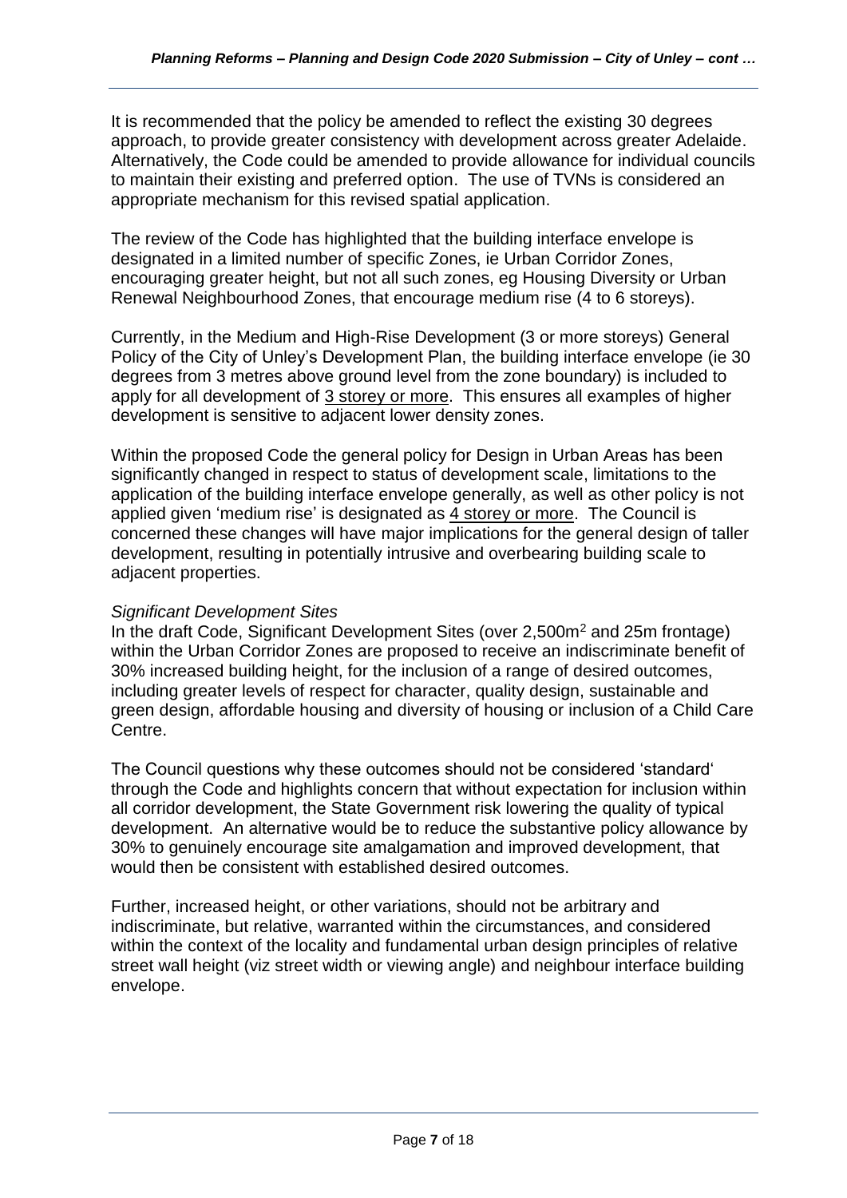It is recommended that the policy be amended to reflect the existing 30 degrees approach, to provide greater consistency with development across greater Adelaide. Alternatively, the Code could be amended to provide allowance for individual councils to maintain their existing and preferred option. The use of TVNs is considered an appropriate mechanism for this revised spatial application.

The review of the Code has highlighted that the building interface envelope is designated in a limited number of specific Zones, ie Urban Corridor Zones, encouraging greater height, but not all such zones, eg Housing Diversity or Urban Renewal Neighbourhood Zones, that encourage medium rise (4 to 6 storeys).

Currently, in the Medium and High-Rise Development (3 or more storeys) General Policy of the City of Unley's Development Plan, the building interface envelope (ie 30 degrees from 3 metres above ground level from the zone boundary) is included to apply for all development of <u>3 storey or more</u>. This ensures all examples of higher development is sensitive to adjacent lower density zones.

Within the proposed Code the general policy for Design in Urban Areas has been significantly changed in respect to status of development scale, limitations to the application of the building interface envelope generally, as well as other policy is not applied given 'medium rise' is designated as <u>4 storey or more</u>. The Council is concerned these changes will have major implications for the general design of taller development, resulting in potentially intrusive and overbearing building scale to adjacent properties.

*Significant Development Sites*

In the draft Code, Significant Development Sites (over 2,500m$^2$ and 25m frontage) within the Urban Corridor Zones are proposed to receive an indiscriminate benefit of 30% increased building height, for the inclusion of a range of desired outcomes, including greater levels of respect for character, quality design, sustainable and green design, affordable housing and diversity of housing or inclusion of a Child Care Centre.

The Council questions why these outcomes should not be considered 'standard' through the Code and highlights concern that without expectation for inclusion within all corridor development, the State Government risk lowering the quality of typical development. An alternative would be to reduce the substantive policy allowance by 30% to genuinely encourage site amalgamation and improved development, that would then be consistent with established desired outcomes.

Further, increased height, or other variations, should not be arbitrary and indiscriminate, but relative, warranted within the circumstances, and considered within the context of the locality and fundamental urban design principles of relative street wall height (viz street width or viewing angle) and neighbour interface building envelope.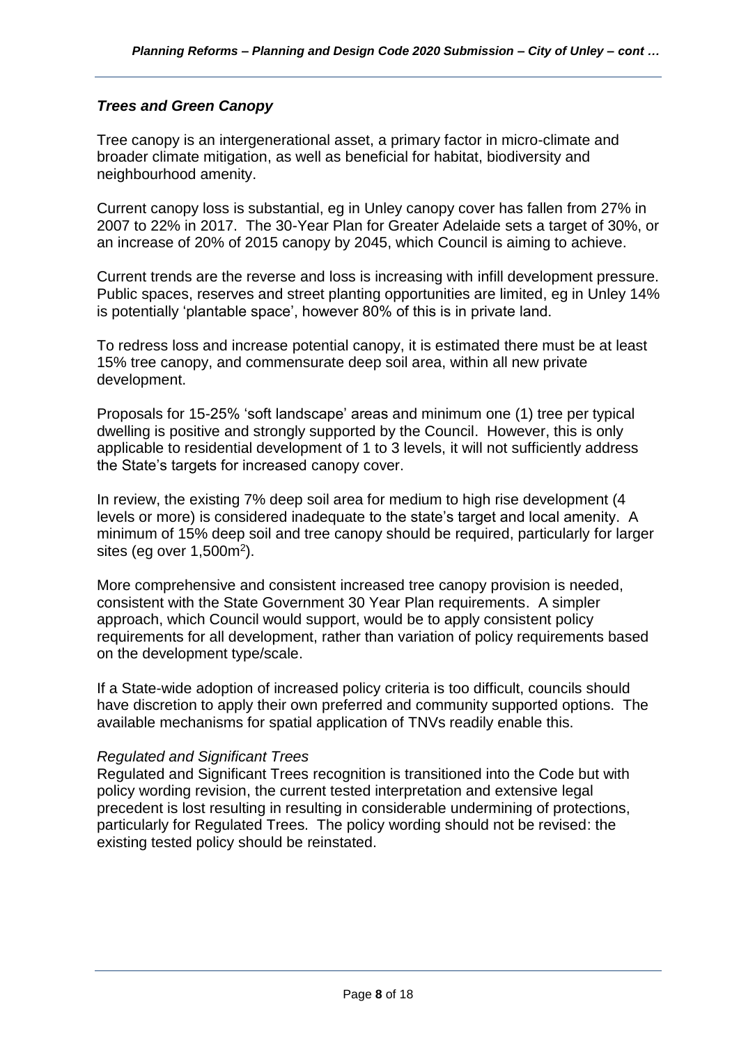### *Trees and Green Canopy*

Tree canopy is an intergenerational asset, a primary factor in micro-climate and broader climate mitigation, as well as beneficial for habitat, biodiversity and neighbourhood amenity.

Current canopy loss is substantial, eg in Unley canopy cover has fallen from 27% in 2007 to 22% in 2017. The 30-Year Plan for Greater Adelaide sets a target of 30%, or an increase of 20% of 2015 canopy by 2045, which Council is aiming to achieve.

Current trends are the reverse and loss is increasing with infill development pressure. Public spaces, reserves and street planting opportunities are limited, eg in Unley 14% is potentially 'plantable space', however 80% of this is in private land.

To redress loss and increase potential canopy, it is estimated there must be at least 15% tree canopy, and commensurate deep soil area, within all new private development.

Proposals for 15-25% 'soft landscape' areas and minimum one (1) tree per typical dwelling is positive and strongly supported by the Council. However, this is only applicable to residential development of 1 to 3 levels, it will not sufficiently address the State's targets for increased canopy cover.

In review, the existing 7% deep soil area for medium to high rise development (4 levels or more) is considered inadequate to the state's target and local amenity. A minimum of 15% deep soil and tree canopy should be required, particularly for larger sites (eg over 1,500m$^2$).

More comprehensive and consistent increased tree canopy provision is needed, consistent with the State Government 30 Year Plan requirements. A simpler approach, which Council would support, would be to apply consistent policy requirements for all development, rather than variation of policy requirements based on the development type/scale.

If a State-wide adoption of increased policy criteria is too difficult, councils should have discretion to apply their own preferred and community supported options. The available mechanisms for spatial application of TNVs readily enable this.

*Regulated and Significant Trees*

Regulated and Significant Trees recognition is transitioned into the Code but with policy wording revision, the current tested interpretation and extensive legal precedent is lost resulting in resulting in considerable undermining of protections, particularly for Regulated Trees. The policy wording should not be revised: the existing tested policy should be reinstated.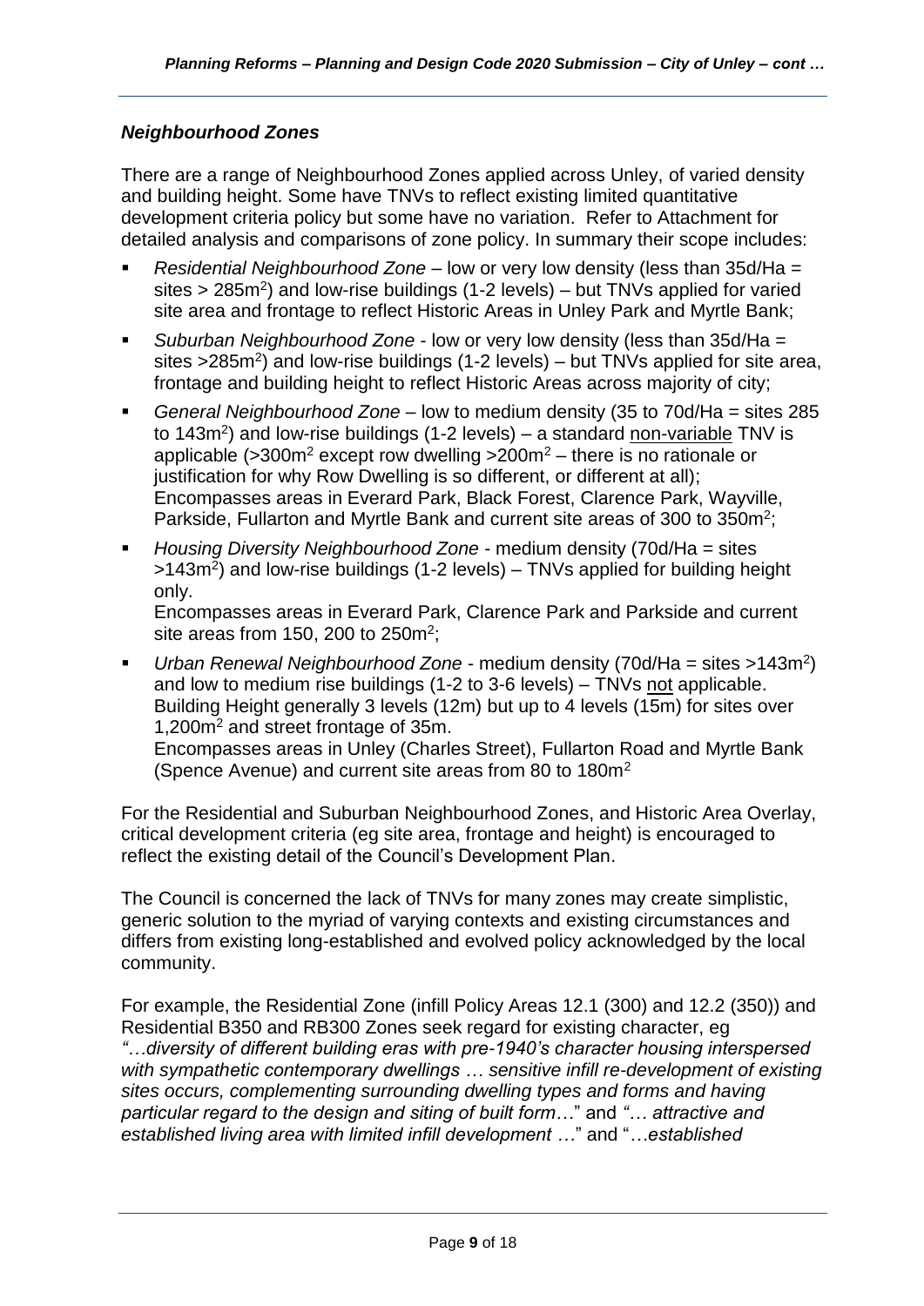### *Neighbourhood Zones*

There are a range of Neighbourhood Zones applied across Unley, of varied density and building height. Some have TNVs to reflect existing limited quantitative development criteria policy but some have no variation. Refer to Attachment for detailed analysis and comparisons of zone policy. In summary their scope includes:

- *Residential Neighbourhood Zone* – low or very low density (less than 35d/Ha = sites > 285m$^2$) and low-rise buildings (1-2 levels) – but TNVs applied for varied site area and frontage to reflect Historic Areas in Unley Park and Myrtle Bank;
- *Suburban Neighbourhood Zone* - low or very low density (less than 35d/Ha = sites >285m$^2$) and low-rise buildings (1-2 levels) – but TNVs applied for site area, frontage and building height to reflect Historic Areas across majority of city;
- *General Neighbourhood Zone* – low to medium density (35 to 70d/Ha = sites 285 to 143m$^2$) and low-rise buildings (1-2 levels) – a standard non-variable TNV is applicable (>300m$^2$ except row dwelling >200m$^2$ – there is no rationale or justification for why Row Dwelling is so different, or different at all); Encompasses areas in Everard Park, Black Forest, Clarence Park, Wayville, Parkside, Fullarton and Myrtle Bank and current site areas of 300 to 350m$^2$;
- *Housing Diversity Neighbourhood Zone* - medium density (70d/Ha = sites >143m$^2$) and low-rise buildings (1-2 levels) – TNVs applied for building height only.
  Encompasses areas in Everard Park, Clarence Park and Parkside and current site areas from 150, 200 to 250m$^2$;
- *Urban Renewal Neighbourhood Zone* - medium density (70d/Ha = sites >143m$^2$) and low to medium rise buildings (1-2 to 3-6 levels) – TNVs not applicable. Building Height generally 3 levels (12m) but up to 4 levels (15m) for sites over 1,200m$^2$ and street frontage of 35m.
  Encompasses areas in Unley (Charles Street), Fullarton Road and Myrtle Bank (Spence Avenue) and current site areas from 80 to 180m$^2$

For the Residential and Suburban Neighbourhood Zones, and Historic Area Overlay, critical development criteria (eg site area, frontage and height) is encouraged to reflect the existing detail of the Council's Development Plan.

The Council is concerned the lack of TNVs for many zones may create simplistic, generic solution to the myriad of varying contexts and existing circumstances and differs from existing long-established and evolved policy acknowledged by the local community.

For example, the Residential Zone (infill Policy Areas 12.1 (300) and 12.2 (350)) and Residential B350 and RB300 Zones seek regard for existing character, eg *"…diversity of different building eras with pre-1940's character housing interspersed with sympathetic contemporary dwellings … sensitive infill re-development of existing sites occurs, complementing surrounding dwelling types and forms and having particular regard to the design and siting of built form…*" and *"… attractive and established living area with limited infill development …*" and "*…established*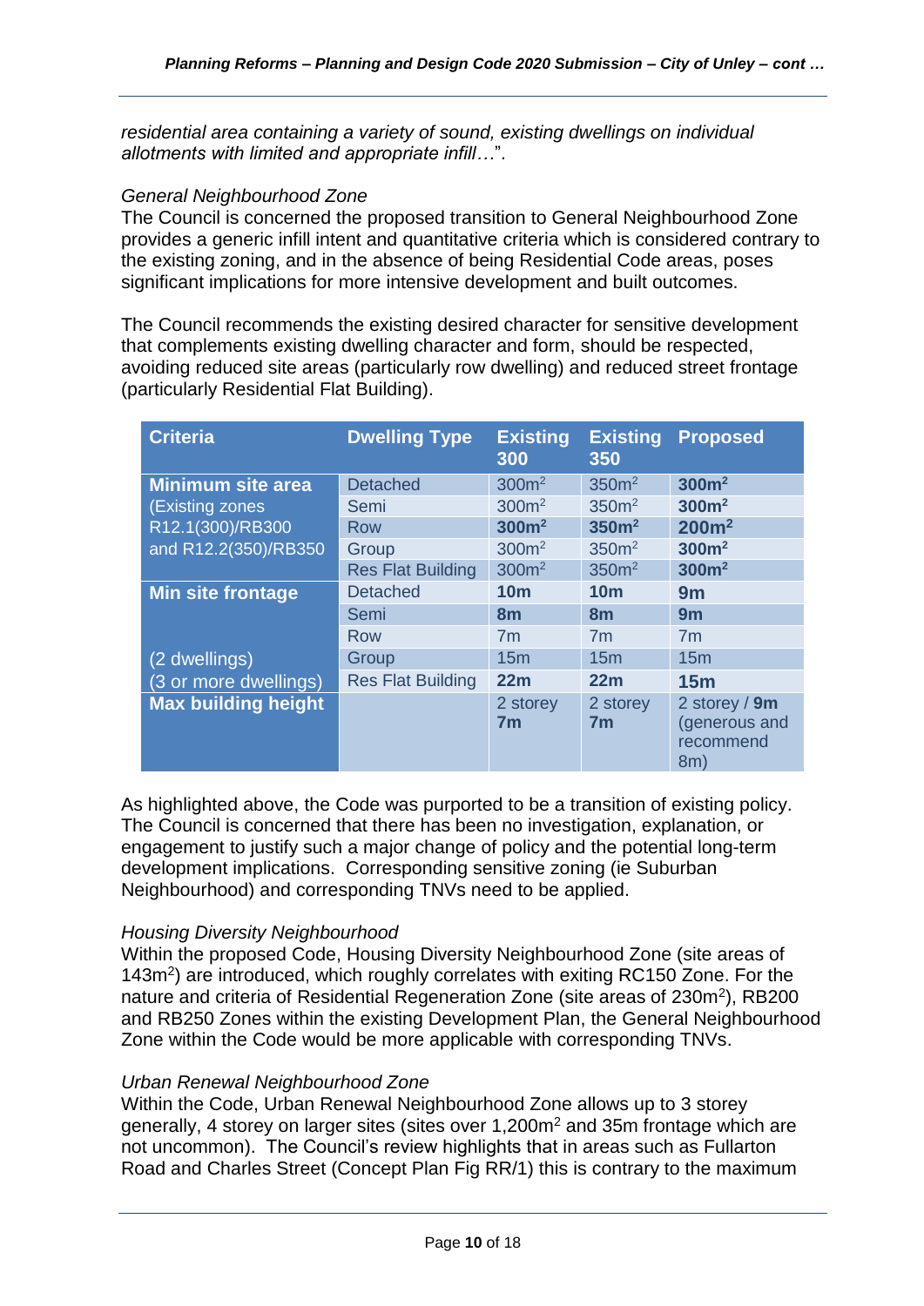*residential area containing a variety of sound, existing dwellings on individual allotments with limited and appropriate infill…*".

*General Neighbourhood Zone*
The Council is concerned the proposed transition to General Neighbourhood Zone provides a generic infill intent and quantitative criteria which is considered contrary to the existing zoning, and in the absence of being Residential Code areas, poses significant implications for more intensive development and built outcomes.

The Council recommends the existing desired character for sensitive development that complements existing dwelling character and form, should be respected, avoiding reduced site areas (particularly row dwelling) and reduced street frontage (particularly Residential Flat Building).

| Criteria | Dwelling Type | Existing 300 | Existing 350 | Proposed |
|---|---|---|---|---|
| **Minimum site area** (Existing zones R12.1(300)/RB300 and R12.2(350)/RB350 | Detached | 300m$^2$ | 350m$^2$ | **300m$^2$** |
| | Semi | 300m$^2$ | 350m$^2$ | **300m$^2$** |
| | Row | **300m$^2$** | **350m$^2$** | **200m$^2$** |
| | Group | 300m$^2$ | 350m$^2$ | **300m$^2$** |
| | Res Flat Building | 300m$^2$ | 350m$^2$ | **300m$^2$** |
| **Min site frontage** | Detached | **10m** | **10m** | **9m** |
| | Semi | **8m** | **8m** | **9m** |
| | Row | 7m | 7m | 7m |
| (2 dwellings) | Group | 15m | 15m | 15m |
| (3 or more dwellings) | Res Flat Building | **22m** | **22m** | **15m** |
| **Max building height** | | 2 storey **7m** | 2 storey **7m** | 2 storey / **9m** (generous and recommend 8m) |

As highlighted above, the Code was purported to be a transition of existing policy. The Council is concerned that there has been no investigation, explanation, or engagement to justify such a major change of policy and the potential long-term development implications. Corresponding sensitive zoning (ie Suburban Neighbourhood) and corresponding TNVs need to be applied.

*Housing Diversity Neighbourhood*
Within the proposed Code, Housing Diversity Neighbourhood Zone (site areas of 143m$^2$) are introduced, which roughly correlates with exiting RC150 Zone. For the nature and criteria of Residential Regeneration Zone (site areas of 230m$^2$), RB200 and RB250 Zones within the existing Development Plan, the General Neighbourhood Zone within the Code would be more applicable with corresponding TNVs.

*Urban Renewal Neighbourhood Zone*
Within the Code, Urban Renewal Neighbourhood Zone allows up to 3 storey generally, 4 storey on larger sites (sites over 1,200m$^2$ and 35m frontage which are not uncommon). The Council's review highlights that in areas such as Fullarton Road and Charles Street (Concept Plan Fig RR/1) this is contrary to the maximum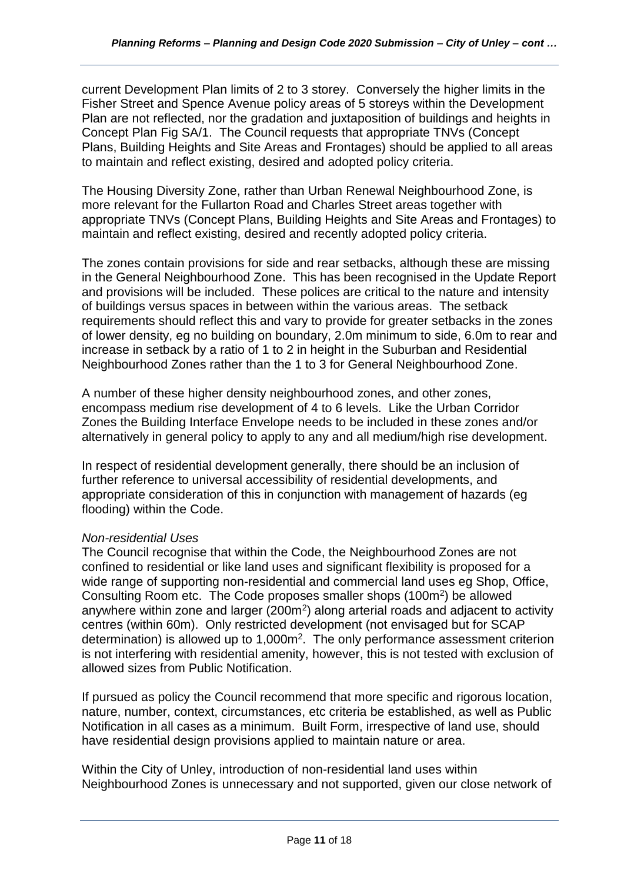current Development Plan limits of 2 to 3 storey. Conversely the higher limits in the Fisher Street and Spence Avenue policy areas of 5 storeys within the Development Plan are not reflected, nor the gradation and juxtaposition of buildings and heights in Concept Plan Fig SA/1. The Council requests that appropriate TNVs (Concept Plans, Building Heights and Site Areas and Frontages) should be applied to all areas to maintain and reflect existing, desired and adopted policy criteria.

The Housing Diversity Zone, rather than Urban Renewal Neighbourhood Zone, is more relevant for the Fullarton Road and Charles Street areas together with appropriate TNVs (Concept Plans, Building Heights and Site Areas and Frontages) to maintain and reflect existing, desired and recently adopted policy criteria.

The zones contain provisions for side and rear setbacks, although these are missing in the General Neighbourhood Zone. This has been recognised in the Update Report and provisions will be included. These polices are critical to the nature and intensity of buildings versus spaces in between within the various areas. The setback requirements should reflect this and vary to provide for greater setbacks in the zones of lower density, eg no building on boundary, 2.0m minimum to side, 6.0m to rear and increase in setback by a ratio of 1 to 2 in height in the Suburban and Residential Neighbourhood Zones rather than the 1 to 3 for General Neighbourhood Zone.

A number of these higher density neighbourhood zones, and other zones, encompass medium rise development of 4 to 6 levels. Like the Urban Corridor Zones the Building Interface Envelope needs to be included in these zones and/or alternatively in general policy to apply to any and all medium/high rise development.

In respect of residential development generally, there should be an inclusion of further reference to universal accessibility of residential developments, and appropriate consideration of this in conjunction with management of hazards (eg flooding) within the Code.

*Non-residential Uses*

The Council recognise that within the Code, the Neighbourhood Zones are not confined to residential or like land uses and significant flexibility is proposed for a wide range of supporting non-residential and commercial land uses eg Shop, Office, Consulting Room etc. The Code proposes smaller shops (100m$^2$) be allowed anywhere within zone and larger (200m$^2$) along arterial roads and adjacent to activity centres (within 60m). Only restricted development (not envisaged but for SCAP determination) is allowed up to 1,000m$^2$. The only performance assessment criterion is not interfering with residential amenity, however, this is not tested with exclusion of allowed sizes from Public Notification.

If pursued as policy the Council recommend that more specific and rigorous location, nature, number, context, circumstances, etc criteria be established, as well as Public Notification in all cases as a minimum. Built Form, irrespective of land use, should have residential design provisions applied to maintain nature or area.

Within the City of Unley, introduction of non-residential land uses within Neighbourhood Zones is unnecessary and not supported, given our close network of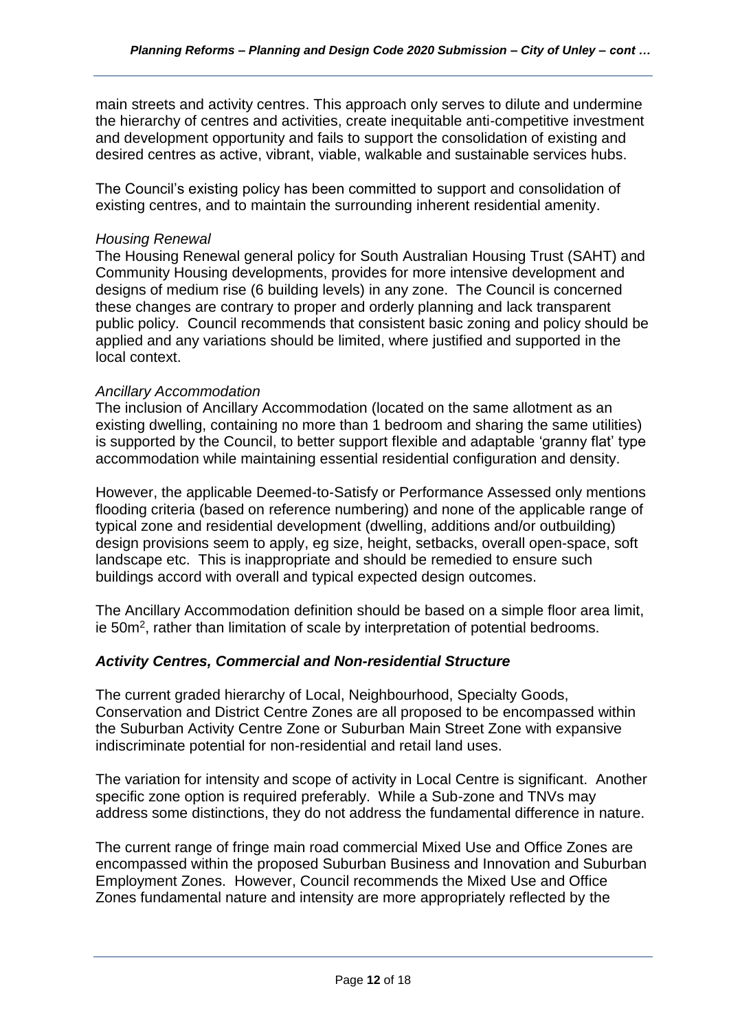main streets and activity centres. This approach only serves to dilute and undermine the hierarchy of centres and activities, create inequitable anti-competitive investment and development opportunity and fails to support the consolidation of existing and desired centres as active, vibrant, viable, walkable and sustainable services hubs.

The Council's existing policy has been committed to support and consolidation of existing centres, and to maintain the surrounding inherent residential amenity.

*Housing Renewal*

The Housing Renewal general policy for South Australian Housing Trust (SAHT) and Community Housing developments, provides for more intensive development and designs of medium rise (6 building levels) in any zone. The Council is concerned these changes are contrary to proper and orderly planning and lack transparent public policy. Council recommends that consistent basic zoning and policy should be applied and any variations should be limited, where justified and supported in the local context.

*Ancillary Accommodation*

The inclusion of Ancillary Accommodation (located on the same allotment as an existing dwelling, containing no more than 1 bedroom and sharing the same utilities) is supported by the Council, to better support flexible and adaptable 'granny flat' type accommodation while maintaining essential residential configuration and density.

However, the applicable Deemed-to-Satisfy or Performance Assessed only mentions flooding criteria (based on reference numbering) and none of the applicable range of typical zone and residential development (dwelling, additions and/or outbuilding) design provisions seem to apply, eg size, height, setbacks, overall open-space, soft landscape etc. This is inappropriate and should be remedied to ensure such buildings accord with overall and typical expected design outcomes.

The Ancillary Accommodation definition should be based on a simple floor area limit, ie 50m$^2$, rather than limitation of scale by interpretation of potential bedrooms.

### *Activity Centres, Commercial and Non-residential Structure*

The current graded hierarchy of Local, Neighbourhood, Specialty Goods, Conservation and District Centre Zones are all proposed to be encompassed within the Suburban Activity Centre Zone or Suburban Main Street Zone with expansive indiscriminate potential for non-residential and retail land uses.

The variation for intensity and scope of activity in Local Centre is significant. Another specific zone option is required preferably. While a Sub-zone and TNVs may address some distinctions, they do not address the fundamental difference in nature.

The current range of fringe main road commercial Mixed Use and Office Zones are encompassed within the proposed Suburban Business and Innovation and Suburban Employment Zones. However, Council recommends the Mixed Use and Office Zones fundamental nature and intensity are more appropriately reflected by the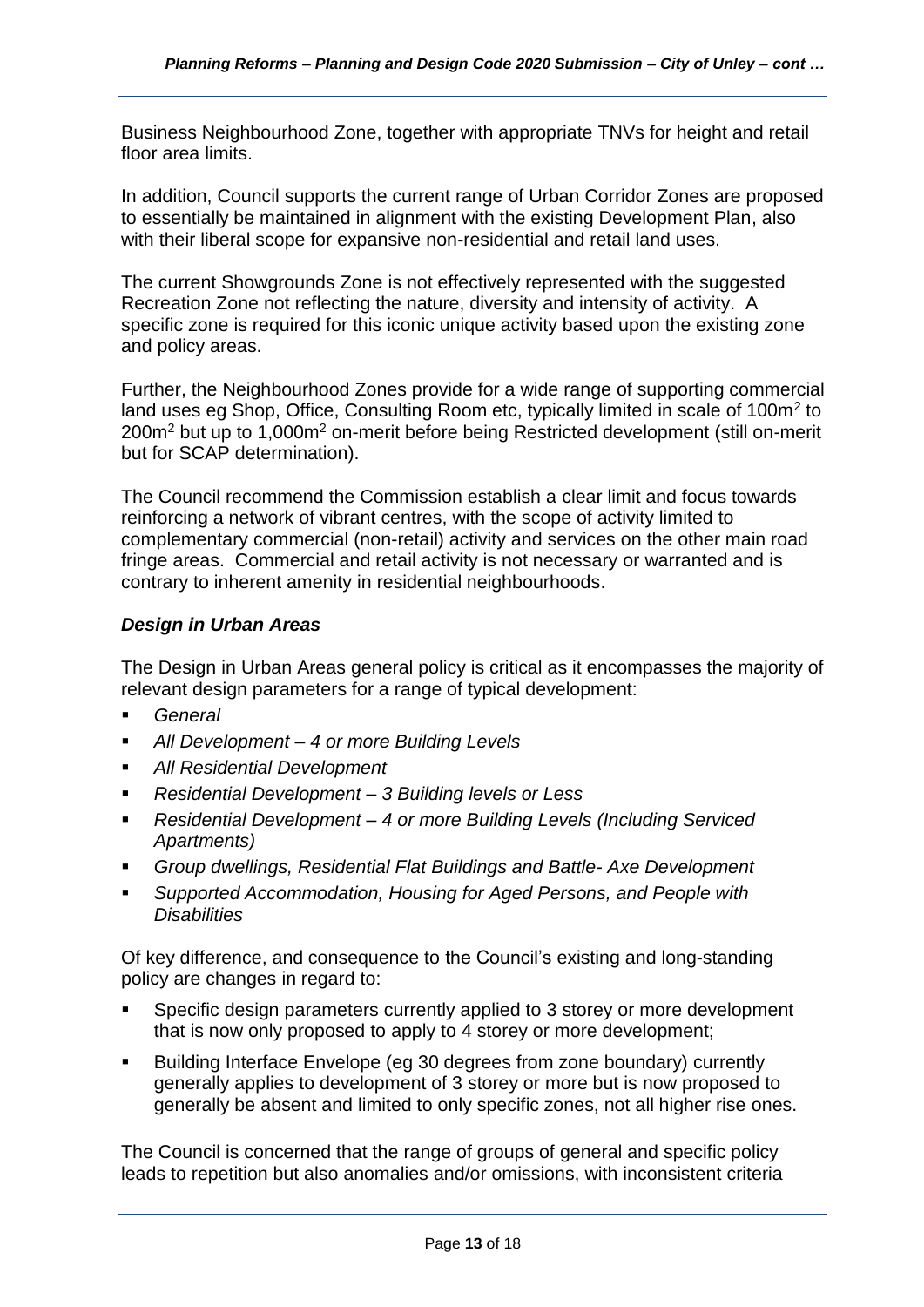Business Neighbourhood Zone, together with appropriate TNVs for height and retail floor area limits.

In addition, Council supports the current range of Urban Corridor Zones are proposed to essentially be maintained in alignment with the existing Development Plan, also with their liberal scope for expansive non-residential and retail land uses.

The current Showgrounds Zone is not effectively represented with the suggested Recreation Zone not reflecting the nature, diversity and intensity of activity. A specific zone is required for this iconic unique activity based upon the existing zone and policy areas.

Further, the Neighbourhood Zones provide for a wide range of supporting commercial land uses eg Shop, Office, Consulting Room etc, typically limited in scale of 100m$^2$ to 200m$^2$ but up to 1,000m$^2$ on-merit before being Restricted development (still on-merit but for SCAP determination).

The Council recommend the Commission establish a clear limit and focus towards reinforcing a network of vibrant centres, with the scope of activity limited to complementary commercial (non-retail) activity and services on the other main road fringe areas. Commercial and retail activity is not necessary or warranted and is contrary to inherent amenity in residential neighbourhoods.

### *Design in Urban Areas*

The Design in Urban Areas general policy is critical as it encompasses the majority of relevant design parameters for a range of typical development:

- *General*
- *All Development – 4 or more Building Levels*
- *All Residential Development*
- *Residential Development – 3 Building levels or Less*
- *Residential Development – 4 or more Building Levels (Including Serviced Apartments)*
- *Group dwellings, Residential Flat Buildings and Battle- Axe Development*
- *Supported Accommodation, Housing for Aged Persons, and People with Disabilities*

Of key difference, and consequence to the Council's existing and long-standing policy are changes in regard to:

- Specific design parameters currently applied to 3 storey or more development that is now only proposed to apply to 4 storey or more development;
- Building Interface Envelope (eg 30 degrees from zone boundary) currently generally applies to development of 3 storey or more but is now proposed to generally be absent and limited to only specific zones, not all higher rise ones.

The Council is concerned that the range of groups of general and specific policy leads to repetition but also anomalies and/or omissions, with inconsistent criteria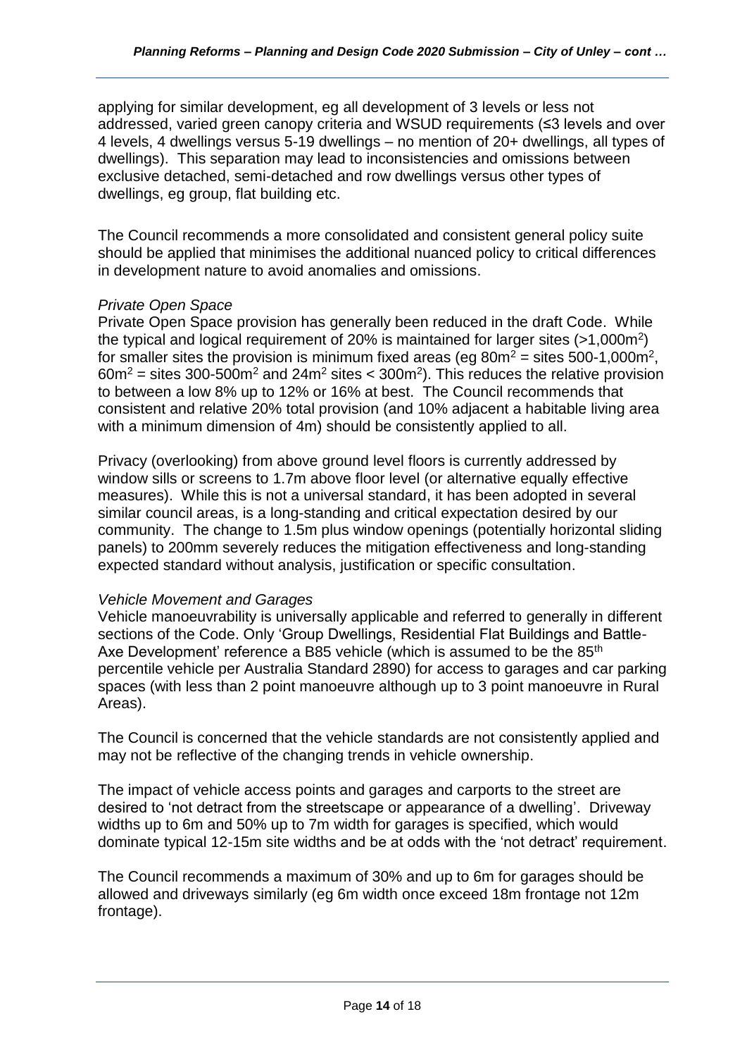applying for similar development, eg all development of 3 levels or less not addressed, varied green canopy criteria and WSUD requirements (≤3 levels and over 4 levels, 4 dwellings versus 5-19 dwellings – no mention of 20+ dwellings, all types of dwellings). This separation may lead to inconsistencies and omissions between exclusive detached, semi-detached and row dwellings versus other types of dwellings, eg group, flat building etc.

The Council recommends a more consolidated and consistent general policy suite should be applied that minimises the additional nuanced policy to critical differences in development nature to avoid anomalies and omissions.

*Private Open Space*

Private Open Space provision has generally been reduced in the draft Code. While the typical and logical requirement of 20% is maintained for larger sites (>1,000m$^2$) for smaller sites the provision is minimum fixed areas (eg 80m$^2$ = sites 500-1,000m$^2$, 60m$^2$ = sites 300-500m$^2$ and 24m$^2$ sites < 300m$^2$). This reduces the relative provision to between a low 8% up to 12% or 16% at best. The Council recommends that consistent and relative 20% total provision (and 10% adjacent a habitable living area with a minimum dimension of 4m) should be consistently applied to all.

Privacy (overlooking) from above ground level floors is currently addressed by window sills or screens to 1.7m above floor level (or alternative equally effective measures). While this is not a universal standard, it has been adopted in several similar council areas, is a long-standing and critical expectation desired by our community. The change to 1.5m plus window openings (potentially horizontal sliding panels) to 200mm severely reduces the mitigation effectiveness and long-standing expected standard without analysis, justification or specific consultation.

*Vehicle Movement and Garages*

Vehicle manoeuvrability is universally applicable and referred to generally in different sections of the Code. Only 'Group Dwellings, Residential Flat Buildings and Battle-Axe Development' reference a B85 vehicle (which is assumed to be the 85th percentile vehicle per Australia Standard 2890) for access to garages and car parking spaces (with less than 2 point manoeuvre although up to 3 point manoeuvre in Rural Areas).

The Council is concerned that the vehicle standards are not consistently applied and may not be reflective of the changing trends in vehicle ownership.

The impact of vehicle access points and garages and carports to the street are desired to 'not detract from the streetscape or appearance of a dwelling'. Driveway widths up to 6m and 50% up to 7m width for garages is specified, which would dominate typical 12-15m site widths and be at odds with the 'not detract' requirement.

The Council recommends a maximum of 30% and up to 6m for garages should be allowed and driveways similarly (eg 6m width once exceed 18m frontage not 12m frontage).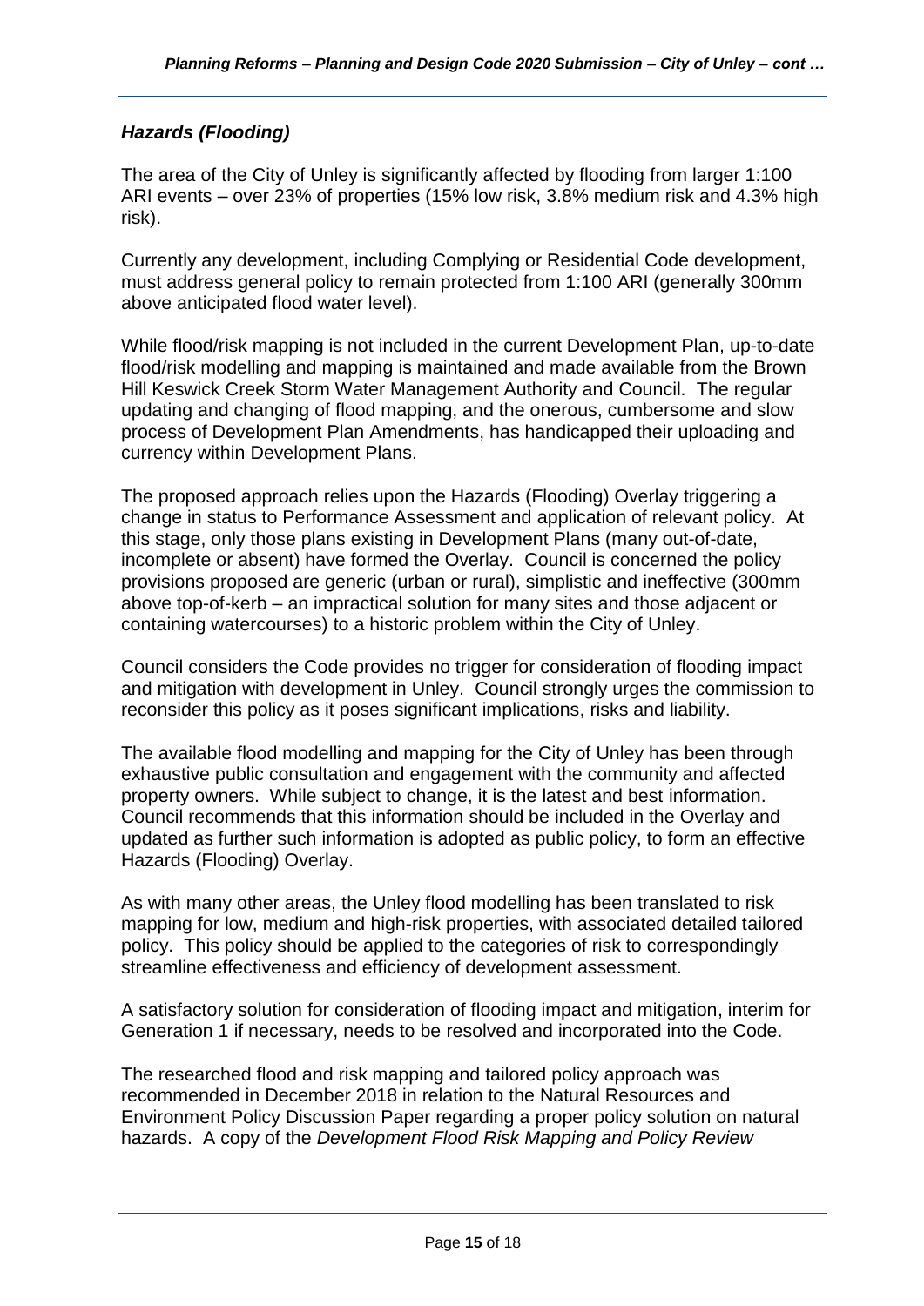### *Hazards (Flooding)*

The area of the City of Unley is significantly affected by flooding from larger 1:100 ARI events – over 23% of properties (15% low risk, 3.8% medium risk and 4.3% high risk).

Currently any development, including Complying or Residential Code development, must address general policy to remain protected from 1:100 ARI (generally 300mm above anticipated flood water level).

While flood/risk mapping is not included in the current Development Plan, up-to-date flood/risk modelling and mapping is maintained and made available from the Brown Hill Keswick Creek Storm Water Management Authority and Council. The regular updating and changing of flood mapping, and the onerous, cumbersome and slow process of Development Plan Amendments, has handicapped their uploading and currency within Development Plans.

The proposed approach relies upon the Hazards (Flooding) Overlay triggering a change in status to Performance Assessment and application of relevant policy. At this stage, only those plans existing in Development Plans (many out-of-date, incomplete or absent) have formed the Overlay. Council is concerned the policy provisions proposed are generic (urban or rural), simplistic and ineffective (300mm above top-of-kerb – an impractical solution for many sites and those adjacent or containing watercourses) to a historic problem within the City of Unley.

Council considers the Code provides no trigger for consideration of flooding impact and mitigation with development in Unley. Council strongly urges the commission to reconsider this policy as it poses significant implications, risks and liability.

The available flood modelling and mapping for the City of Unley has been through exhaustive public consultation and engagement with the community and affected property owners. While subject to change, it is the latest and best information. Council recommends that this information should be included in the Overlay and updated as further such information is adopted as public policy, to form an effective Hazards (Flooding) Overlay.

As with many other areas, the Unley flood modelling has been translated to risk mapping for low, medium and high-risk properties, with associated detailed tailored policy. This policy should be applied to the categories of risk to correspondingly streamline effectiveness and efficiency of development assessment.

A satisfactory solution for consideration of flooding impact and mitigation, interim for Generation 1 if necessary, needs to be resolved and incorporated into the Code.

The researched flood and risk mapping and tailored policy approach was recommended in December 2018 in relation to the Natural Resources and Environment Policy Discussion Paper regarding a proper policy solution on natural hazards. A copy of the *Development Flood Risk Mapping and Policy Review*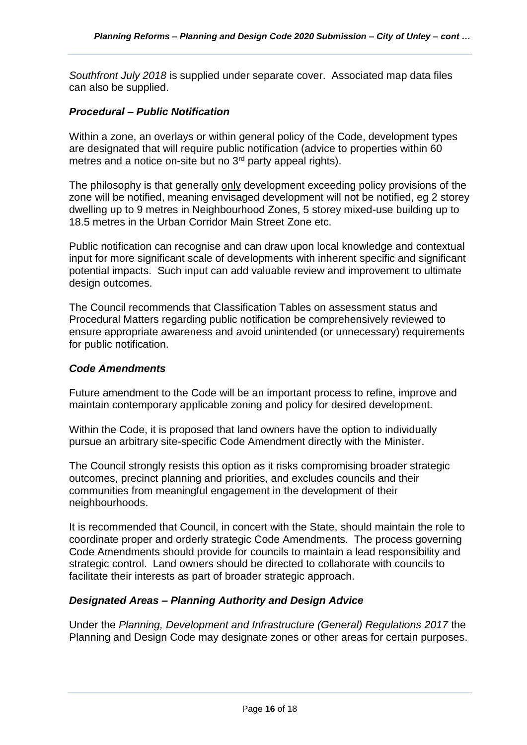*Southfront July 2018* is supplied under separate cover. Associated map data files can also be supplied.

### *Procedural – Public Notification*

Within a zone, an overlays or within general policy of the Code, development types are designated that will require public notification (advice to properties within 60 metres and a notice on-site but no 3rd party appeal rights).

The philosophy is that generally only development exceeding policy provisions of the zone will be notified, meaning envisaged development will not be notified, eg 2 storey dwelling up to 9 metres in Neighbourhood Zones, 5 storey mixed-use building up to 18.5 metres in the Urban Corridor Main Street Zone etc.

Public notification can recognise and can draw upon local knowledge and contextual input for more significant scale of developments with inherent specific and significant potential impacts. Such input can add valuable review and improvement to ultimate design outcomes.

The Council recommends that Classification Tables on assessment status and Procedural Matters regarding public notification be comprehensively reviewed to ensure appropriate awareness and avoid unintended (or unnecessary) requirements for public notification.

### *Code Amendments*

Future amendment to the Code will be an important process to refine, improve and maintain contemporary applicable zoning and policy for desired development.

Within the Code, it is proposed that land owners have the option to individually pursue an arbitrary site-specific Code Amendment directly with the Minister.

The Council strongly resists this option as it risks compromising broader strategic outcomes, precinct planning and priorities, and excludes councils and their communities from meaningful engagement in the development of their neighbourhoods.

It is recommended that Council, in concert with the State, should maintain the role to coordinate proper and orderly strategic Code Amendments. The process governing Code Amendments should provide for councils to maintain a lead responsibility and strategic control. Land owners should be directed to collaborate with councils to facilitate their interests as part of broader strategic approach.

### *Designated Areas – Planning Authority and Design Advice*

Under the *Planning, Development and Infrastructure (General) Regulations 2017* the Planning and Design Code may designate zones or other areas for certain purposes.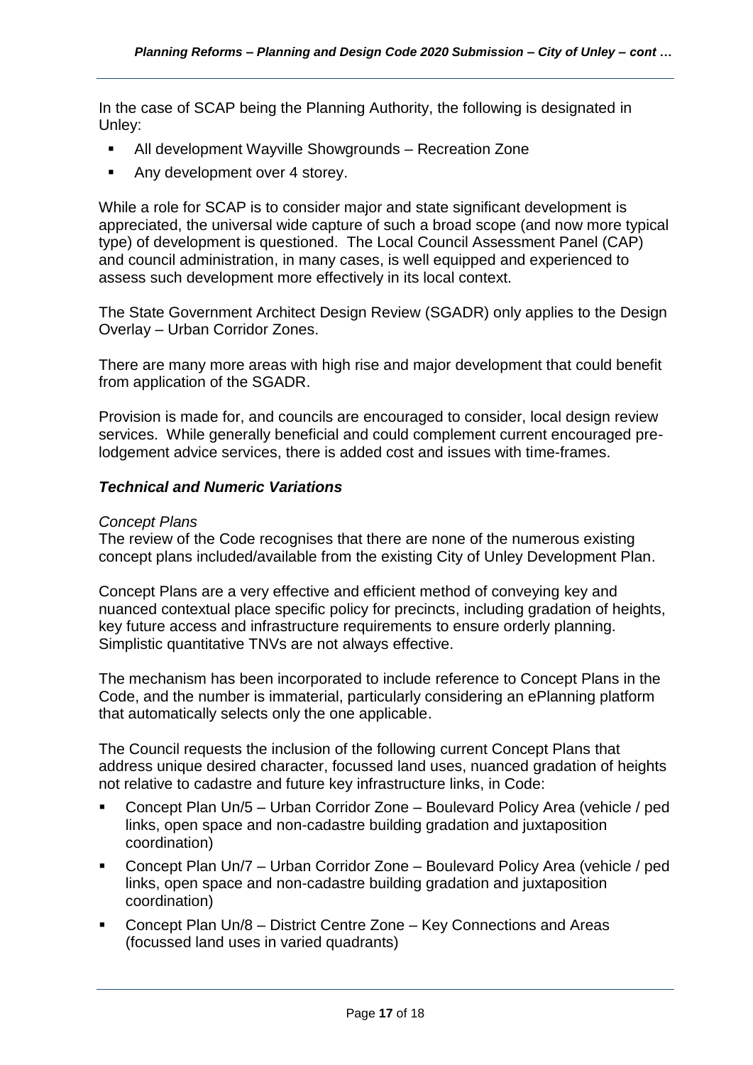In the case of SCAP being the Planning Authority, the following is designated in Unley:

- All development Wayville Showgrounds – Recreation Zone
- Any development over 4 storey.

While a role for SCAP is to consider major and state significant development is appreciated, the universal wide capture of such a broad scope (and now more typical type) of development is questioned. The Local Council Assessment Panel (CAP) and council administration, in many cases, is well equipped and experienced to assess such development more effectively in its local context.

The State Government Architect Design Review (SGADR) only applies to the Design Overlay – Urban Corridor Zones.

There are many more areas with high rise and major development that could benefit from application of the SGADR.

Provision is made for, and councils are encouraged to consider, local design review services. While generally beneficial and could complement current encouraged pre-lodgement advice services, there is added cost and issues with time-frames.

### *Technical and Numeric Variations*

*Concept Plans*

The review of the Code recognises that there are none of the numerous existing concept plans included/available from the existing City of Unley Development Plan.

Concept Plans are a very effective and efficient method of conveying key and nuanced contextual place specific policy for precincts, including gradation of heights, key future access and infrastructure requirements to ensure orderly planning. Simplistic quantitative TNVs are not always effective.

The mechanism has been incorporated to include reference to Concept Plans in the Code, and the number is immaterial, particularly considering an ePlanning platform that automatically selects only the one applicable.

The Council requests the inclusion of the following current Concept Plans that address unique desired character, focussed land uses, nuanced gradation of heights not relative to cadastre and future key infrastructure links, in Code:

- Concept Plan Un/5 – Urban Corridor Zone – Boulevard Policy Area (vehicle / ped links, open space and non-cadastre building gradation and juxtaposition coordination)
- Concept Plan Un/7 – Urban Corridor Zone – Boulevard Policy Area (vehicle / ped links, open space and non-cadastre building gradation and juxtaposition coordination)
- Concept Plan Un/8 – District Centre Zone – Key Connections and Areas (focussed land uses in varied quadrants)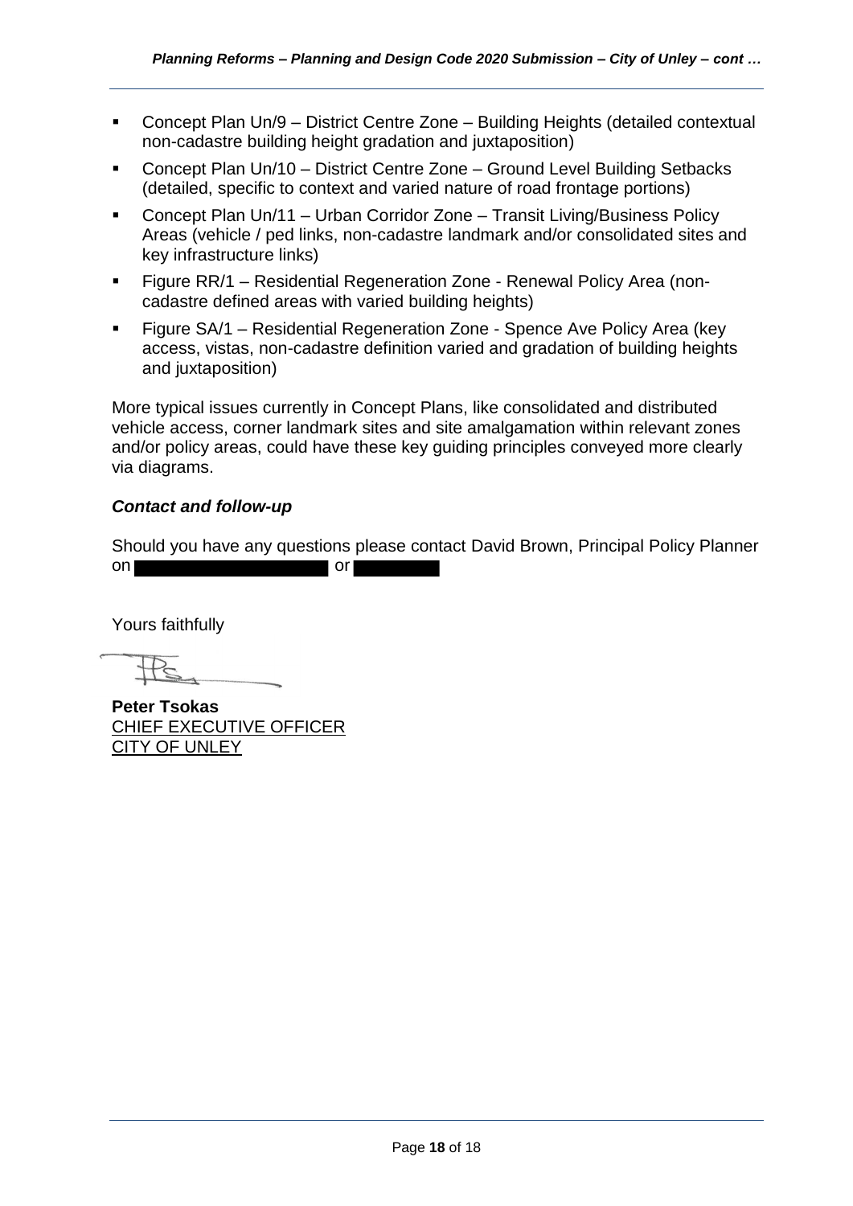- Concept Plan Un/9 – District Centre Zone – Building Heights (detailed contextual non-cadastre building height gradation and juxtaposition)
- Concept Plan Un/10 – District Centre Zone – Ground Level Building Setbacks (detailed, specific to context and varied nature of road frontage portions)
- Concept Plan Un/11 – Urban Corridor Zone – Transit Living/Business Policy Areas (vehicle / ped links, non-cadastre landmark and/or consolidated sites and key infrastructure links)
- Figure RR/1 – Residential Regeneration Zone - Renewal Policy Area (non-cadastre defined areas with varied building heights)
- Figure SA/1 – Residential Regeneration Zone - Spence Ave Policy Area (key access, vistas, non-cadastre definition varied and gradation of building heights and juxtaposition)

More typical issues currently in Concept Plans, like consolidated and distributed vehicle access, corner landmark sites and site amalgamation within relevant zones and/or policy areas, could have these key guiding principles conveyed more clearly via diagrams.

***Contact and follow-up***

Should you have any questions please contact David Brown, Principal Policy Planner on [redacted] or [redacted]

Yours faithfully

**Peter Tsokas**
CHIEF EXECUTIVE OFFICER
CITY OF UNLEY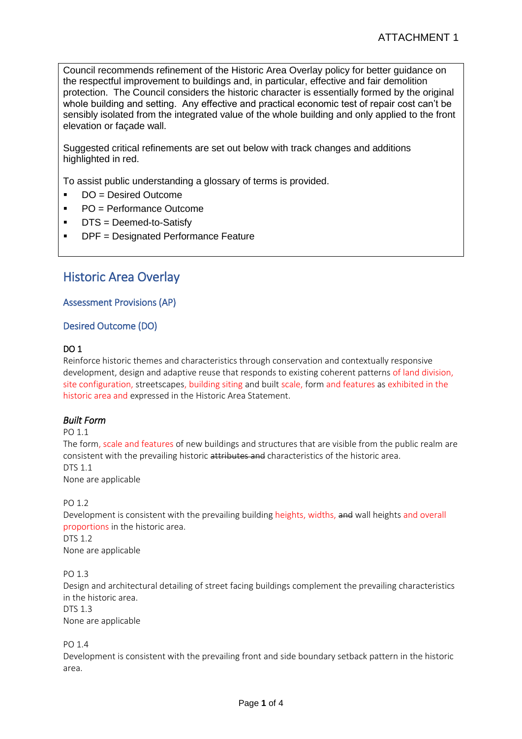ATTACHMENT 1

Council recommends refinement of the Historic Area Overlay policy for better guidance on the respectful improvement to buildings and, in particular, effective and fair demolition protection. The Council considers the historic character is essentially formed by the original whole building and setting. Any effective and practical economic test of repair cost can't be sensibly isolated from the integrated value of the whole building and only applied to the front elevation or façade wall.

Suggested critical refinements are set out below with track changes and additions highlighted in red.

To assist public understanding a glossary of terms is provided.

- DO = Desired Outcome
- PO = Performance Outcome
- DTS = Deemed-to-Satisfy
- DPF = Designated Performance Feature

# Historic Area Overlay

## Assessment Provisions (AP)

## Desired Outcome (DO)

**DO 1**

Reinforce historic themes and characteristics through conservation and contextually responsive development, design and adaptive reuse that responds to existing coherent patterns of land division, site configuration, streetscapes, building siting and built scale, form and features as exhibited in the historic area and expressed in the Historic Area Statement.

### *Built Form*

PO 1.1

The form, scale and features of new buildings and structures that are visible from the public realm are consistent with the prevailing historic ~~attributes and~~ characteristics of the historic area.

DTS 1.1

None are applicable

PO 1.2

Development is consistent with the prevailing building heights, widths, ~~and~~ wall heights and overall proportions in the historic area.

DTS 1.2

None are applicable

PO 1.3

Design and architectural detailing of street facing buildings complement the prevailing characteristics in the historic area.

DTS 1.3

None are applicable

PO 1.4

Development is consistent with the prevailing front and side boundary setback pattern in the historic area.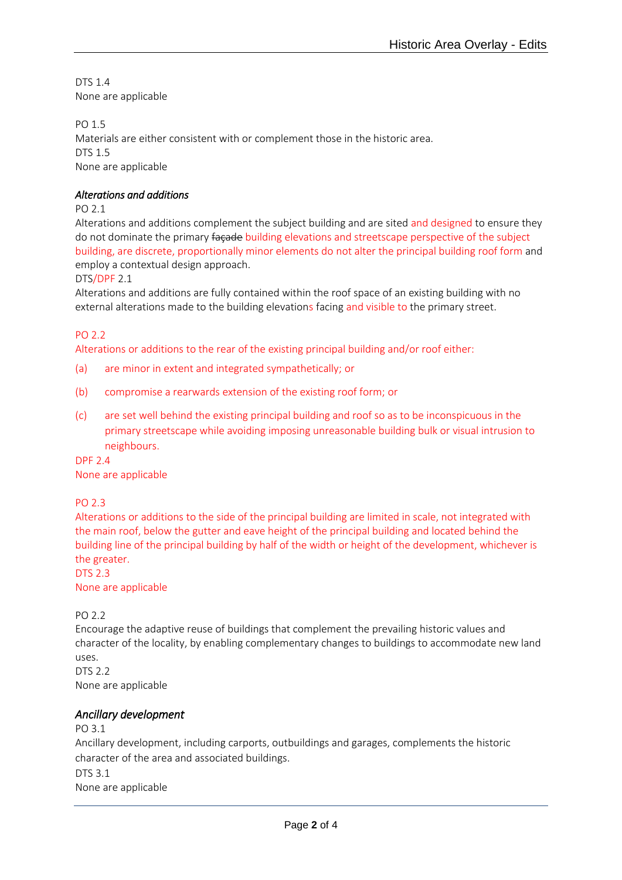DTS 1.4
None are applicable

PO 1.5
Materials are either consistent with or complement those in the historic area.
DTS 1.5
None are applicable

*Alterations and additions*

PO 2.1
Alterations and additions complement the subject building and are sited and designed to ensure they do not dominate the primary ~~façade~~ building elevations and streetscape perspective of the subject building, are discrete, proportionally minor elements do not alter the principal building roof form and employ a contextual design approach.
DTS/DPF 2.1
Alterations and additions are fully contained within the roof space of an existing building with no external alterations made to the building elevations facing and visible to the primary street.

PO 2.2
Alterations or additions to the rear of the existing principal building and/or roof either:

(a) are minor in extent and integrated sympathetically; or

(b) compromise a rearwards extension of the existing roof form; or

(c) are set well behind the existing principal building and roof so as to be inconspicuous in the primary streetscape while avoiding imposing unreasonable building bulk or visual intrusion to neighbours.

DPF 2.4
None are applicable

PO 2.3
Alterations or additions to the side of the principal building are limited in scale, not integrated with the main roof, below the gutter and eave height of the principal building and located behind the building line of the principal building by half of the width or height of the development, whichever is the greater.
DTS 2.3
None are applicable

PO 2.2
Encourage the adaptive reuse of buildings that complement the prevailing historic values and character of the locality, by enabling complementary changes to buildings to accommodate new land uses.
DTS 2.2
None are applicable

*Ancillary development*

PO 3.1
Ancillary development, including carports, outbuildings and garages, complements the historic character of the area and associated buildings.
DTS 3.1
None are applicable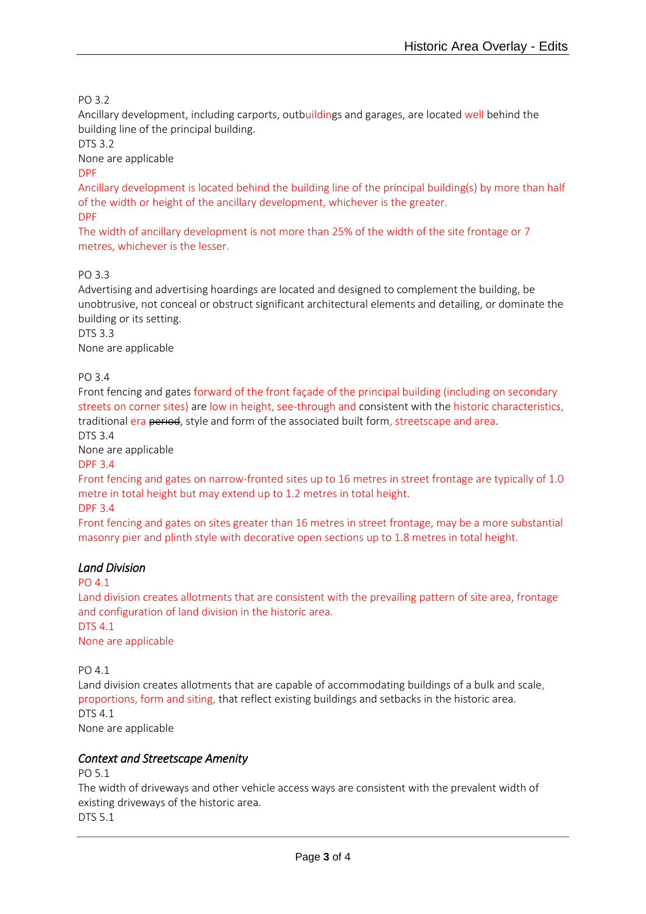PO 3.2

Ancillary development, including carports, outbuildings and garages, are located well behind the building line of the principal building.

DTS 3.2

None are applicable

DPF

Ancillary development is located behind the building line of the principal building(s) by more than half of the width or height of the ancillary development, whichever is the greater.

DPF

The width of ancillary development is not more than 25% of the width of the site frontage or 7 metres, whichever is the lesser.

PO 3.3

Advertising and advertising hoardings are located and designed to complement the building, be unobtrusive, not conceal or obstruct significant architectural elements and detailing, or dominate the building or its setting.

DTS 3.3

None are applicable

PO 3.4

Front fencing and gates forward of the front façade of the principal building (including on secondary streets on corner sites) are low in height, see-through and consistent with the historic characteristics, traditional era ~~period~~, style and form of the associated built form, streetscape and area.

DTS 3.4

None are applicable

DPF 3.4

Front fencing and gates on narrow-fronted sites up to 16 metres in street frontage are typically of 1.0 metre in total height but may extend up to 1.2 metres in total height.

DPF 3.4

Front fencing and gates on sites greater than 16 metres in street frontage, may be a more substantial masonry pier and plinth style with decorative open sections up to 1.8 metres in total height.

### *Land Division*

PO 4.1

Land division creates allotments that are consistent with the prevailing pattern of site area, frontage and configuration of land division in the historic area.

DTS 4.1

None are applicable

PO 4.1

Land division creates allotments that are capable of accommodating buildings of a bulk and scale, proportions, form and siting, that reflect existing buildings and setbacks in the historic area.

DTS 4.1

None are applicable

### *Context and Streetscape Amenity*

PO 5.1

The width of driveways and other vehicle access ways are consistent with the prevalent width of existing driveways of the historic area.

DTS 5.1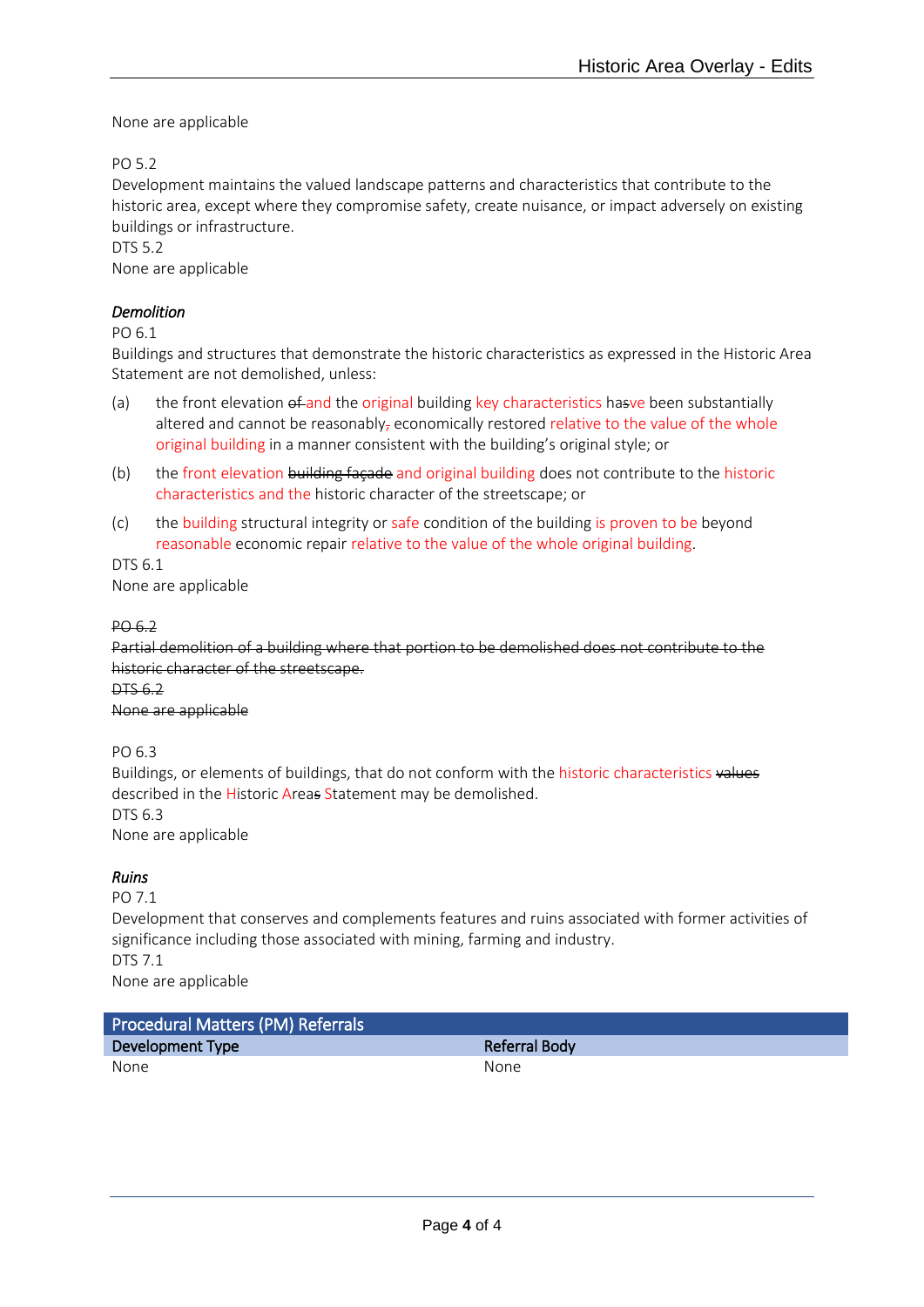None are applicable

PO 5.2
Development maintains the valued landscape patterns and characteristics that contribute to the historic area, except where they compromise safety, create nuisance, or impact adversely on existing buildings or infrastructure.
DTS 5.2
None are applicable

*Demolition*
PO 6.1
Buildings and structures that demonstrate the historic characteristics as expressed in the Historic Area Statement are not demolished, unless:

(a) the front elevation ~~of~~ and the original building key characteristics ha~~s~~ve been substantially altered and cannot be reasonably~~,~~ economically restored relative to the value of the whole original building in a manner consistent with the building's original style; or

(b) the front elevation ~~building façade~~ and original building does not contribute to the historic characteristics and the historic character of the streetscape; or

(c) the building structural integrity or safe condition of the building is proven to be beyond reasonable economic repair relative to the value of the whole original building.

DTS 6.1
None are applicable

~~PO 6.2~~
~~Partial demolition of a building where that portion to be demolished does not contribute to the historic character of the streetscape.~~
~~DTS 6.2~~
~~None are applicable~~

PO 6.3
Buildings, or elements of buildings, that do not conform with the historic characteristics ~~values~~ described in the Historic Area~~s~~ Statement may be demolished.
DTS 6.3
None are applicable

*Ruins*
PO 7.1
Development that conserves and complements features and ruins associated with former activities of significance including those associated with mining, farming and industry.
DTS 7.1
None are applicable

| Procedural Matters (PM) Referrals | |
|---|---|
| **Development Type** | **Referral Body** |
| None | None |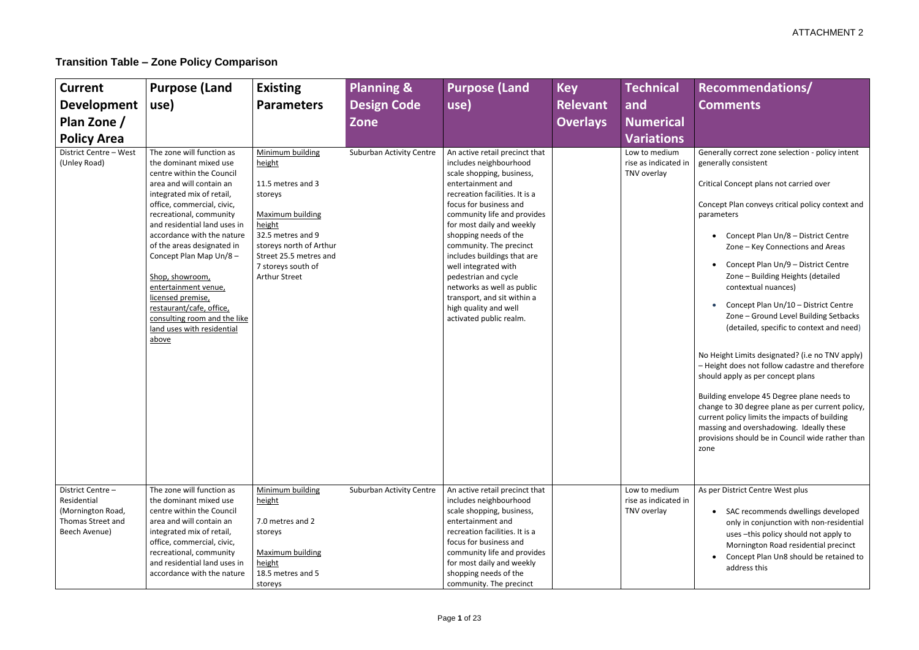ATTACHMENT 2

## Transition Table – Zone Policy Comparison

| Current Development Plan Zone / Policy Area | Purpose (Land use) | Existing Parameters | Planning & Design Code Zone | Purpose (Land use) | Key Relevant Overlays | Technical and Numerical Variations | Recommendations/ Comments |
|---|---|---|---|---|---|---|---|
| District Centre – West (Unley Road) | The zone will function as the dominant mixed use centre within the Council area and will contain an integrated mix of retail, office, commercial, civic, recreational, community and residential land uses in accordance with the nature of the areas designated in Concept Plan Map Un/8 – <br><br> Shop, showroom, entertainment venue, licensed premise, restaurant/cafe, office, consulting room and the like land uses with residential above | Minimum building height <br><br> 11.5 metres and 3 storeys <br><br> Maximum building height <br> 32.5 metres and 9 storeys north of Arthur Street 25.5 metres and 7 storeys south of Arthur Street | Suburban Activity Centre | An active retail precinct that includes neighbourhood scale shopping, business, entertainment and recreation facilities. It is a focus for business and community life and provides for most daily and weekly shopping needs of the community. The precinct includes buildings that are well integrated with pedestrian and cycle networks as well as public transport, and sit within a high quality and well activated public realm. | | Low to medium rise as indicated in TNV overlay | Generally correct zone selection - policy intent generally consistent <br><br> Critical Concept plans not carried over <br><br> Concept Plan conveys critical policy context and parameters <br><br> • Concept Plan Un/8 – District Centre Zone – Key Connections and Areas <br> • Concept Plan Un/9 – District Centre Zone – Building Heights (detailed contextual nuances) <br> • Concept Plan Un/10 – District Centre Zone – Ground Level Building Setbacks (detailed, specific to context and need) <br><br> No Height Limits designated? (i.e no TNV apply) – Height does not follow cadastre and therefore should apply as per concept plans <br><br> Building envelope 45 Degree plane needs to change to 30 degree plane as per current policy, current policy limits the impacts of building massing and overshadowing. Ideally these provisions should be in Council wide rather than zone |
| District Centre – Residential (Mornington Road, Thomas Street and Beech Avenue) | The zone will function as the dominant mixed use centre within the Council area and will contain an integrated mix of retail, office, commercial, civic, recreational, community and residential land uses in accordance with the nature | Minimum building height <br><br> 7.0 metres and 2 storeys <br><br> Maximum building height <br> 18.5 metres and 5 storeys | Suburban Activity Centre | An active retail precinct that includes neighbourhood scale shopping, business, entertainment and recreation facilities. It is a focus for business and community life and provides for most daily and weekly shopping needs of the community. The precinct | | Low to medium rise as indicated in TNV overlay | As per District Centre West plus <br><br> • SAC recommends dwellings developed only in conjunction with non-residential uses –this policy should not apply to Mornington Road residential precinct <br> • Concept Plan Un8 should be retained to address this |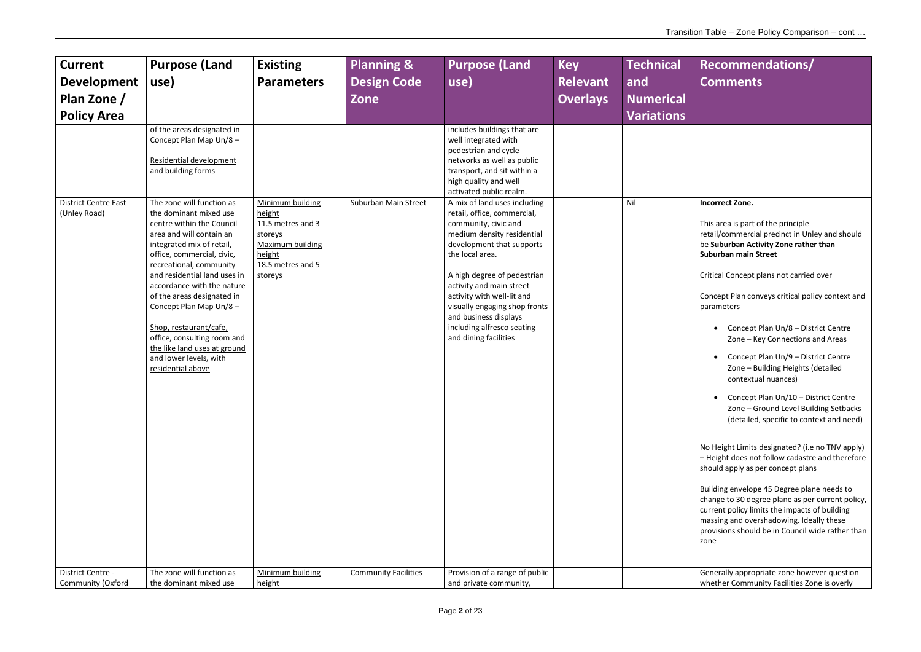| Current Development Plan Zone / Policy Area | Purpose (Land use) | Existing Parameters | Planning & Design Code Zone | Purpose (Land use) | Key Relevant Overlays | Technical and Numerical Variations | Recommendations/ Comments |
|---|---|---|---|---|---|---|---|
| | of the areas designated in Concept Plan Map Un/8 – <br><br> Residential development and building forms | | | includes buildings that are well integrated with pedestrian and cycle networks as well as public transport, and sit within a high quality and well activated public realm. | | | |
| District Centre East (Unley Road) | The zone will function as the dominant mixed use centre within the Council area and will contain an integrated mix of retail, office, commercial, civic, recreational, community and residential land uses in accordance with the nature of the areas designated in Concept Plan Map Un/8 – <br><br> Shop, restaurant/cafe, office, consulting room and the like land uses at ground and lower levels, with residential above | Minimum building height <br> 11.5 metres and 3 storeys <br> Maximum building height <br> 18.5 metres and 5 storeys | Suburban Main Street | A mix of land uses including retail, office, commercial, community, civic and medium density residential development that supports the local area. <br><br> A high degree of pedestrian activity and main street activity with well-lit and visually engaging shop fronts and business displays including alfresco seating and dining facilities | | Nil | **Incorrect Zone.** <br><br> This area is part of the principle retail/commercial precinct in Unley and should be **Suburban Activity Zone rather than Suburban main Street** <br><br> Critical Concept plans not carried over <br><br> Concept Plan conveys critical policy context and parameters <br><br> • Concept Plan Un/8 – District Centre Zone – Key Connections and Areas <br> • Concept Plan Un/9 – District Centre Zone – Building Heights (detailed contextual nuances) <br> • Concept Plan Un/10 – District Centre Zone – Ground Level Building Setbacks (detailed, specific to context and need) <br><br> No Height Limits designated? (i.e no TNV apply) – Height does not follow cadastre and therefore should apply as per concept plans <br><br> Building envelope 45 Degree plane needs to change to 30 degree plane as per current policy, current policy limits the impacts of building massing and overshadowing. Ideally these provisions should be in Council wide rather than zone |
| District Centre - Community (Oxford | The zone will function as the dominant mixed use | Minimum building height | Community Facilities | Provision of a range of public and private community, | | | Generally appropriate zone however question whether Community Facilities Zone is overly |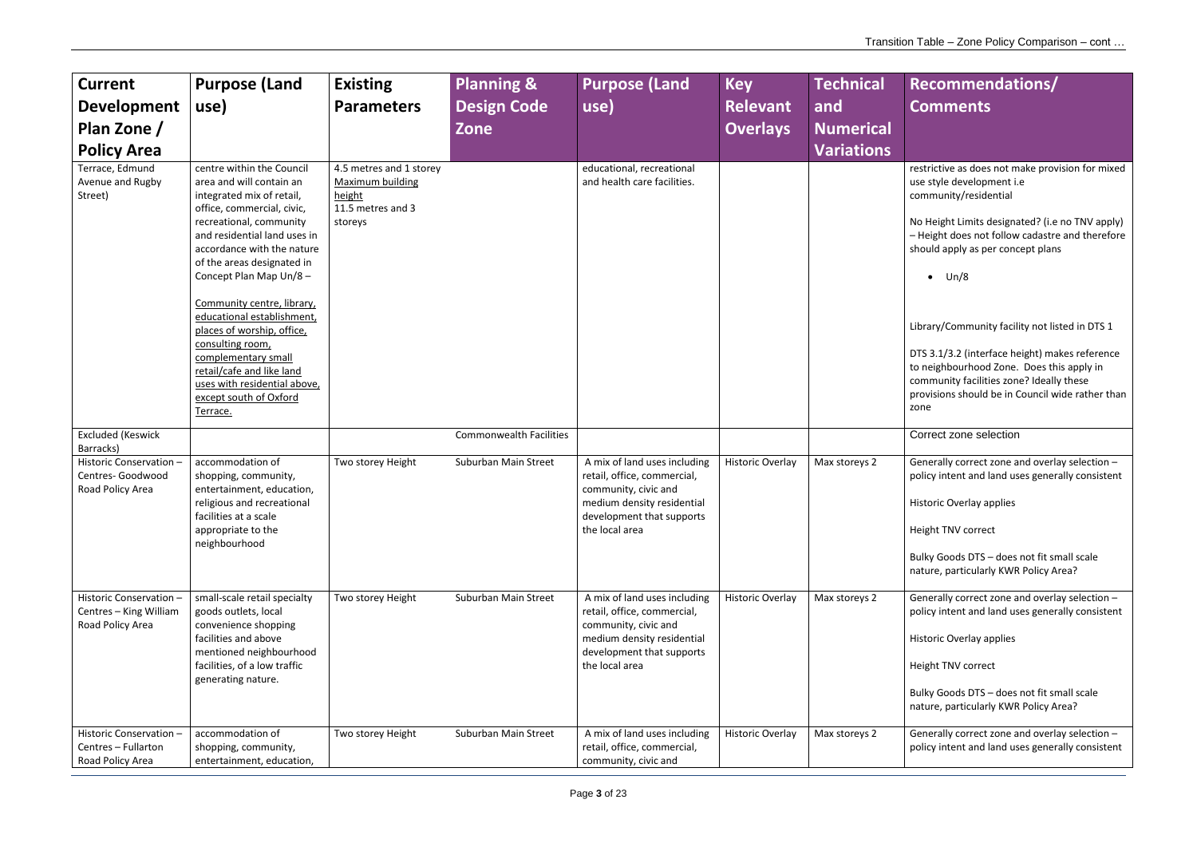| Current Development Plan Zone / Policy Area | Purpose (Land use) | Existing Parameters | Planning & Design Code Zone | Purpose (Land use) | Key Relevant Overlays | Technical and Numerical Variations | Recommendations/ Comments |
|---|---|---|---|---|---|---|---|
| Terrace, Edmund Avenue and Rugby Street) | centre within the Council area and will contain an integrated mix of retail, office, commercial, civic, recreational, community and residential land uses in accordance with the nature of the areas designated in Concept Plan Map Un/8 – <br><br> Community centre, library, educational establishment, places of worship, office, consulting room, complementary small retail/cafe and like land uses with residential above, except south of Oxford Terrace. | 4.5 metres and 1 storey <br> Maximum building height <br> 11.5 metres and 3 storeys | | educational, recreational and health care facilities. | | | restrictive as does not make provision for mixed use style development i.e community/residential <br><br> No Height Limits designated? (i.e no TNV apply) – Height does not follow cadastre and therefore should apply as per concept plans <br><br> • Un/8 <br><br> Library/Community facility not listed in DTS 1 <br><br> DTS 3.1/3.2 (interface height) makes reference to neighbourhood Zone. Does this apply in community facilities zone? Ideally these provisions should be in Council wide rather than zone |
| Excluded (Keswick Barracks) | | | Commonwealth Facilities | | | | Correct zone selection |
| Historic Conservation – Centres- Goodwood Road Policy Area | accommodation of shopping, community, entertainment, education, religious and recreational facilities at a scale appropriate to the neighbourhood | Two storey Height | Suburban Main Street | A mix of land uses including retail, office, commercial, community, civic and medium density residential development that supports the local area | Historic Overlay | Max storeys 2 | Generally correct zone and overlay selection – policy intent and land uses generally consistent <br><br> Historic Overlay applies <br><br> Height TNV correct <br><br> Bulky Goods DTS – does not fit small scale nature, particularly KWR Policy Area? |
| Historic Conservation – Centres – King William Road Policy Area | small-scale retail specialty goods outlets, local convenience shopping facilities and above mentioned neighbourhood facilities, of a low traffic generating nature. | Two storey Height | Suburban Main Street | A mix of land uses including retail, office, commercial, community, civic and medium density residential development that supports the local area | Historic Overlay | Max storeys 2 | Generally correct zone and overlay selection – policy intent and land uses generally consistent <br><br> Historic Overlay applies <br><br> Height TNV correct <br><br> Bulky Goods DTS – does not fit small scale nature, particularly KWR Policy Area? |
| Historic Conservation – Centres – Fullarton Road Policy Area | accommodation of shopping, community, entertainment, education, | Two storey Height | Suburban Main Street | A mix of land uses including retail, office, commercial, community, civic and | Historic Overlay | Max storeys 2 | Generally correct zone and overlay selection – policy intent and land uses generally consistent |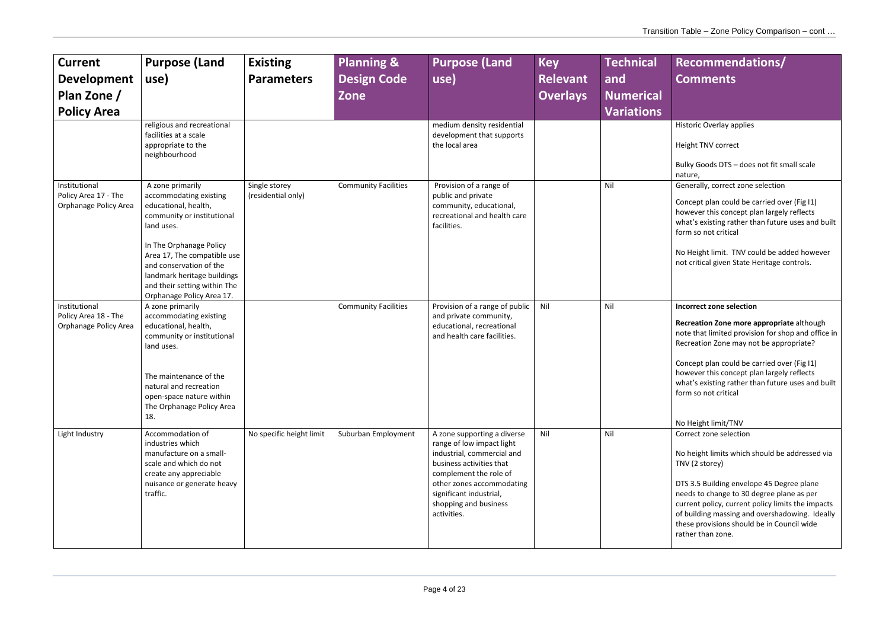| Current Development Plan Zone / Policy Area | Purpose (Land use) | Existing Parameters | Planning & Design Code Zone | Purpose (Land use) | Key Relevant Overlays | Technical and Numerical Variations | Recommendations/ Comments |
|---|---|---|---|---|---|---|---|
| | religious and recreational facilities at a scale appropriate to the neighbourhood | | | medium density residential development that supports the local area | | | Historic Overlay applies<br><br>Height TNV correct<br><br>Bulky Goods DTS – does not fit small scale nature, |
| Institutional Policy Area 17 - The Orphanage Policy Area | A zone primarily accommodating existing educational, health, community or institutional land uses.<br><br>In The Orphanage Policy Area 17, The compatible use and conservation of the landmark heritage buildings and their setting within The Orphanage Policy Area 17. | Single storey (residential only) | Community Facilities | Provision of a range of public and private community, educational, recreational and health care facilities. | | Nil | Generally, correct zone selection<br><br>Concept plan could be carried over (Fig I1) however this concept plan largely reflects what's existing rather than future uses and built form so not critical<br><br>No Height limit. TNV could be added however not critical given State Heritage controls. |
| Institutional Policy Area 18 - The Orphanage Policy Area | A zone primarily accommodating existing educational, health, community or institutional land uses.<br><br>The maintenance of the natural and recreation open-space nature within The Orphanage Policy Area 18. | | Community Facilities | Provision of a range of public and private community, educational, recreational and health care facilities. | Nil | Nil | **Incorrect zone selection**<br><br>**Recreation Zone more appropriate** although note that limited provision for shop and office in Recreation Zone may not be appropriate?<br><br>Concept plan could be carried over (Fig I1) however this concept plan largely reflects what's existing rather than future uses and built form so not critical<br><br>No Height limit/TNV |
| Light Industry | Accommodation of industries which manufacture on a small-scale and which do not create any appreciable nuisance or generate heavy traffic. | No specific height limit | Suburban Employment | A zone supporting a diverse range of low impact light industrial, commercial and business activities that complement the role of other zones accommodating significant industrial, shopping and business activities. | Nil | Nil | Correct zone selection<br><br>No height limits which should be addressed via TNV (2 storey)<br><br>DTS 3.5 Building envelope 45 Degree plane needs to change to 30 degree plane as per current policy, current policy limits the impacts of building massing and overshadowing. Ideally these provisions should be in Council wide rather than zone. |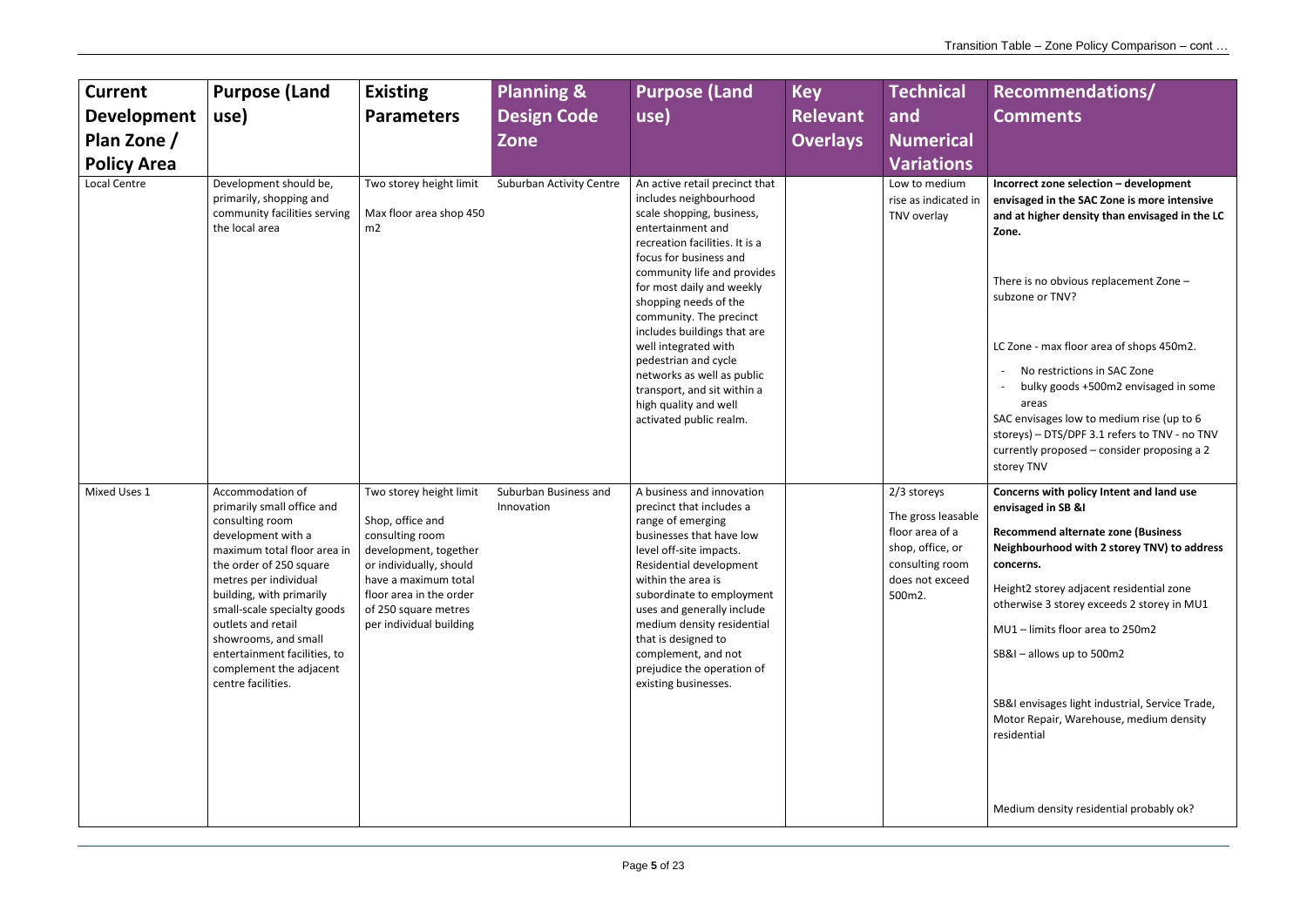| Current Development Plan Zone / Policy Area | Purpose (Land use) | Existing Parameters | Planning & Design Code Zone | Purpose (Land use) | Key Relevant Overlays | Technical and Numerical Variations | Recommendations/ Comments |
|---|---|---|---|---|---|---|---|
| Local Centre | Development should be, primarily, shopping and community facilities serving the local area | Two storey height limit<br><br>Max floor area shop 450 m2 | Suburban Activity Centre | An active retail precinct that includes neighbourhood scale shopping, business, entertainment and recreation facilities. It is a focus for business and community life and provides for most daily and weekly shopping needs of the community. The precinct includes buildings that are well integrated with pedestrian and cycle networks as well as public transport, and sit within a high quality and well activated public realm. | | Low to medium rise as indicated in TNV overlay | **Incorrect zone selection – development envisaged in the SAC Zone is more intensive and at higher density than envisaged in the LC Zone.**<br><br>There is no obvious replacement Zone – subzone or TNV?<br><br>LC Zone - max floor area of shops 450m2.<br>- No restrictions in SAC Zone<br>- bulky goods +500m2 envisaged in some areas<br><br>SAC envisages low to medium rise (up to 6 storeys) – DTS/DPF 3.1 refers to TNV - no TNV currently proposed – consider proposing a 2 storey TNV |
| Mixed Uses 1 | Accommodation of primarily small office and consulting room development with a maximum total floor area in the order of 250 square metres per individual building, with primarily small-scale specialty goods outlets and retail showrooms, and small entertainment facilities, to complement the adjacent centre facilities. | Two storey height limit<br><br>Shop, office and consulting room development, together or individually, should have a maximum total floor area in the order of 250 square metres per individual building | Suburban Business and Innovation | A business and innovation precinct that includes a range of emerging businesses that have low level off-site impacts. Residential development within the area is subordinate to employment uses and generally include medium density residential that is designed to complement, and not prejudice the operation of existing businesses. | | 2/3 storeys<br><br>The gross leasable floor area of a shop, office, or consulting room does not exceed 500m2. | **Concerns with policy Intent and land use envisaged in SB &I**<br><br>**Recommend alternate zone (Business Neighbourhood with 2 storey TNV) to address concerns.**<br><br>Height2 storey adjacent residential zone otherwise 3 storey exceeds 2 storey in MU1<br><br>MU1 – limits floor area to 250m2<br><br>SB&I – allows up to 500m2<br><br>SB&I envisages light industrial, Service Trade, Motor Repair, Warehouse, medium density residential<br><br>Medium density residential probably ok? |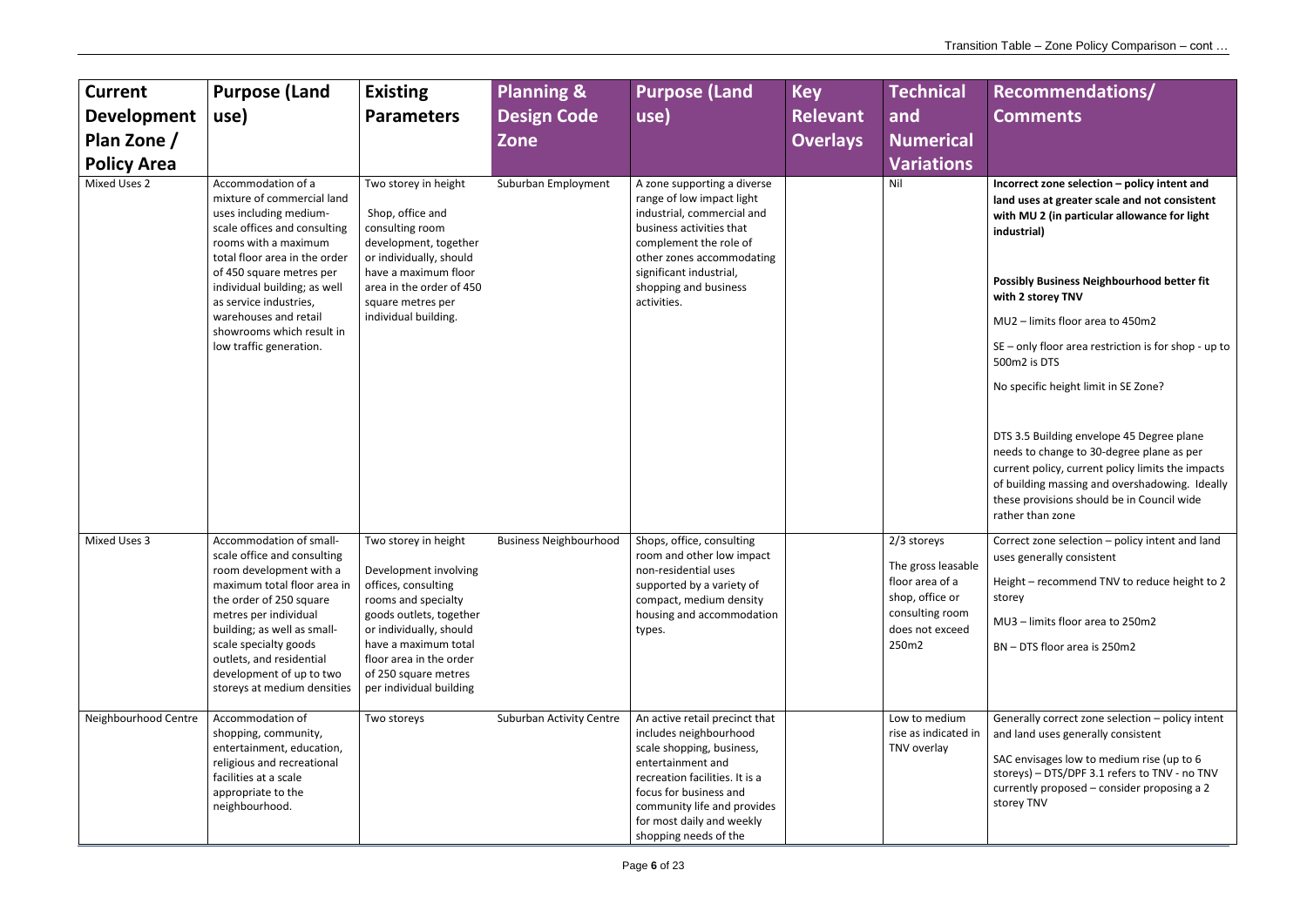| Current Development Plan Zone / Policy Area | Purpose (Land use) | Existing Parameters | Planning & Design Code Zone | Purpose (Land use) | Key Relevant Overlays | Technical and Numerical Variations | Recommendations/ Comments |
|---|---|---|---|---|---|---|---|
| Mixed Uses 2 | Accommodation of a mixture of commercial land uses including medium-scale offices and consulting rooms with a maximum total floor area in the order of 450 square metres per individual building; as well as service industries, warehouses and retail showrooms which result in low traffic generation. | Two storey in height<br><br>Shop, office and consulting room development, together or individually, should have a maximum floor area in the order of 450 square metres per individual building. | Suburban Employment | A zone supporting a diverse range of low impact light industrial, commercial and business activities that complement the role of other zones accommodating significant industrial, shopping and business activities. | | Nil | **Incorrect zone selection – policy intent and land uses at greater scale and not consistent with MU 2 (in particular allowance for light industrial)**<br><br>**Possibly Business Neighbourhood better fit with 2 storey TNV**<br><br>MU2 – limits floor area to 450m2<br><br>SE – only floor area restriction is for shop - up to 500m2 is DTS<br><br>No specific height limit in SE Zone?<br><br>DTS 3.5 Building envelope 45 Degree plane needs to change to 30-degree plane as per current policy, current policy limits the impacts of building massing and overshadowing. Ideally these provisions should be in Council wide rather than zone |
| Mixed Uses 3 | Accommodation of small-scale office and consulting room development with a maximum total floor area in the order of 250 square metres per individual building; as well as small-scale specialty goods outlets, and residential development of up to two storeys at medium densities | Two storey in height<br><br>Development involving offices, consulting rooms and specialty goods outlets, together or individually, should have a maximum total floor area in the order of 250 square metres per individual building | Business Neighbourhood | Shops, office, consulting room and other low impact non-residential uses supported by a variety of compact, medium density housing and accommodation types. | | 2/3 storeys<br><br>The gross leasable floor area of a shop, office or consulting room does not exceed 250m2 | Correct zone selection – policy intent and land uses generally consistent<br><br>Height – recommend TNV to reduce height to 2 storey<br><br>MU3 – limits floor area to 250m2<br><br>BN – DTS floor area is 250m2 |
| Neighbourhood Centre | Accommodation of shopping, community, entertainment, education, religious and recreational facilities at a scale appropriate to the neighbourhood. | Two storeys | Suburban Activity Centre | An active retail precinct that includes neighbourhood scale shopping, business, entertainment and recreation facilities. It is a focus for business and community life and provides for most daily and weekly shopping needs of the | | Low to medium rise as indicated in TNV overlay | Generally correct zone selection – policy intent and land uses generally consistent<br><br>SAC envisages low to medium rise (up to 6 storeys) – DTS/DPF 3.1 refers to TNV - no TNV currently proposed – consider proposing a 2 storey TNV |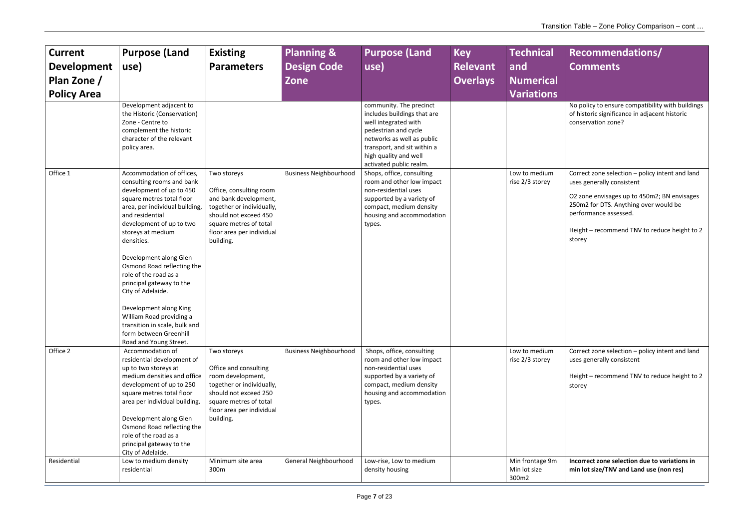| Current Development Plan Zone / Policy Area | Purpose (Land use) | Existing Parameters | Planning & Design Code Zone | Purpose (Land use) | Key Relevant Overlays | Technical and Numerical Variations | Recommendations/ Comments |
|---|---|---|---|---|---|---|---|
| | Development adjacent to the Historic (Conservation) Zone - Centre to complement the historic character of the relevant policy area. | | | community. The precinct includes buildings that are well integrated with pedestrian and cycle networks as well as public transport, and sit within a high quality and well activated public realm. | | | No policy to ensure compatibility with buildings of historic significance in adjacent historic conservation zone? |
| Office 1 | Accommodation of offices, consulting rooms and bank development of up to 450 square metres total floor area, per individual building, and residential development of up to two storeys at medium densities.<br><br>Development along Glen Osmond Road reflecting the role of the road as a principal gateway to the City of Adelaide.<br><br>Development along King William Road providing a transition in scale, bulk and form between Greenhill Road and Young Street. | Two storeys<br><br>Office, consulting room and bank development, together or individually, should not exceed 450 square metres of total floor area per individual building. | Business Neighbourhood | Shops, office, consulting room and other low impact non-residential uses supported by a variety of compact, medium density housing and accommodation types. | | Low to medium rise 2/3 storey | Correct zone selection – policy intent and land uses generally consistent<br><br>O2 zone envisages up to 450m2; BN envisages 250m2 for DTS. Anything over would be performance assessed.<br><br>Height – recommend TNV to reduce height to 2 storey |
| Office 2 | Accommodation of residential development of up to two storeys at medium densities and office development of up to 250 square metres total floor area per individual building.<br><br>Development along Glen Osmond Road reflecting the role of the road as a principal gateway to the City of Adelaide. | Two storeys<br><br>Office and consulting room development, together or individually, should not exceed 250 square metres of total floor area per individual building. | Business Neighbourhood | Shops, office, consulting room and other low impact non-residential uses supported by a variety of compact, medium density housing and accommodation types. | | Low to medium rise 2/3 storey | Correct zone selection – policy intent and land uses generally consistent<br><br>Height – recommend TNV to reduce height to 2 storey |
| Residential | Low to medium density residential | Minimum site area 300m | General Neighbourhood | Low-rise, Low to medium density housing | | Min frontage 9m<br>Min lot size 300m2 | **Incorrect zone selection due to variations in min lot size/TNV and Land use (non res)** |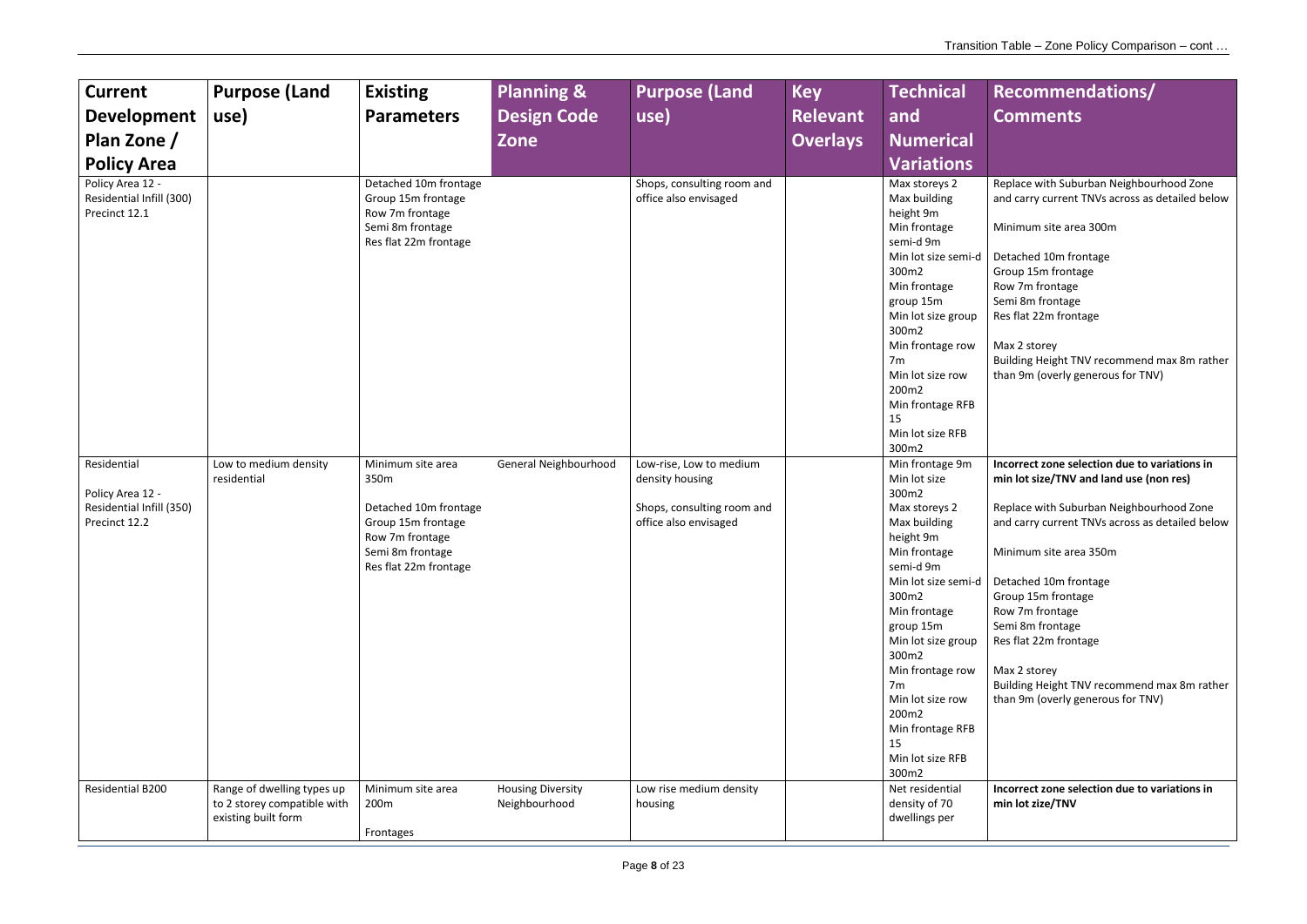| Current Development Plan Zone / Policy Area | Purpose (Land use) | Existing Parameters | Planning & Design Code Zone | Purpose (Land use) | Key Relevant Overlays | Technical and Numerical Variations | Recommendations/ Comments |
|---|---|---|---|---|---|---|---|
| Policy Area 12 - Residential Infill (300) Precinct 12.1 | | Detached 10m frontage<br>Group 15m frontage<br>Row 7m frontage<br>Semi 8m frontage<br>Res flat 22m frontage | | Shops, consulting room and office also envisaged | | Max storeys 2<br>Max building height 9m<br>Min frontage semi-d 9m<br>Min lot size semi-d 300m2<br>Min frontage group 15m<br>Min lot size group 300m2<br>Min frontage row 7m<br>Min lot size row 200m2<br>Min frontage RFB 15<br>Min lot size RFB 300m2 | Replace with Suburban Neighbourhood Zone and carry current TNVs across as detailed below<br><br>Minimum site area 300m<br><br>Detached 10m frontage<br>Group 15m frontage<br>Row 7m frontage<br>Semi 8m frontage<br>Res flat 22m frontage<br><br>Max 2 storey<br>Building Height TNV recommend max 8m rather than 9m (overly generous for TNV) |
| Residential<br><br>Policy Area 12 - Residential Infill (350) Precinct 12.2 | Low to medium density residential | Minimum site area 350m<br><br>Detached 10m frontage<br>Group 15m frontage<br>Row 7m frontage<br>Semi 8m frontage<br>Res flat 22m frontage | General Neighbourhood | Low-rise, Low to medium density housing<br><br>Shops, consulting room and office also envisaged | | Min frontage 9m<br>Min lot size 300m2<br>Max storeys 2<br>Max building height 9m<br>Min frontage semi-d 9m<br>Min lot size semi-d 300m2<br>Min frontage group 15m<br>Min lot size group 300m2<br>Min frontage row 7m<br>Min lot size row 200m2<br>Min frontage RFB 15<br>Min lot size RFB 300m2 | **Incorrect zone selection due to variations in min lot size/TNV and land use (non res)**<br><br>Replace with Suburban Neighbourhood Zone and carry current TNVs across as detailed below<br><br>Minimum site area 350m<br><br>Detached 10m frontage<br>Group 15m frontage<br>Row 7m frontage<br>Semi 8m frontage<br>Res flat 22m frontage<br><br>Max 2 storey<br>Building Height TNV recommend max 8m rather than 9m (overly generous for TNV) |
| Residential B200 | Range of dwelling types up to 2 storey compatible with existing built form | Minimum site area 200m<br><br>Frontages | Housing Diversity Neighbourhood | Low rise medium density housing | | Net residential density of 70 dwellings per | **Incorrect zone selection due to variations in min lot zize/TNV** |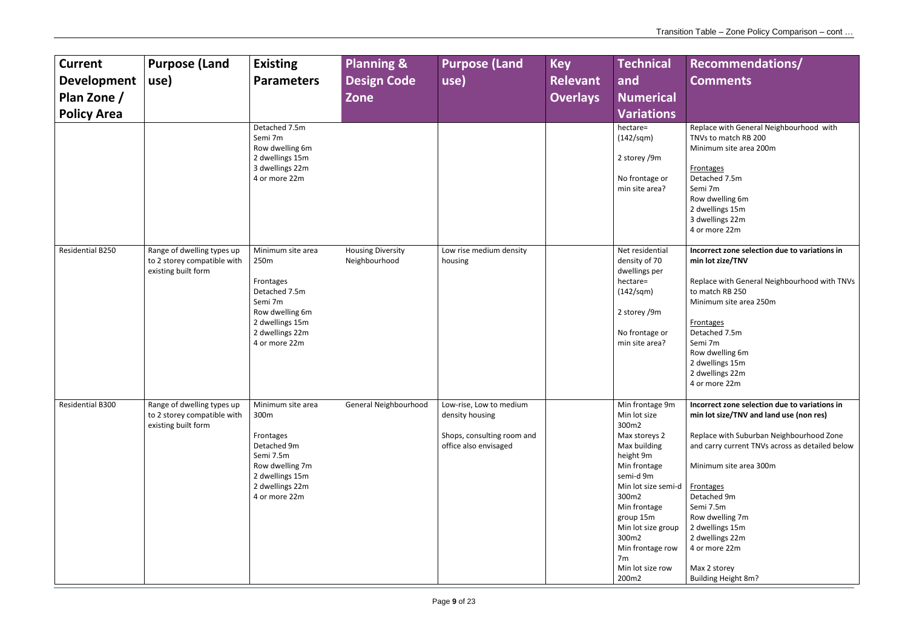| Current Development Plan Zone / Policy Area | Purpose (Land use) | Existing Parameters | Planning & Design Code Zone | Purpose (Land use) | Key Relevant Overlays | Technical and Numerical Variations | Recommendations/ Comments |
|---|---|---|---|---|---|---|---|
| | | Detached 7.5m<br>Semi 7m<br>Row dwelling 6m<br>2 dwellings 15m<br>3 dwellings 22m<br>4 or more 22m | | | | hectare=<br>(142/sqm)<br><br>2 storey /9m<br><br>No frontage or min site area? | Replace with General Neighbourhood with TNVs to match RB 200<br>Minimum site area 200m<br><br>Frontages<br>Detached 7.5m<br>Semi 7m<br>Row dwelling 6m<br>2 dwellings 15m<br>3 dwellings 22m<br>4 or more 22m |
| Residential B250 | Range of dwelling types up to 2 storey compatible with existing built form | Minimum site area 250m<br><br>Frontages<br>Detached 7.5m<br>Semi 7m<br>Row dwelling 6m<br>2 dwellings 15m<br>2 dwellings 22m<br>4 or more 22m | Housing Diversity Neighbourhood | Low rise medium density housing | | Net residential density of 70 dwellings per hectare=<br>(142/sqm)<br><br>2 storey /9m<br><br>No frontage or min site area? | **Incorrect zone selection due to variations in min lot zize/TNV**<br><br>Replace with General Neighbourhood with TNVs to match RB 250<br>Minimum site area 250m<br><br>Frontages<br>Detached 7.5m<br>Semi 7m<br>Row dwelling 6m<br>2 dwellings 15m<br>2 dwellings 22m<br>4 or more 22m |
| Residential B300 | Range of dwelling types up to 2 storey compatible with existing built form | Minimum site area 300m<br><br>Frontages<br>Detached 9m<br>Semi 7.5m<br>Row dwelling 7m<br>2 dwellings 15m<br>2 dwellings 22m<br>4 or more 22m | General Neighbourhood | Low-rise, Low to medium density housing<br><br>Shops, consulting room and office also envisaged | | Min frontage 9m<br>Min lot size 300m2<br>Max storeys 2<br>Max building height 9m<br>Min frontage semi-d 9m<br>Min lot size semi-d 300m2<br>Min frontage group 15m<br>Min lot size group 300m2<br>Min frontage row 7m<br>Min lot size row 200m2 | **Incorrect zone selection due to variations in min lot size/TNV and land use (non res)**<br><br>Replace with Suburban Neighbourhood Zone and carry current TNVs across as detailed below<br><br>Minimum site area 300m<br><br>Frontages<br>Detached 9m<br>Semi 7.5m<br>Row dwelling 7m<br>2 dwellings 15m<br>2 dwellings 22m<br>4 or more 22m<br><br>Max 2 storey<br>Building Height 8m? |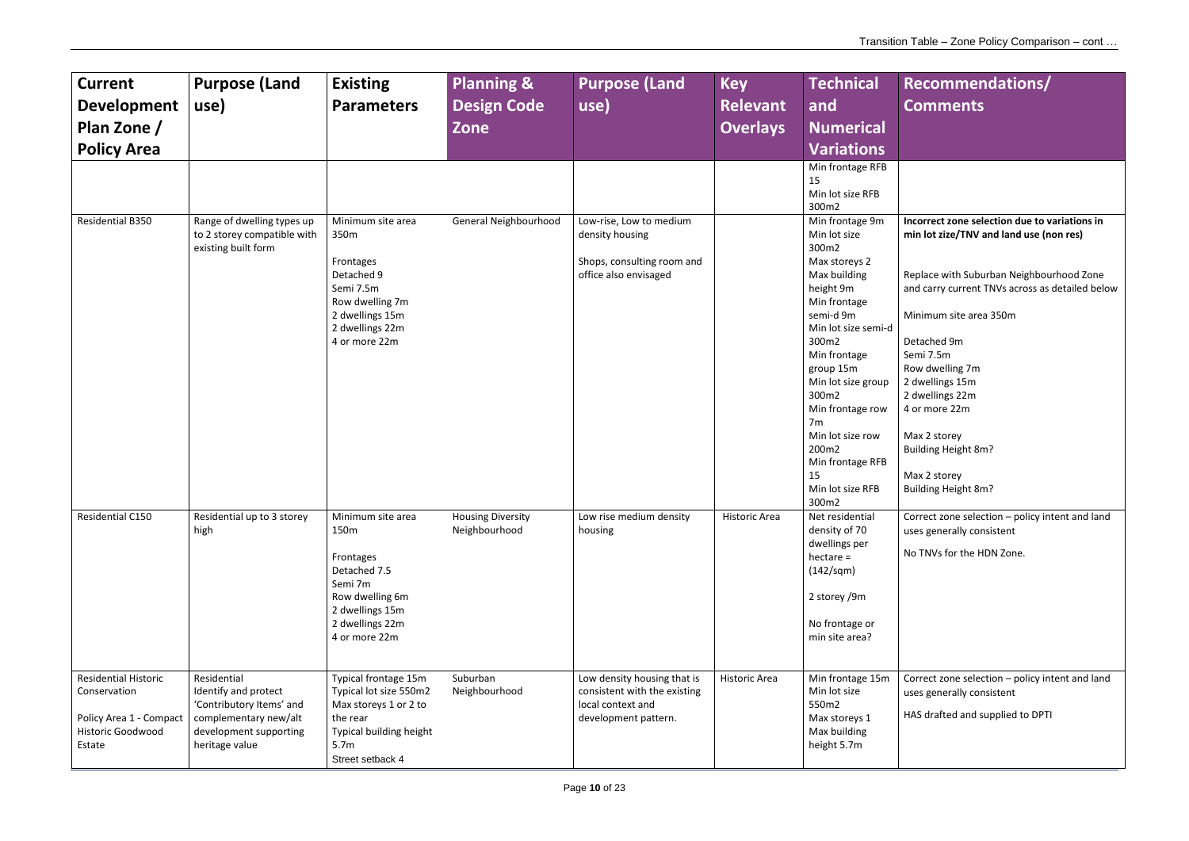| Current Development Plan Zone / Policy Area | Purpose (Land use) | Existing Parameters | Planning & Design Code Zone | Purpose (Land use) | Key Relevant Overlays | Technical and Numerical Variations | Recommendations/ Comments |
|---|---|---|---|---|---|---|---|
| | | | | | | Min frontage RFB 15<br>Min lot size RFB 300m2 | |
| Residential B350 | Range of dwelling types up to 2 storey compatible with existing built form | Minimum site area 350m<br><br>Frontages<br>Detached 9<br>Semi 7.5m<br>Row dwelling 7m<br>2 dwellings 15m<br>2 dwellings 22m<br>4 or more 22m | General Neighbourhood | Low-rise, Low to medium density housing<br><br>Shops, consulting room and office also envisaged | | Min frontage 9m<br>Min lot size 300m2<br>Max storeys 2<br>Max building height 9m<br>Min frontage semi-d 9m<br>Min lot size semi-d 300m2<br>Min frontage group 15m<br>Min lot size group 300m2<br>Min frontage row 7m<br>Min lot size row 200m2<br>Min frontage RFB 15<br>Min lot size RFB 300m2 | **Incorrect zone selection due to variations in min lot zize/TNV and land use (non res)**<br><br>Replace with Suburban Neighbourhood Zone and carry current TNVs across as detailed below<br><br>Minimum site area 350m<br><br>Detached 9m<br>Semi 7.5m<br>Row dwelling 7m<br>2 dwellings 15m<br>2 dwellings 22m<br>4 or more 22m<br><br>Max 2 storey<br>Building Height 8m?<br><br>Max 2 storey<br>Building Height 8m? |
| Residential C150 | Residential up to 3 storey high | Minimum site area 150m<br><br>Frontages<br>Detached 7.5<br>Semi 7m<br>Row dwelling 6m<br>2 dwellings 15m<br>2 dwellings 22m<br>4 or more 22m | Housing Diversity Neighbourhood | Low rise medium density housing | Historic Area | Net residential density of 70 dwellings per hectare = (142/sqm)<br><br>2 storey /9m<br><br>No frontage or min site area? | Correct zone selection – policy intent and land uses generally consistent<br><br>No TNVs for the HDN Zone. |
| Residential Historic Conservation<br><br>Policy Area 1 - Compact Historic Goodwood Estate | Residential<br>Identify and protect 'Contributory Items' and complementary new/alt development supporting heritage value | Typical frontage 15m<br>Typical lot size 550m2<br>Max storeys 1 or 2 to the rear<br>Typical building height 5.7m<br>Street setback 4 | Suburban Neighbourhood | Low density housing that is consistent with the existing local context and development pattern. | Historic Area | Min frontage 15m<br>Min lot size 550m2<br>Max storeys 1<br>Max building height 5.7m | Correct zone selection – policy intent and land uses generally consistent<br><br>HAS drafted and supplied to DPTI |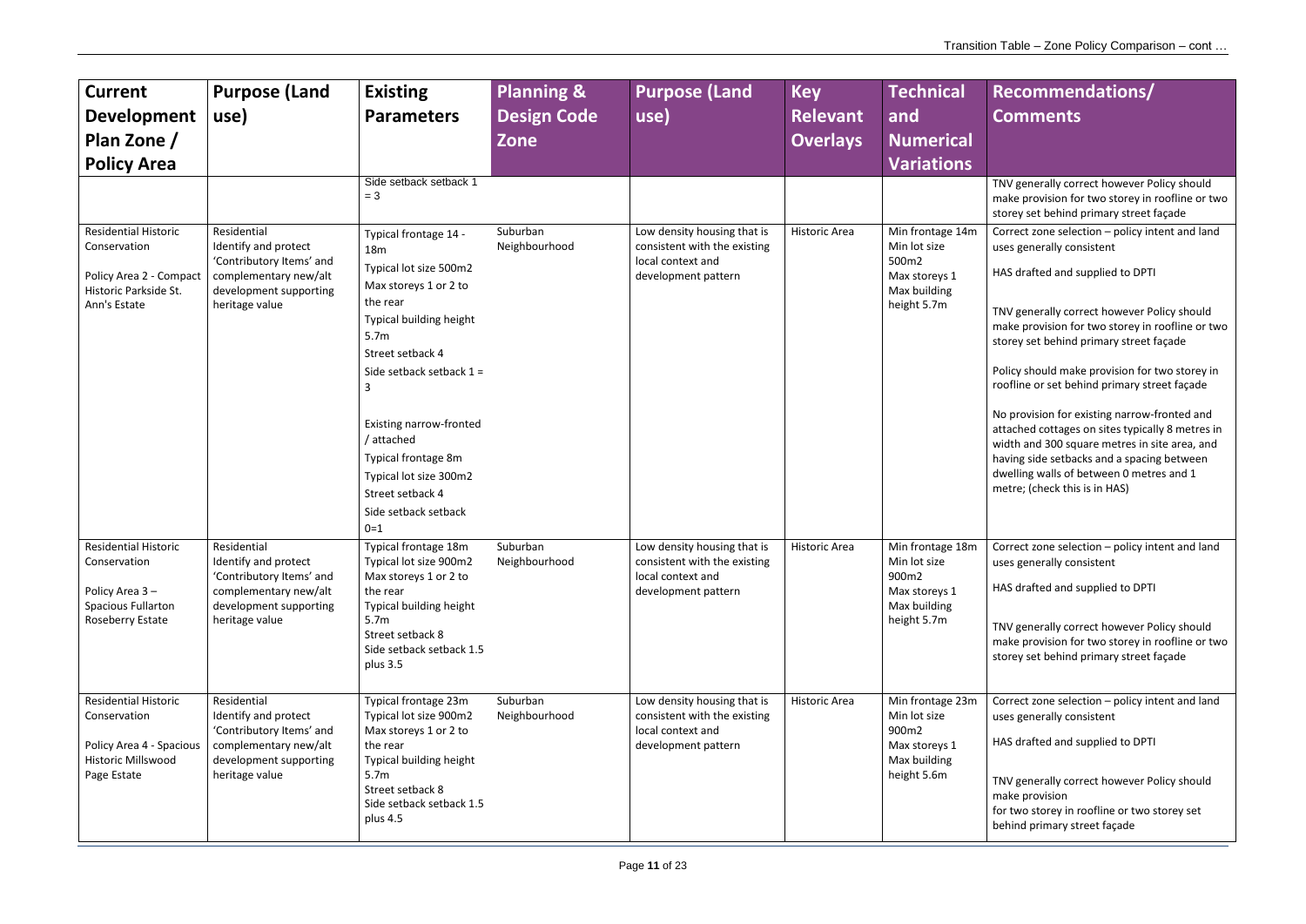| Current Development Plan Zone / Policy Area | Purpose (Land use) | Existing Parameters | Planning & Design Code Zone | Purpose (Land use) | Key Relevant Overlays | Technical and Numerical Variations | Recommendations/ Comments |
|---|---|---|---|---|---|---|---|
| | | Side setback setback 1 = 3 | | | | | TNV generally correct however Policy should make provision for two storey in roofline or two storey set behind primary street façade |
| Residential Historic Conservation<br><br>Policy Area 2 - Compact Historic Parkside St. Ann's Estate | Residential<br>Identify and protect 'Contributory Items' and complementary new/alt development supporting heritage value | Typical frontage 14 - 18m<br>Typical lot size 500m2<br>Max storeys 1 or 2 to the rear<br>Typical building height 5.7m<br>Street setback 4<br>Side setback setback 1 = 3<br><br>Existing narrow-fronted / attached<br>Typical frontage 8m<br>Typical lot size 300m2<br>Street setback 4<br>Side setback setback 0=1 | Suburban Neighbourhood | Low density housing that is consistent with the existing local context and development pattern | Historic Area | Min frontage 14m<br>Min lot size 500m2<br>Max storeys 1<br>Max building height 5.7m | Correct zone selection – policy intent and land uses generally consistent<br><br>HAS drafted and supplied to DPTI<br><br>TNV generally correct however Policy should make provision for two storey in roofline or two storey set behind primary street façade<br><br>Policy should make provision for two storey in roofline or set behind primary street façade<br><br>No provision for existing narrow-fronted and attached cottages on sites typically 8 metres in width and 300 square metres in site area, and having side setbacks and a spacing between dwelling walls of between 0 metres and 1 metre; (check this is in HAS) |
| Residential Historic Conservation<br><br>Policy Area 3 – Spacious Fullarton Roseberry Estate | Residential<br>Identify and protect 'Contributory Items' and complementary new/alt development supporting heritage value | Typical frontage 18m<br>Typical lot size 900m2<br>Max storeys 1 or 2 to the rear<br>Typical building height 5.7m<br>Street setback 8<br>Side setback setback 1.5 plus 3.5 | Suburban Neighbourhood | Low density housing that is consistent with the existing local context and development pattern | Historic Area | Min frontage 18m<br>Min lot size 900m2<br>Max storeys 1<br>Max building height 5.7m | Correct zone selection – policy intent and land uses generally consistent<br><br>HAS drafted and supplied to DPTI<br><br>TNV generally correct however Policy should make provision for two storey in roofline or two storey set behind primary street façade |
| Residential Historic Conservation<br><br>Policy Area 4 - Spacious Historic Millswood Page Estate | Residential<br>Identify and protect 'Contributory Items' and complementary new/alt development supporting heritage value | Typical frontage 23m<br>Typical lot size 900m2<br>Max storeys 1 or 2 to the rear<br>Typical building height 5.7m<br>Street setback 8<br>Side setback setback 1.5 plus 4.5 | Suburban Neighbourhood | Low density housing that is consistent with the existing local context and development pattern | Historic Area | Min frontage 23m<br>Min lot size 900m2<br>Max storeys 1<br>Max building height 5.6m | Correct zone selection – policy intent and land uses generally consistent<br><br>HAS drafted and supplied to DPTI<br><br>TNV generally correct however Policy should make provision for two storey in roofline or two storey set behind primary street façade |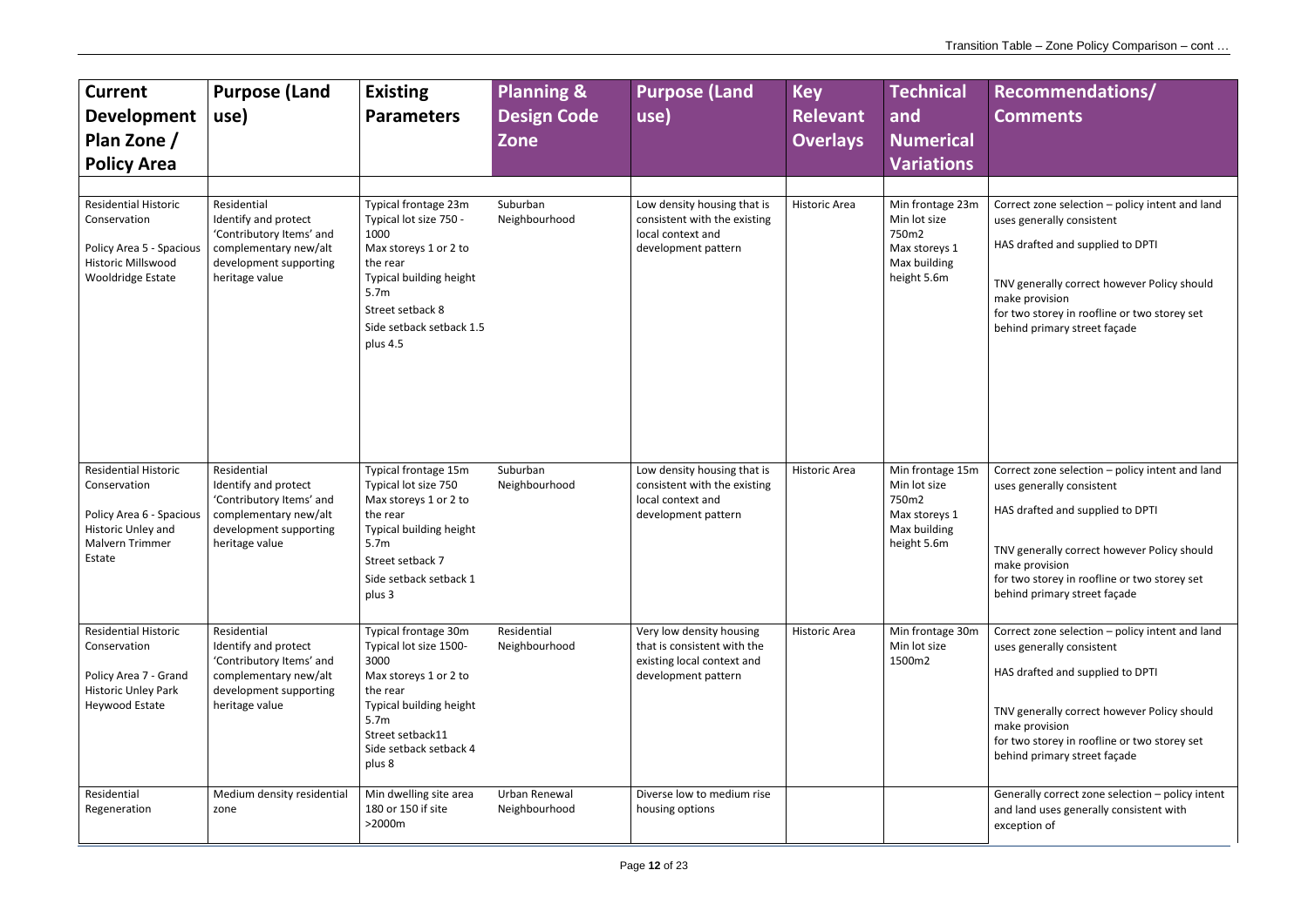| Current Development Plan Zone / Policy Area | Purpose (Land use) | Existing Parameters | Planning & Design Code Zone | Purpose (Land use) | Key Relevant Overlays | Technical and Numerical Variations | Recommendations/ Comments |
|---|---|---|---|---|---|---|---|
| Residential Historic Conservation<br><br>Policy Area 5 - Spacious Historic Millswood Wooldridge Estate | Residential<br>Identify and protect 'Contributory Items' and complementary new/alt development supporting heritage value | Typical frontage 23m<br>Typical lot size 750 - 1000<br>Max storeys 1 or 2 to the rear<br>Typical building height 5.7m<br>Street setback 8<br>Side setback setback 1.5 plus 4.5 | Suburban Neighbourhood | Low density housing that is consistent with the existing local context and development pattern | Historic Area | Min frontage 23m<br>Min lot size 750m2<br>Max storeys 1<br>Max building height 5.6m | Correct zone selection – policy intent and land uses generally consistent<br><br>HAS drafted and supplied to DPTI<br><br>TNV generally correct however Policy should make provision for two storey in roofline or two storey set behind primary street façade |
| Residential Historic Conservation<br><br>Policy Area 6 - Spacious Historic Unley and Malvern Trimmer Estate | Residential<br>Identify and protect 'Contributory Items' and complementary new/alt development supporting heritage value | Typical frontage 15m<br>Typical lot size 750<br>Max storeys 1 or 2 to the rear<br>Typical building height 5.7m<br>Street setback 7<br>Side setback setback 1 plus 3 | Suburban Neighbourhood | Low density housing that is consistent with the existing local context and development pattern | Historic Area | Min frontage 15m<br>Min lot size 750m2<br>Max storeys 1<br>Max building height 5.6m | Correct zone selection – policy intent and land uses generally consistent<br><br>HAS drafted and supplied to DPTI<br><br>TNV generally correct however Policy should make provision for two storey in roofline or two storey set behind primary street façade |
| Residential Historic Conservation<br><br>Policy Area 7 - Grand Historic Unley Park Heywood Estate | Residential<br>Identify and protect 'Contributory Items' and complementary new/alt development supporting heritage value | Typical frontage 30m<br>Typical lot size 1500-3000<br>Max storeys 1 or 2 to the rear<br>Typical building height 5.7m<br>Street setback11<br>Side setback setback 4 plus 8 | Residential Neighbourhood | Very low density housing that is consistent with the existing local context and development pattern | Historic Area | Min frontage 30m<br>Min lot size 1500m2 | Correct zone selection – policy intent and land uses generally consistent<br><br>HAS drafted and supplied to DPTI<br><br>TNV generally correct however Policy should make provision for two storey in roofline or two storey set behind primary street façade |
| Residential Regeneration | Medium density residential zone | Min dwelling site area 180 or 150 if site >2000m | Urban Renewal Neighbourhood | Diverse low to medium rise housing options | | | Generally correct zone selection – policy intent and land uses generally consistent with exception of |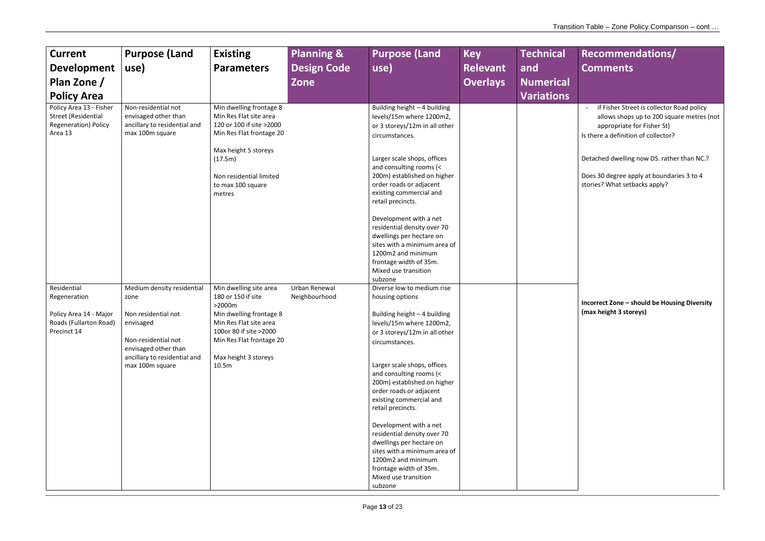| Current Development Plan Zone / Policy Area | Purpose (Land use) | Existing Parameters | Planning & Design Code Zone | Purpose (Land use) | Key Relevant Overlays | Technical and Numerical Variations | Recommendations/ Comments |
|---|---|---|---|---|---|---|---|
| Policy Area 13 - Fisher Street (Residential Regeneration) Policy Area 13 | Non-residential not envisaged other than ancillary to residential and max 100m square | Min dwelling frontage 8<br>Min Res Flat site area 120 or 100 if site >2000<br>Min Res Flat frontage 20<br><br>Max height 5 storeys (17.5m)<br><br>Non residential limited to max 100 square metres | | Building height – 4 building levels/15m where 1200m2, or 3 storeys/12m in all other circumstances.<br><br>Larger scale shops, offices and consulting rooms (< 200m) established on higher order roads or adjacent existing commercial and retail precincts.<br><br>Development with a net residential density over 70 dwellings per hectare on sites with a minimum area of 1200m2 and minimum frontage width of 35m.<br>Mixed use transition subzone | | | - if Fisher Street is collector Road policy allows shops up to 200 square metres (not appropriate for Fisher St)<br>Is there a definition of collector?<br><br>Detached dwelling now DS. rather than NC.?<br><br>Does 30 degree apply at boundaries 3 to 4 stories? What setbacks apply? |
| Residential Regeneration<br><br>Policy Area 14 - Major Roads (Fullarton Road) Precinct 14 | Medium density residential zone<br><br>Non residential not envisaged<br><br>Non-residential not envisaged other than ancillary to residential and max 100m square | Min dwelling site area 180 or 150 if site >2000m<br>Min dwelling frontage 8<br>Min Res Flat site area 100or 80 if site >2000<br>Min Res Flat frontage 20<br><br>Max height 3 storeys 10.5m | Urban Renewal Neighbourhood | Diverse low to medium rise housing options<br><br>Building height – 4 building levels/15m where 1200m2, or 3 storeys/12m in all other circumstances.<br><br>Larger scale shops, offices and consulting rooms (< 200m) established on higher order roads or adjacent existing commercial and retail precincts.<br><br>Development with a net residential density over 70 dwellings per hectare on sites with a minimum area of 1200m2 and minimum frontage width of 35m.<br>Mixed use transition subzone | | | **Incorrect Zone – should be Housing Diversity (max height 3 storeys)** |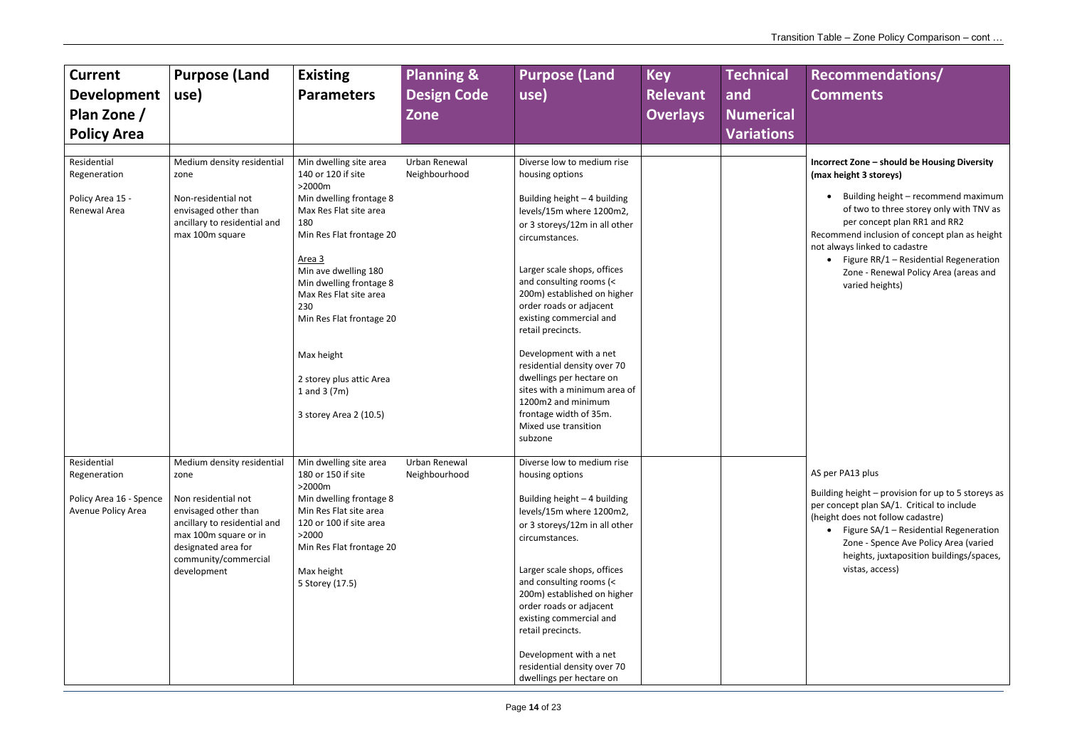| Current Development Plan Zone / Policy Area | Purpose (Land use) | Existing Parameters | Planning & Design Code Zone | Purpose (Land use) | Key Relevant Overlays | Technical and Numerical Variations | Recommendations/ Comments |
|---|---|---|---|---|---|---|---|
| Residential Regeneration<br><br>Policy Area 15 - Renewal Area | Medium density residential zone<br><br>Non-residential not envisaged other than ancillary to residential and max 100m square | Min dwelling site area 140 or 120 if site >2000m<br>Min dwelling frontage 8<br>Max Res Flat site area 180<br>Min Res Flat frontage 20<br><br>Area 3<br>Min ave dwelling 180<br>Min dwelling frontage 8<br>Max Res Flat site area 230<br>Min Res Flat frontage 20<br><br>Max height<br><br>2 storey plus attic Area 1 and 3 (7m)<br><br>3 storey Area 2 (10.5) | Urban Renewal Neighbourhood | Diverse low to medium rise housing options<br><br>Building height – 4 building levels/15m where 1200m2, or 3 storeys/12m in all other circumstances.<br><br>Larger scale shops, offices and consulting rooms (< 200m) established on higher order roads or adjacent existing commercial and retail precincts.<br><br>Development with a net residential density over 70 dwellings per hectare on sites with a minimum area of 1200m2 and minimum frontage width of 35m.<br>Mixed use transition subzone | | | **Incorrect Zone – should be Housing Diversity (max height 3 storeys)**<br><br>• Building height – recommend maximum of two to three storey only with TNV as per concept plan RR1 and RR2<br><br>Recommend inclusion of concept plan as height not always linked to cadastre<br><br>• Figure RR/1 – Residential Regeneration Zone - Renewal Policy Area (areas and varied heights) |
| Residential Regeneration<br><br>Policy Area 16 - Spence Avenue Policy Area | Medium density residential zone<br><br>Non residential not envisaged other than ancillary to residential and max 100m square or in designated area for community/commercial development | Min dwelling site area 180 or 150 if site >2000m<br>Min dwelling frontage 8<br>Min Res Flat site area 120 or 100 if site area >2000<br>Min Res Flat frontage 20<br><br>Max height<br>5 Storey (17.5) | Urban Renewal Neighbourhood | Diverse low to medium rise housing options<br><br>Building height – 4 building levels/15m where 1200m2, or 3 storeys/12m in all other circumstances.<br><br>Larger scale shops, offices and consulting rooms (< 200m) established on higher order roads or adjacent existing commercial and retail precincts.<br><br>Development with a net residential density over 70 dwellings per hectare on | | | AS per PA13 plus<br><br>Building height – provision for up to 5 storeys as per concept plan SA/1. Critical to include (height does not follow cadastre)<br><br>• Figure SA/1 – Residential Regeneration Zone - Spence Ave Policy Area (varied heights, juxtaposition buildings/spaces, vistas, access) |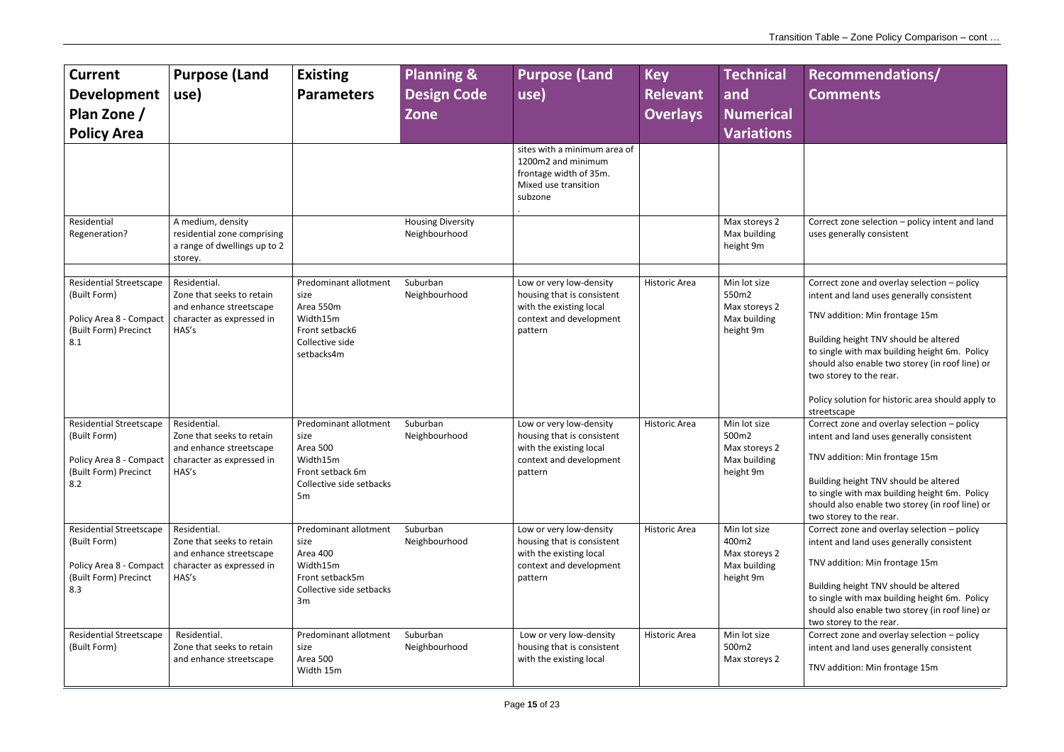| Current Development Plan Zone / Policy Area | Purpose (Land use) | Existing Parameters | Planning & Design Code Zone | Purpose (Land use) | Key Relevant Overlays | Technical and Numerical Variations | Recommendations/ Comments |
|---|---|---|---|---|---|---|---|
| | | | | sites with a minimum area of 1200m2 and minimum frontage width of 35m. Mixed use transition subzone . | | | |
| Residential Regeneration? | A medium, density residential zone comprising a range of dwellings up to 2 storey. | | Housing Diversity Neighbourhood | | | Max storeys 2 Max building height 9m | Correct zone selection – policy intent and land uses generally consistent |
| Residential Streetscape (Built Form) Policy Area 8 - Compact (Built Form) Precinct 8.1 | Residential. Zone that seeks to retain and enhance streetscape character as expressed in HAS's | Predominant allotment size Area 550m Width15m Front setback6 Collective side setbacks4m | Suburban Neighbourhood | Low or very low-density housing that is consistent with the existing local context and development pattern | Historic Area | Min lot size 550m2 Max storeys 2 Max building height 9m | Correct zone and overlay selection – policy intent and land uses generally consistent<br><br>TNV addition: Min frontage 15m<br><br>Building height TNV should be altered to single with max building height 6m. Policy should also enable two storey (in roof line) or two storey to the rear.<br><br>Policy solution for historic area should apply to streetscape |
| Residential Streetscape (Built Form) Policy Area 8 - Compact (Built Form) Precinct 8.2 | Residential. Zone that seeks to retain and enhance streetscape character as expressed in HAS's | Predominant allotment size Area 500 Width15m Front setback 6m Collective side setbacks 5m | Suburban Neighbourhood | Low or very low-density housing that is consistent with the existing local context and development pattern | Historic Area | Min lot size 500m2 Max storeys 2 Max building height 9m | Correct zone and overlay selection – policy intent and land uses generally consistent<br><br>TNV addition: Min frontage 15m<br><br>Building height TNV should be altered to single with max building height 6m. Policy should also enable two storey (in roof line) or two storey to the rear. |
| Residential Streetscape (Built Form) Policy Area 8 - Compact (Built Form) Precinct 8.3 | Residential. Zone that seeks to retain and enhance streetscape character as expressed in HAS's | Predominant allotment size Area 400 Width15m Front setback5m Collective side setbacks 3m | Suburban Neighbourhood | Low or very low-density housing that is consistent with the existing local context and development pattern | Historic Area | Min lot size 400m2 Max storeys 2 Max building height 9m | Correct zone and overlay selection – policy intent and land uses generally consistent<br><br>TNV addition: Min frontage 15m<br><br>Building height TNV should be altered to single with max building height 6m. Policy should also enable two storey (in roof line) or two storey to the rear. |
| Residential Streetscape (Built Form) | Residential. Zone that seeks to retain and enhance streetscape | Predominant allotment size Area 500 Width 15m | Suburban Neighbourhood | Low or very low-density housing that is consistent with the existing local | Historic Area | Min lot size 500m2 Max storeys 2 | Correct zone and overlay selection – policy intent and land uses generally consistent<br><br>TNV addition: Min frontage 15m |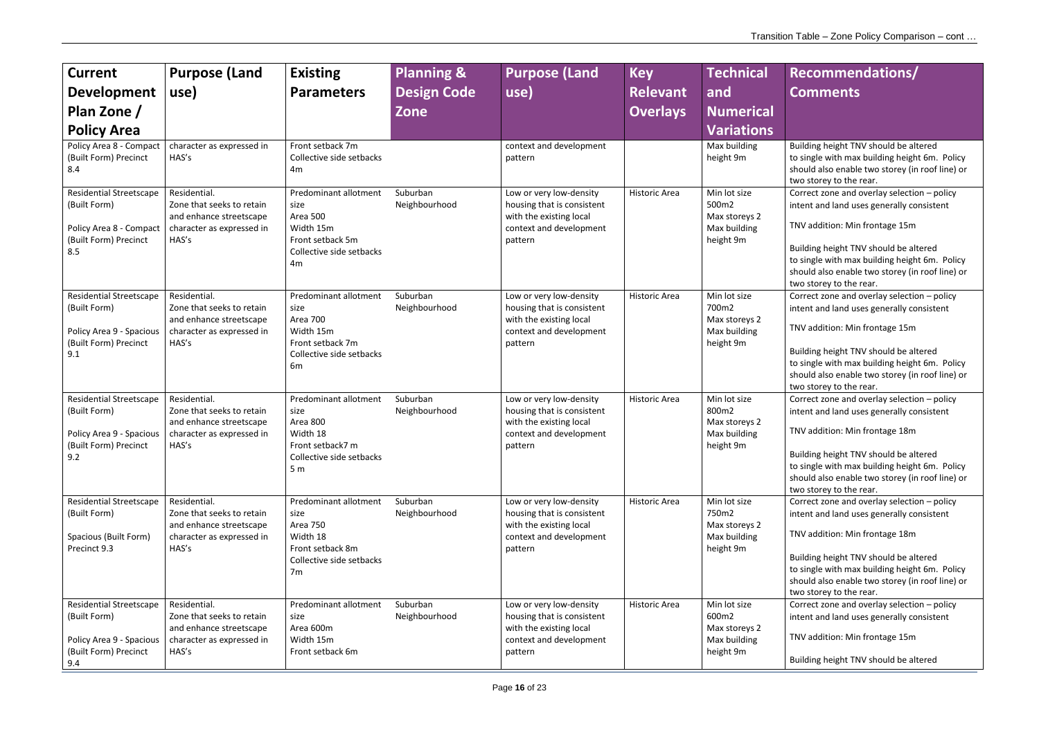| Current Development Plan Zone / Policy Area | Purpose (Land use) | Existing Parameters | Planning & Design Code Zone | Purpose (Land use) | Key Relevant Overlays | Technical and Numerical Variations | Recommendations/ Comments |
|---|---|---|---|---|---|---|---|
| Policy Area 8 - Compact (Built Form) Precinct 8.4 | character as expressed in HAS's | Front setback 7m<br>Collective side setbacks 4m | | context and development pattern | | Max building height 9m | Building height TNV should be altered to single with max building height 6m. Policy should also enable two storey (in roof line) or two storey to the rear. |
| Residential Streetscape (Built Form)<br><br>Policy Area 8 - Compact (Built Form) Precinct 8.5 | Residential.<br>Zone that seeks to retain and enhance streetscape character as expressed in HAS's | Predominant allotment size<br>Area 500<br>Width 15m<br>Front setback 5m<br>Collective side setbacks 4m | Suburban Neighbourhood | Low or very low-density housing that is consistent with the existing local context and development pattern | Historic Area | Min lot size 500m2<br>Max storeys 2<br>Max building height 9m | Correct zone and overlay selection – policy intent and land uses generally consistent<br><br>TNV addition: Min frontage 15m<br><br>Building height TNV should be altered to single with max building height 6m. Policy should also enable two storey (in roof line) or two storey to the rear. |
| Residential Streetscape (Built Form)<br><br>Policy Area 9 - Spacious (Built Form) Precinct 9.1 | Residential.<br>Zone that seeks to retain and enhance streetscape character as expressed in HAS's | Predominant allotment size<br>Area 700<br>Width 15m<br>Front setback 7m<br>Collective side setbacks 6m | Suburban Neighbourhood | Low or very low-density housing that is consistent with the existing local context and development pattern | Historic Area | Min lot size 700m2<br>Max storeys 2<br>Max building height 9m | Correct zone and overlay selection – policy intent and land uses generally consistent<br><br>TNV addition: Min frontage 15m<br><br>Building height TNV should be altered to single with max building height 6m. Policy should also enable two storey (in roof line) or two storey to the rear. |
| Residential Streetscape (Built Form)<br><br>Policy Area 9 - Spacious (Built Form) Precinct 9.2 | Residential.<br>Zone that seeks to retain and enhance streetscape character as expressed in HAS's | Predominant allotment size<br>Area 800<br>Width 18<br>Front setback7 m<br>Collective side setbacks 5 m | Suburban Neighbourhood | Low or very low-density housing that is consistent with the existing local context and development pattern | Historic Area | Min lot size 800m2<br>Max storeys 2<br>Max building height 9m | Correct zone and overlay selection – policy intent and land uses generally consistent<br><br>TNV addition: Min frontage 18m<br><br>Building height TNV should be altered to single with max building height 6m. Policy should also enable two storey (in roof line) or two storey to the rear. |
| Residential Streetscape (Built Form)<br><br>Spacious (Built Form) Precinct 9.3 | Residential.<br>Zone that seeks to retain and enhance streetscape character as expressed in HAS's | Predominant allotment size<br>Area 750<br>Width 18<br>Front setback 8m<br>Collective side setbacks 7m | Suburban Neighbourhood | Low or very low-density housing that is consistent with the existing local context and development pattern | Historic Area | Min lot size 750m2<br>Max storeys 2<br>Max building height 9m | Correct zone and overlay selection – policy intent and land uses generally consistent<br><br>TNV addition: Min frontage 18m<br><br>Building height TNV should be altered to single with max building height 6m. Policy should also enable two storey (in roof line) or two storey to the rear. |
| Residential Streetscape (Built Form)<br><br>Policy Area 9 - Spacious (Built Form) Precinct 9.4 | Residential.<br>Zone that seeks to retain and enhance streetscape character as expressed in HAS's | Predominant allotment size<br>Area 600m<br>Width 15m<br>Front setback 6m | Suburban Neighbourhood | Low or very low-density housing that is consistent with the existing local context and development pattern | Historic Area | Min lot size 600m2<br>Max storeys 2<br>Max building height 9m | Correct zone and overlay selection – policy intent and land uses generally consistent<br><br>TNV addition: Min frontage 15m<br><br>Building height TNV should be altered |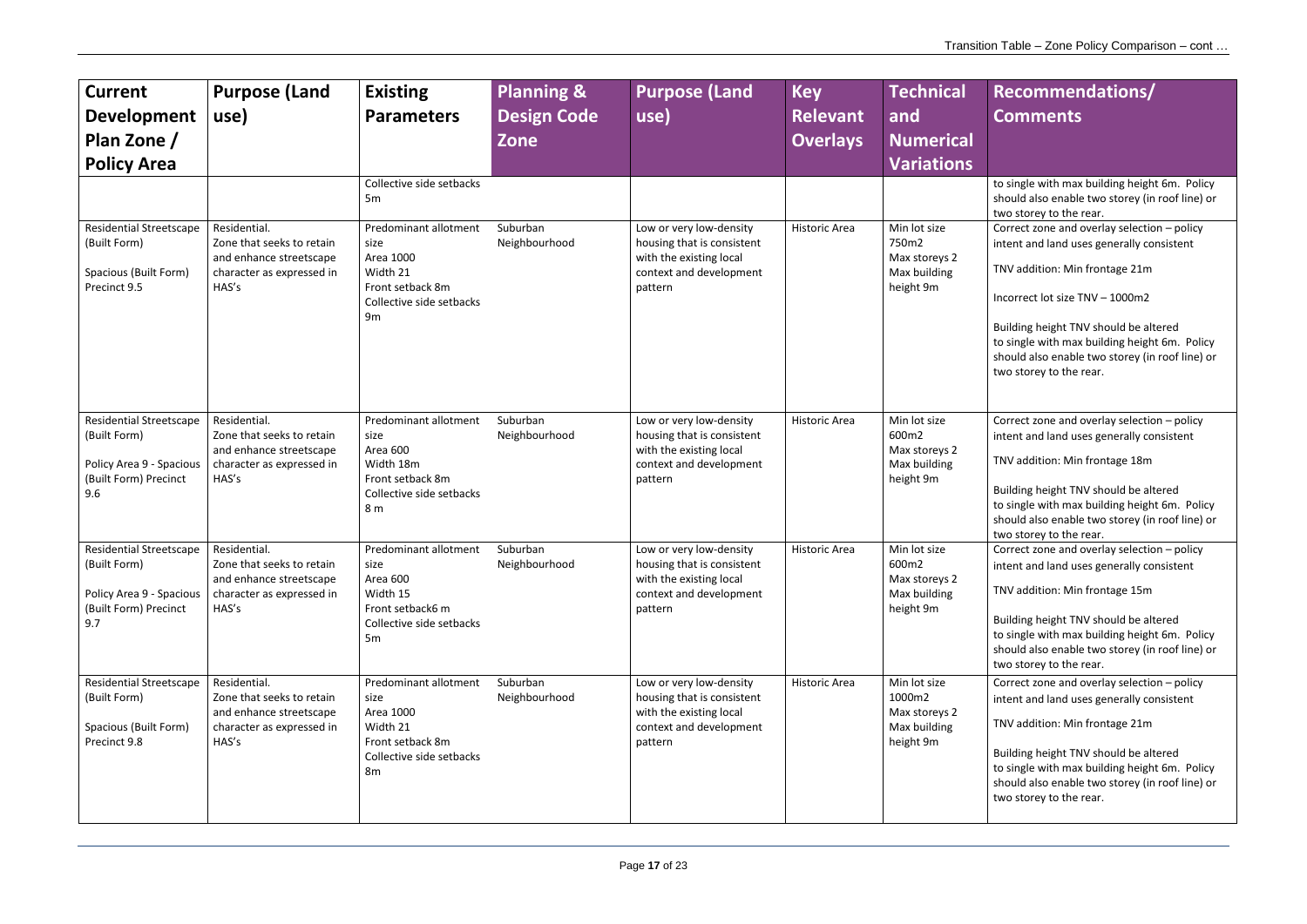| Current Development Plan Zone / Policy Area | Purpose (Land use) | Existing Parameters | Planning & Design Code Zone | Purpose (Land use) | Key Relevant Overlays | Technical and Numerical Variations | Recommendations/ Comments |
|---|---|---|---|---|---|---|---|
| | | Collective side setbacks 5m | | | | | to single with max building height 6m. Policy should also enable two storey (in roof line) or two storey to the rear. |
| Residential Streetscape (Built Form)<br><br>Spacious (Built Form) Precinct 9.5 | Residential. Zone that seeks to retain and enhance streetscape character as expressed in HAS's | Predominant allotment size<br>Area 1000<br>Width 21<br>Front setback 8m<br>Collective side setbacks 9m | Suburban Neighbourhood | Low or very low-density housing that is consistent with the existing local context and development pattern | Historic Area | Min lot size 750m2<br>Max storeys 2<br>Max building height 9m | Correct zone and overlay selection – policy intent and land uses generally consistent<br><br>TNV addition: Min frontage 21m<br><br>Incorrect lot size TNV – 1000m2<br><br>Building height TNV should be altered to single with max building height 6m. Policy should also enable two storey (in roof line) or two storey to the rear. |
| Residential Streetscape (Built Form)<br><br>Policy Area 9 - Spacious (Built Form) Precinct 9.6 | Residential. Zone that seeks to retain and enhance streetscape character as expressed in HAS's | Predominant allotment size<br>Area 600<br>Width 18m<br>Front setback 8m<br>Collective side setbacks 8 m | Suburban Neighbourhood | Low or very low-density housing that is consistent with the existing local context and development pattern | Historic Area | Min lot size 600m2<br>Max storeys 2<br>Max building height 9m | Correct zone and overlay selection – policy intent and land uses generally consistent<br><br>TNV addition: Min frontage 18m<br><br>Building height TNV should be altered to single with max building height 6m. Policy should also enable two storey (in roof line) or two storey to the rear. |
| Residential Streetscape (Built Form)<br><br>Policy Area 9 - Spacious (Built Form) Precinct 9.7 | Residential. Zone that seeks to retain and enhance streetscape character as expressed in HAS's | Predominant allotment size<br>Area 600<br>Width 15<br>Front setback6 m<br>Collective side setbacks 5m | Suburban Neighbourhood | Low or very low-density housing that is consistent with the existing local context and development pattern | Historic Area | Min lot size 600m2<br>Max storeys 2<br>Max building height 9m | Correct zone and overlay selection – policy intent and land uses generally consistent<br><br>TNV addition: Min frontage 15m<br><br>Building height TNV should be altered to single with max building height 6m. Policy should also enable two storey (in roof line) or two storey to the rear. |
| Residential Streetscape (Built Form)<br><br>Spacious (Built Form) Precinct 9.8 | Residential. Zone that seeks to retain and enhance streetscape character as expressed in HAS's | Predominant allotment size<br>Area 1000<br>Width 21<br>Front setback 8m<br>Collective side setbacks 8m | Suburban Neighbourhood | Low or very low-density housing that is consistent with the existing local context and development pattern | Historic Area | Min lot size 1000m2<br>Max storeys 2<br>Max building height 9m | Correct zone and overlay selection – policy intent and land uses generally consistent<br><br>TNV addition: Min frontage 21m<br><br>Building height TNV should be altered to single with max building height 6m. Policy should also enable two storey (in roof line) or two storey to the rear. |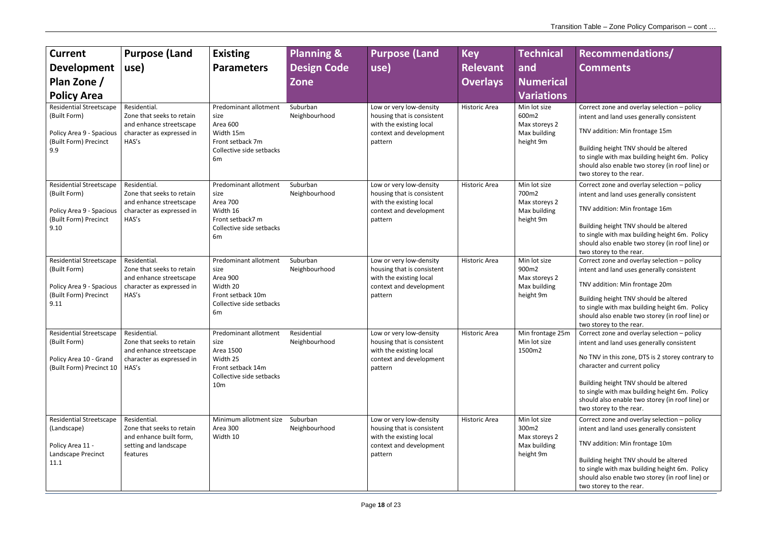| Current Development Plan Zone / Policy Area | Purpose (Land use) | Existing Parameters | Planning & Design Code Zone | Purpose (Land use) | Key Relevant Overlays | Technical and Numerical Variations | Recommendations/ Comments |
|---|---|---|---|---|---|---|---|
| Residential Streetscape (Built Form)<br><br>Policy Area 9 - Spacious (Built Form) Precinct 9.9 | Residential.<br>Zone that seeks to retain and enhance streetscape character as expressed in HAS's | Predominant allotment size<br>Area 600<br>Width 15m<br>Front setback 7m<br>Collective side setbacks 6m | Suburban Neighbourhood | Low or very low-density housing that is consistent with the existing local context and development pattern | Historic Area | Min lot size 600m2<br>Max storeys 2<br>Max building height 9m | Correct zone and overlay selection – policy intent and land uses generally consistent<br><br>TNV addition: Min frontage 15m<br><br>Building height TNV should be altered to single with max building height 6m. Policy should also enable two storey (in roof line) or two storey to the rear. |
| Residential Streetscape (Built Form)<br><br>Policy Area 9 - Spacious (Built Form) Precinct 9.10 | Residential.<br>Zone that seeks to retain and enhance streetscape character as expressed in HAS's | Predominant allotment size<br>Area 700<br>Width 16<br>Front setback7 m<br>Collective side setbacks 6m | Suburban Neighbourhood | Low or very low-density housing that is consistent with the existing local context and development pattern | Historic Area | Min lot size 700m2<br>Max storeys 2<br>Max building height 9m | Correct zone and overlay selection – policy intent and land uses generally consistent<br><br>TNV addition: Min frontage 16m<br><br>Building height TNV should be altered to single with max building height 6m. Policy should also enable two storey (in roof line) or two storey to the rear. |
| Residential Streetscape (Built Form)<br><br>Policy Area 9 - Spacious (Built Form) Precinct 9.11 | Residential.<br>Zone that seeks to retain and enhance streetscape character as expressed in HAS's | Predominant allotment size<br>Area 900<br>Width 20<br>Front setback 10m<br>Collective side setbacks 6m | Suburban Neighbourhood | Low or very low-density housing that is consistent with the existing local context and development pattern | Historic Area | Min lot size 900m2<br>Max storeys 2<br>Max building height 9m | Correct zone and overlay selection – policy intent and land uses generally consistent<br><br>TNV addition: Min frontage 20m<br><br>Building height TNV should be altered to single with max building height 6m. Policy should also enable two storey (in roof line) or two storey to the rear. |
| Residential Streetscape (Built Form)<br><br>Policy Area 10 - Grand (Built Form) Precinct 10 | Residential.<br>Zone that seeks to retain and enhance streetscape character as expressed in HAS's | Predominant allotment size<br>Area 1500<br>Width 25<br>Front setback 14m<br>Collective side setbacks 10m | Residential Neighbourhood | Low or very low-density housing that is consistent with the existing local context and development pattern | Historic Area | Min frontage 25m<br>Min lot size 1500m2 | Correct zone and overlay selection – policy intent and land uses generally consistent<br><br>No TNV in this zone, DTS is 2 storey contrary to character and current policy<br><br>Building height TNV should be altered to single with max building height 6m. Policy should also enable two storey (in roof line) or two storey to the rear. |
| Residential Streetscape (Landscape)<br><br>Policy Area 11 - Landscape Precinct 11.1 | Residential.<br>Zone that seeks to retain and enhance built form, setting and landscape features | Minimum allotment size<br>Area 300<br>Width 10 | Suburban Neighbourhood | Low or very low-density housing that is consistent with the existing local context and development pattern | Historic Area | Min lot size 300m2<br>Max storeys 2<br>Max building height 9m | Correct zone and overlay selection – policy intent and land uses generally consistent<br><br>TNV addition: Min frontage 10m<br><br>Building height TNV should be altered to single with max building height 6m. Policy should also enable two storey (in roof line) or two storey to the rear. |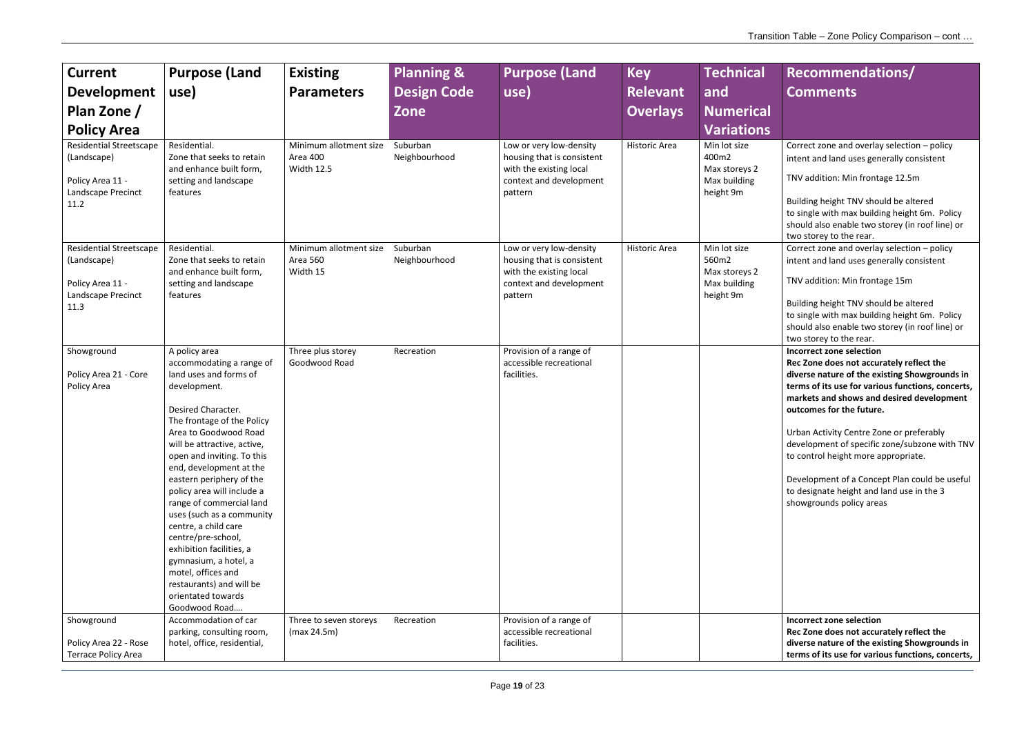| Current Development Plan Zone / Policy Area | Purpose (Land use) | Existing Parameters | Planning & Design Code Zone | Purpose (Land use) | Key Relevant Overlays | Technical and Numerical Variations | Recommendations/ Comments |
|---|---|---|---|---|---|---|---|
| Residential Streetscape (Landscape)<br><br>Policy Area 11 - Landscape Precinct 11.2 | Residential.<br>Zone that seeks to retain and enhance built form, setting and landscape features | Minimum allotment size Area 400<br>Width 12.5 | Suburban Neighbourhood | Low or very low-density housing that is consistent with the existing local context and development pattern | Historic Area | Min lot size 400m2<br>Max storeys 2<br>Max building height 9m | Correct zone and overlay selection – policy intent and land uses generally consistent<br><br>TNV addition: Min frontage 12.5m<br><br>Building height TNV should be altered to single with max building height 6m. Policy should also enable two storey (in roof line) or two storey to the rear. |
| Residential Streetscape (Landscape)<br><br>Policy Area 11 - Landscape Precinct 11.3 | Residential.<br>Zone that seeks to retain and enhance built form, setting and landscape features | Minimum allotment size Area 560<br>Width 15 | Suburban Neighbourhood | Low or very low-density housing that is consistent with the existing local context and development pattern | Historic Area | Min lot size 560m2<br>Max storeys 2<br>Max building height 9m | Correct zone and overlay selection – policy intent and land uses generally consistent<br><br>TNV addition: Min frontage 15m<br><br>Building height TNV should be altered to single with max building height 6m. Policy should also enable two storey (in roof line) or two storey to the rear. |
| Showground<br><br>Policy Area 21 - Core Policy Area | A policy area accommodating a range of land uses and forms of development.<br><br>Desired Character.<br>The frontage of the Policy Area to Goodwood Road will be attractive, active, open and inviting. To this end, development at the eastern periphery of the policy area will include a range of commercial land uses (such as a community centre, a child care centre/pre-school, exhibition facilities, a gymnasium, a hotel, a motel, offices and restaurants) and will be orientated towards Goodwood Road…. | Three plus storey Goodwood Road | Recreation | Provision of a range of accessible recreational facilities. | | | **Incorrect zone selection**<br>**Rec Zone does not accurately reflect the diverse nature of the existing Showgrounds in terms of its use for various functions, concerts, markets and shows and desired development outcomes for the future.**<br><br>Urban Activity Centre Zone or preferably development of specific zone/subzone with TNV to control height more appropriate.<br><br>Development of a Concept Plan could be useful to designate height and land use in the 3 showgrounds policy areas |
| Showground<br><br>Policy Area 22 - Rose Terrace Policy Area | Accommodation of car parking, consulting room, hotel, office, residential, | Three to seven storeys (max 24.5m) | Recreation | Provision of a range of accessible recreational facilities. | | | **Incorrect zone selection**<br>**Rec Zone does not accurately reflect the diverse nature of the existing Showgrounds in terms of its use for various functions, concerts,** |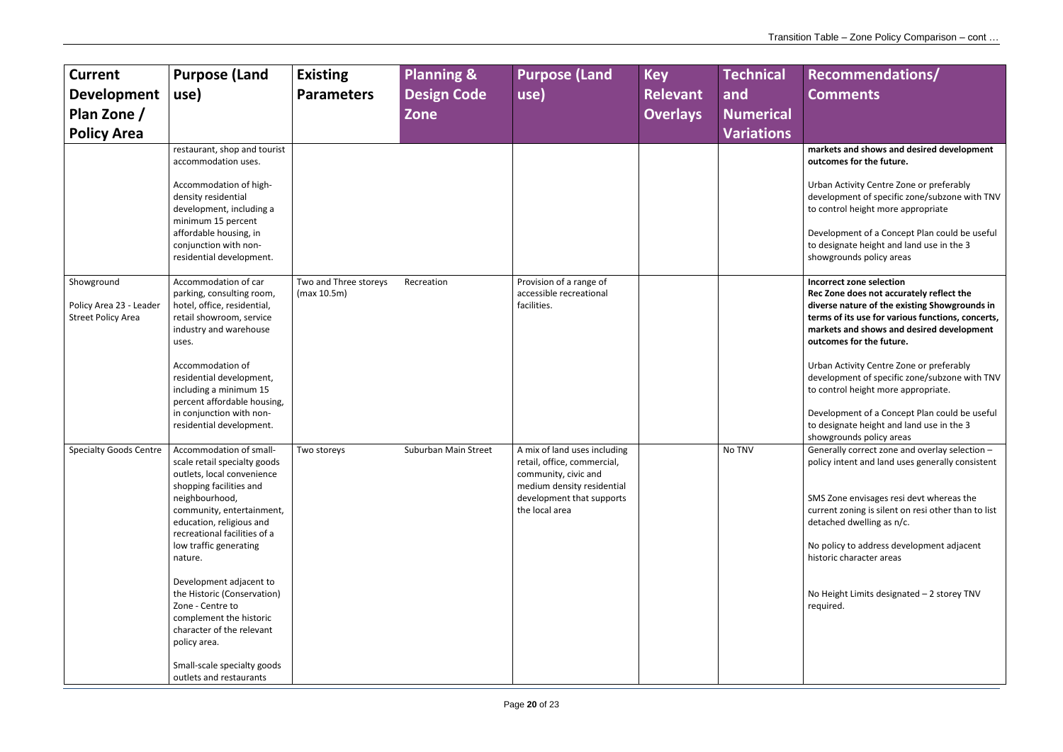| Current Development Plan Zone / Policy Area | Purpose (Land use) | Existing Parameters | Planning & Design Code Zone | Purpose (Land use) | Key Relevant Overlays | Technical and Numerical Variations | Recommendations/ Comments |
|---|---|---|---|---|---|---|---|
| | restaurant, shop and tourist accommodation uses.<br><br>Accommodation of high-density residential development, including a minimum 15 percent affordable housing, in conjunction with non-residential development. | | | | | | **markets and shows and desired development outcomes for the future.**<br><br>Urban Activity Centre Zone or preferably development of specific zone/subzone with TNV to control height more appropriate<br><br>Development of a Concept Plan could be useful to designate height and land use in the 3 showgrounds policy areas |
| Showground<br><br>Policy Area 23 - Leader Street Policy Area | Accommodation of car parking, consulting room, hotel, office, residential, retail showroom, service industry and warehouse uses.<br><br>Accommodation of residential development, including a minimum 15 percent affordable housing, in conjunction with non-residential development. | Two and Three storeys (max 10.5m) | Recreation | Provision of a range of accessible recreational facilities. | | | **Incorrect zone selection**<br>**Rec Zone does not accurately reflect the diverse nature of the existing Showgrounds in terms of its use for various functions, concerts, markets and shows and desired development outcomes for the future.**<br><br>Urban Activity Centre Zone or preferably development of specific zone/subzone with TNV to control height more appropriate.<br><br>Development of a Concept Plan could be useful to designate height and land use in the 3 showgrounds policy areas |
| Specialty Goods Centre | Accommodation of small-scale retail specialty goods outlets, local convenience shopping facilities and neighbourhood, community, entertainment, education, religious and recreational facilities of a low traffic generating nature.<br><br>Development adjacent to the Historic (Conservation) Zone - Centre to complement the historic character of the relevant policy area.<br><br>Small-scale specialty goods outlets and restaurants | Two storeys | Suburban Main Street | A mix of land uses including retail, office, commercial, community, civic and medium density residential development that supports the local area | | No TNV | Generally correct zone and overlay selection – policy intent and land uses generally consistent<br><br>SMS Zone envisages resi devt whereas the current zoning is silent on resi other than to list detached dwelling as n/c.<br><br>No policy to address development adjacent historic character areas<br><br>No Height Limits designated – 2 storey TNV required. |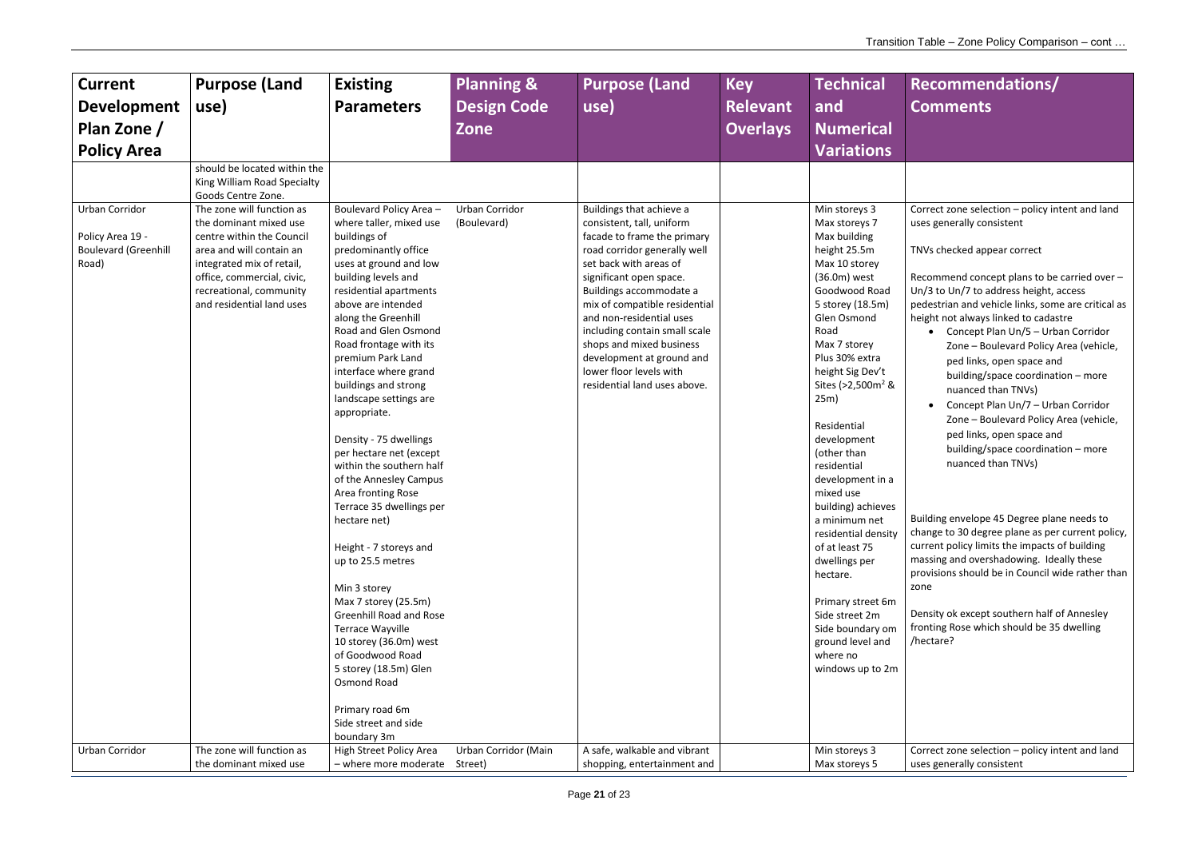| Current Development Plan Zone / Policy Area | Purpose (Land use) | Existing Parameters | Planning & Design Code Zone | Purpose (Land use) | Key Relevant Overlays | Technical and Numerical Variations | Recommendations/ Comments |
|---|---|---|---|---|---|---|---|
| | should be located within the King William Road Specialty Goods Centre Zone. | | | | | | |
| Urban Corridor<br><br>Policy Area 19 - Boulevard (Greenhill Road) | The zone will function as the dominant mixed use centre within the Council area and will contain an integrated mix of retail, office, commercial, civic, recreational, community and residential land uses | Boulevard Policy Area – where taller, mixed use buildings of predominantly office uses at ground and low building levels and residential apartments above are intended along the Greenhill Road and Glen Osmond Road frontage with its premium Park Land interface where grand buildings and strong landscape settings are appropriate.<br><br>Density - 75 dwellings per hectare net (except within the southern half of the Annesley Campus Area fronting Rose Terrace 35 dwellings per hectare net)<br><br>Height - 7 storeys and up to 25.5 metres<br><br>Min 3 storey<br>Max 7 storey (25.5m) Greenhill Road and Rose Terrace Wayville<br>10 storey (36.0m) west of Goodwood Road<br>5 storey (18.5m) Glen Osmond Road<br><br>Primary road 6m<br>Side street and side boundary 3m | Urban Corridor (Boulevard) | Buildings that achieve a consistent, tall, uniform facade to frame the primary road corridor generally well set back with areas of significant open space. Buildings accommodate a mix of compatible residential and non-residential uses including contain small scale shops and mixed business development at ground and lower floor levels with residential land uses above. | | Min storeys 3<br>Max storeys 7<br>Max building height 25.5m<br>Max 10 storey (36.0m) west Goodwood Road<br>5 storey (18.5m) Glen Osmond Road<br>Max 7 storey<br>Plus 30% extra height Sig Dev't Sites (>2,500m² & 25m)<br><br>Residential development (other than residential development in a mixed use building) achieves a minimum net residential density of at least 75 dwellings per hectare.<br><br>Primary street 6m<br>Side street 2m<br>Side boundary om ground level and where no windows up to 2m | Correct zone selection – policy intent and land uses generally consistent<br><br>TNVs checked appear correct<br><br>Recommend concept plans to be carried over – Un/3 to Un/7 to address height, access pedestrian and vehicle links, some are critical as height not always linked to cadastre<br>• Concept Plan Un/5 – Urban Corridor Zone – Boulevard Policy Area (vehicle, ped links, open space and building/space coordination – more nuanced than TNVs)<br>• Concept Plan Un/7 – Urban Corridor Zone – Boulevard Policy Area (vehicle, ped links, open space and building/space coordination – more nuanced than TNVs)<br><br>Building envelope 45 Degree plane needs to change to 30 degree plane as per current policy, current policy limits the impacts of building massing and overshadowing. Ideally these provisions should be in Council wide rather than zone<br><br>Density ok except southern half of Annesley fronting Rose which should be 35 dwelling /hectare? |
| Urban Corridor | The zone will function as the dominant mixed use | High Street Policy Area – where more moderate | Urban Corridor (Main Street) | A safe, walkable and vibrant shopping, entertainment and | | Min storeys 3<br>Max storeys 5 | Correct zone selection – policy intent and land uses generally consistent |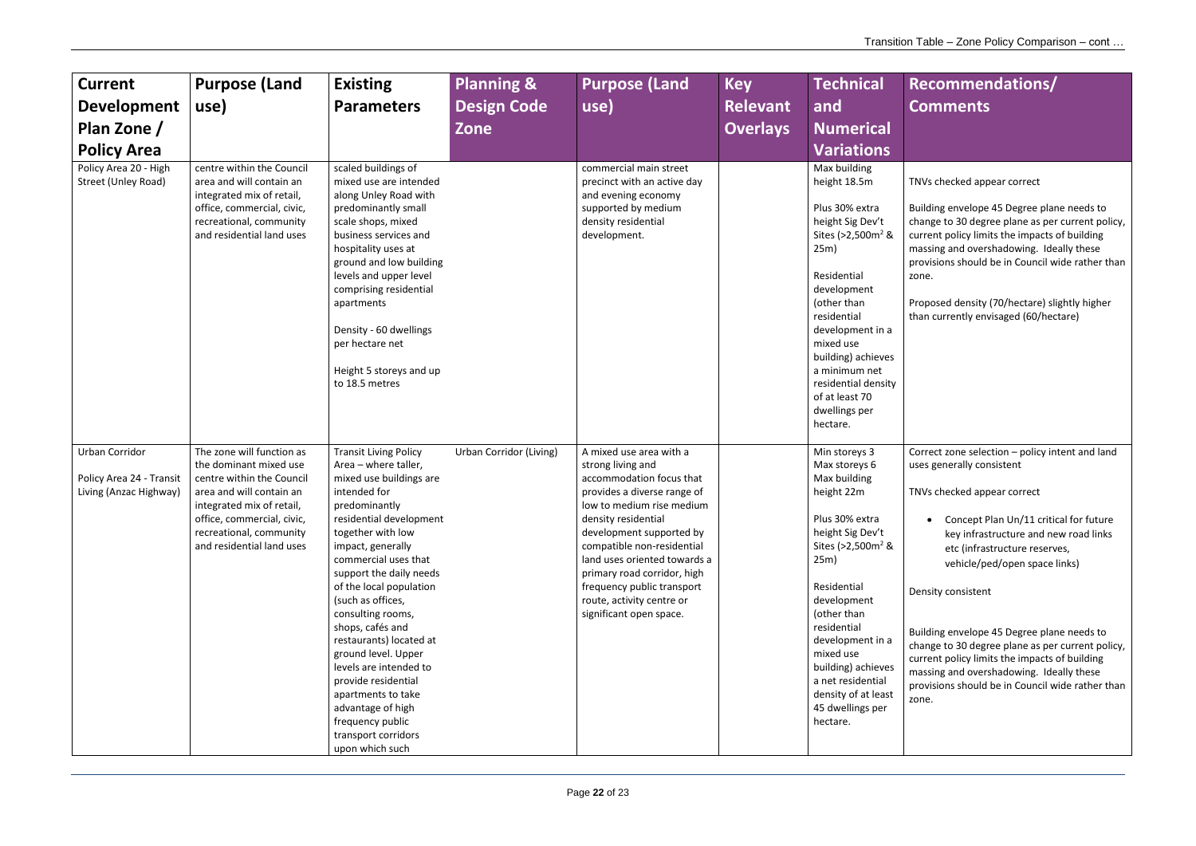| Current Development Plan Zone / Policy Area | Purpose (Land use) | Existing Parameters | Planning & Design Code Zone | Purpose (Land use) | Key Relevant Overlays | Technical and Numerical Variations | Recommendations/ Comments |
|---|---|---|---|---|---|---|---|
| Policy Area 20 - High Street (Unley Road) | centre within the Council area and will contain an integrated mix of retail, office, commercial, civic, recreational, community and residential land uses | scaled buildings of mixed use are intended along Unley Road with predominantly small scale shops, mixed business services and hospitality uses at ground and low building levels and upper level comprising residential apartments<br><br>Density - 60 dwellings per hectare net<br><br>Height 5 storeys and up to 18.5 metres | | commercial main street precinct with an active day and evening economy supported by medium density residential development. | | Max building height 18.5m<br><br>Plus 30% extra height Sig Dev't Sites (>2,500m² & 25m)<br><br>Residential development (other than residential development in a mixed use building) achieves a minimum net residential density of at least 70 dwellings per hectare. | TNVs checked appear correct<br><br>Building envelope 45 Degree plane needs to change to 30 degree plane as per current policy, current policy limits the impacts of building massing and overshadowing. Ideally these provisions should be in Council wide rather than zone.<br><br>Proposed density (70/hectare) slightly higher than currently envisaged (60/hectare) |
| Urban Corridor<br><br>Policy Area 24 - Transit Living (Anzac Highway) | The zone will function as the dominant mixed use centre within the Council area and will contain an integrated mix of retail, office, commercial, civic, recreational, community and residential land uses | Transit Living Policy Area – where taller, mixed use buildings are intended for predominantly residential development together with low impact, generally commercial uses that support the daily needs of the local population (such as offices, consulting rooms, shops, cafés and restaurants) located at ground level. Upper levels are intended to provide residential apartments to take advantage of high frequency public transport corridors upon which such | Urban Corridor (Living) | A mixed use area with a strong living and accommodation focus that provides a diverse range of low to medium rise medium density residential development supported by compatible non-residential land uses oriented towards a primary road corridor, high frequency public transport route, activity centre or significant open space. | | Min storeys 3<br>Max storeys 6<br>Max building height 22m<br><br>Plus 30% extra height Sig Dev't Sites (>2,500m² & 25m)<br><br>Residential development (other than residential development in a mixed use building) achieves a net residential density of at least 45 dwellings per hectare. | Correct zone selection – policy intent and land uses generally consistent<br><br>TNVs checked appear correct<br><br>• Concept Plan Un/11 critical for future key infrastructure and new road links etc (infrastructure reserves, vehicle/ped/open space links)<br><br>Density consistent<br><br>Building envelope 45 Degree plane needs to change to 30 degree plane as per current policy, current policy limits the impacts of building massing and overshadowing. Ideally these provisions should be in Council wide rather than zone. |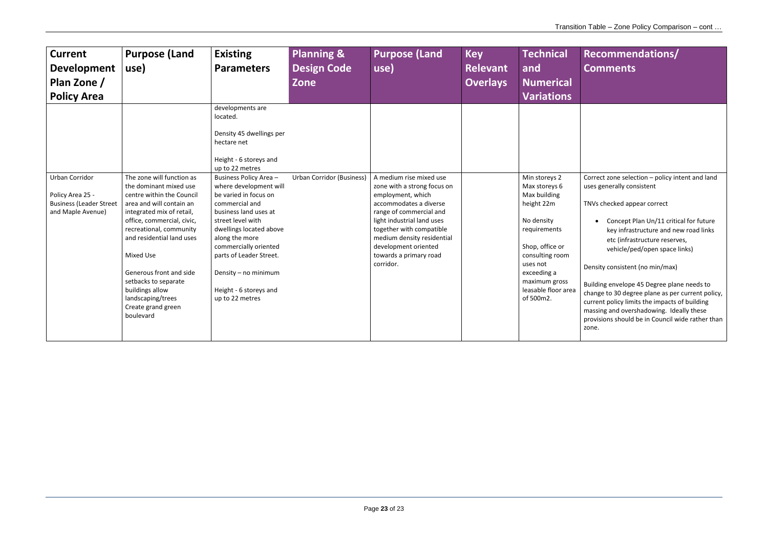| Current Development Plan Zone / Policy Area | Purpose (Land use) | Existing Parameters | Planning & Design Code Zone | Purpose (Land use) | Key Relevant Overlays | Technical and Numerical Variations | Recommendations/ Comments |
|---|---|---|---|---|---|---|---|
| | | developments are located.<br><br>Density 45 dwellings per hectare net<br><br>Height - 6 storeys and up to 22 metres | | | | | |
| Urban Corridor<br><br>Policy Area 25 - Business (Leader Street and Maple Avenue) | The zone will function as the dominant mixed use centre within the Council area and will contain an integrated mix of retail, office, commercial, civic, recreational, community and residential land uses<br><br>Mixed Use<br><br>Generous front and side setbacks to separate buildings allow landscaping/trees Create grand green boulevard | Business Policy Area – where development will be varied in focus on commercial and business land uses at street level with dwellings located above along the more commercially oriented parts of Leader Street.<br><br>Density – no minimum<br><br>Height - 6 storeys and up to 22 metres | Urban Corridor (Business) | A medium rise mixed use zone with a strong focus on employment, which accommodates a diverse range of commercial and light industrial land uses together with compatible medium density residential development oriented towards a primary road corridor. | | Min storeys 2<br>Max storeys 6<br>Max building height 22m<br><br>No density requirements<br><br>Shop, office or consulting room uses not exceeding a maximum gross leasable floor area of 500m2. | Correct zone selection – policy intent and land uses generally consistent<br><br>TNVs checked appear correct<br><br>• Concept Plan Un/11 critical for future key infrastructure and new road links etc (infrastructure reserves, vehicle/ped/open space links)<br><br>Density consistent (no min/max)<br><br>Building envelope 45 Degree plane needs to change to 30 degree plane as per current policy, current policy limits the impacts of building massing and overshadowing. Ideally these provisions should be in Council wide rather than zone. |